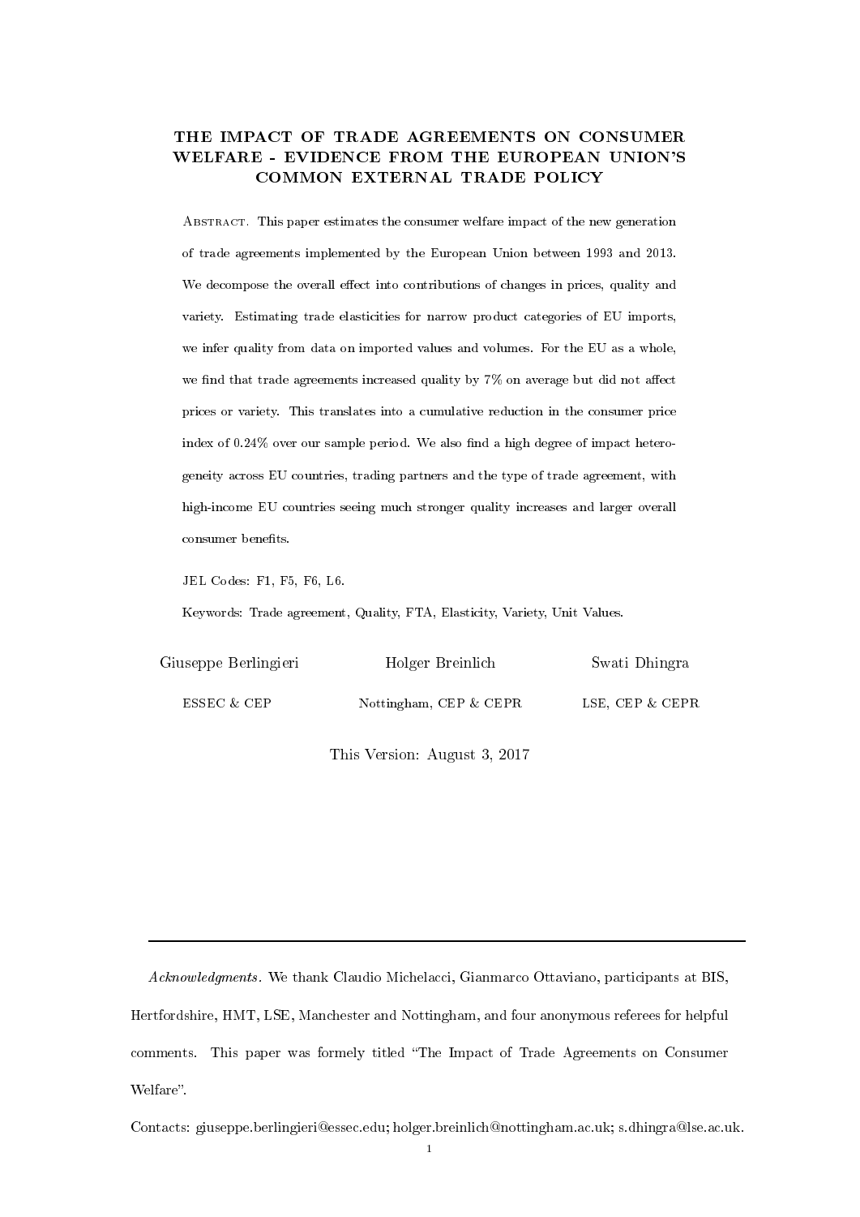# THE IMPACT OF TRADE AGREEMENTS ON CONSUMER WELFARE - EVIDENCE FROM THE EUROPEAN UNION'S COMMON EXTERNAL TRADE POLICY

Abstract. This paper estimates the consumer welfare impact of the new generation of trade agreements implemented by the European Union between 1993 and 2013. We decompose the overall effect into contributions of changes in prices, quality and variety. Estimating trade elasticities for narrow product categories of EU imports, we infer quality from data on imported values and volumes. For the EU as a whole, we find that trade agreements increased quality by 7% on average but did not affect prices or variety. This translates into a cumulative reduction in the consumer price index of 0.24% over our sample period. We also find a high degree of impact heterogeneity across EU countries, trading partners and the type of trade agreement, with high-income EU countries seeing much stronger quality increases and larger overall consumer benefits.

JEL Codes: F1, F5, F6, L6.

Keywords: Trade agreement, Quality, FTA, Elasticity, Variety, Unit Values.

| Giuseppe Berlingieri | Holger Breinlich | Swati Dhingra |
|---|---|---|
| ESSEC & CEP | Nottingham, CEP & CEPR | LSE, CEP & CEPR |

This Version: August 3, 2017

---

*Acknowledgments.* We thank Claudio Michelacci, Gianmarco Ottaviano, participants at BIS, Hertfordshire, HMT, LSE, Manchester and Nottingham, and four anonymous referees for helpful comments. This paper was formely titled "The Impact of Trade Agreements on Consumer Welfare".

Contacts: giuseppe.berlingieri@essec.edu; holger.breinlich@nottingham.ac.uk; s.dhingra@lse.ac.uk.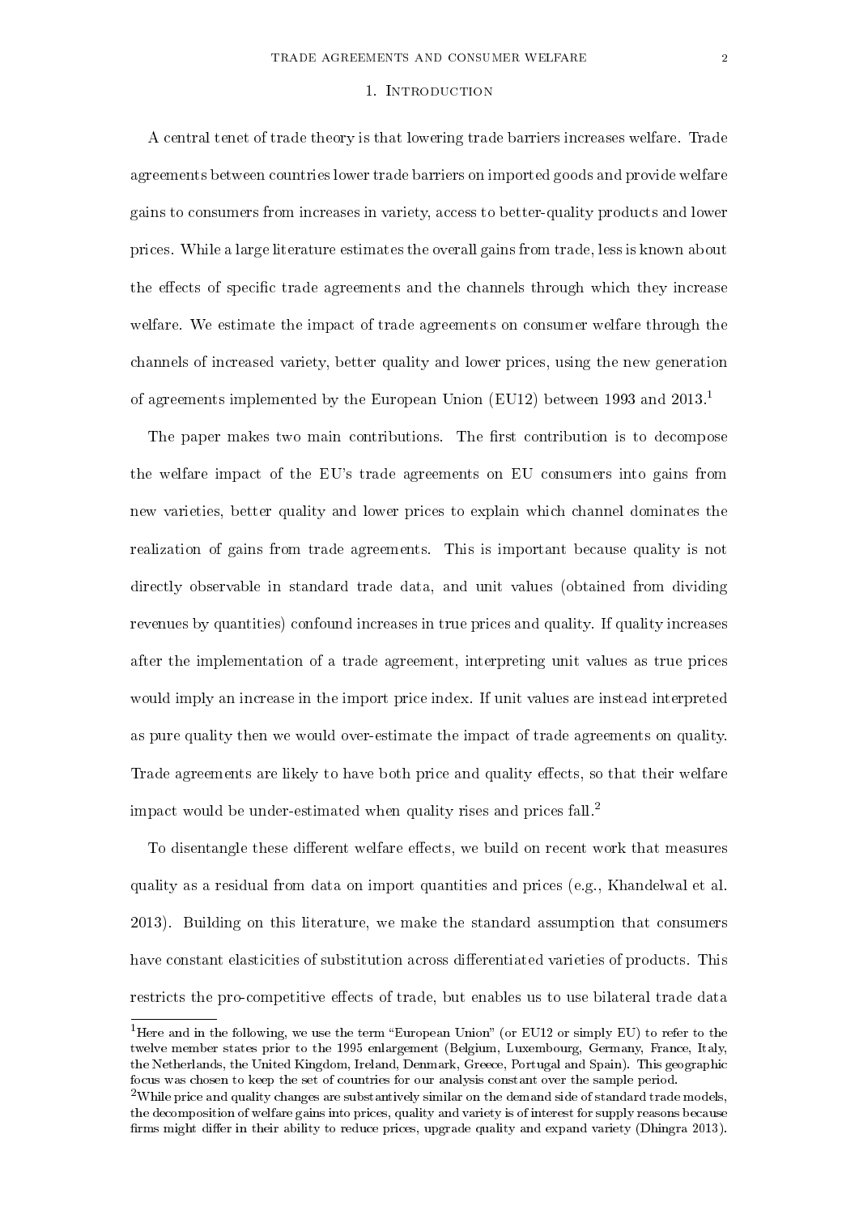## 1. Introduction

A central tenet of trade theory is that lowering trade barriers increases welfare. Trade agreements between countries lower trade barriers on imported goods and provide welfare gains to consumers from increases in variety, access to better-quality products and lower prices. While a large literature estimates the overall gains from trade, less is known about the effects of specific trade agreements and the channels through which they increase welfare. We estimate the impact of trade agreements on consumer welfare through the channels of increased variety, better quality and lower prices, using the new generation of agreements implemented by the European Union (EU12) between 1993 and 2013.[1]

The paper makes two main contributions. The first contribution is to decompose the welfare impact of the EU's trade agreements on EU consumers into gains from new varieties, better quality and lower prices to explain which channel dominates the realization of gains from trade agreements. This is important because quality is not directly observable in standard trade data, and unit values (obtained from dividing revenues by quantities) confound increases in true prices and quality. If quality increases after the implementation of a trade agreement, interpreting unit values as true prices would imply an increase in the import price index. If unit values are instead interpreted as pure quality then we would over-estimate the impact of trade agreements on quality. Trade agreements are likely to have both price and quality effects, so that their welfare impact would be under-estimated when quality rises and prices fall.[2]

To disentangle these different welfare effects, we build on recent work that measures quality as a residual from data on import quantities and prices (e.g., Khandelwal et al. 2013). Building on this literature, we make the standard assumption that consumers have constant elasticities of substitution across differentiated varieties of products. This restricts the pro-competitive effects of trade, but enables us to use bilateral trade data

[1] Here and in the following, we use the term "European Union" (or EU12 or simply EU) to refer to the twelve member states prior to the 1995 enlargement (Belgium, Luxembourg, Germany, France, Italy, the Netherlands, the United Kingdom, Ireland, Denmark, Greece, Portugal and Spain). This geographic focus was chosen to keep the set of countries for our analysis constant over the sample period.

[2] While price and quality changes are substantively similar on the demand side of standard trade models, the decomposition of welfare gains into prices, quality and variety is of interest for supply reasons because firms might differ in their ability to reduce prices, upgrade quality and expand variety (Dhingra 2013).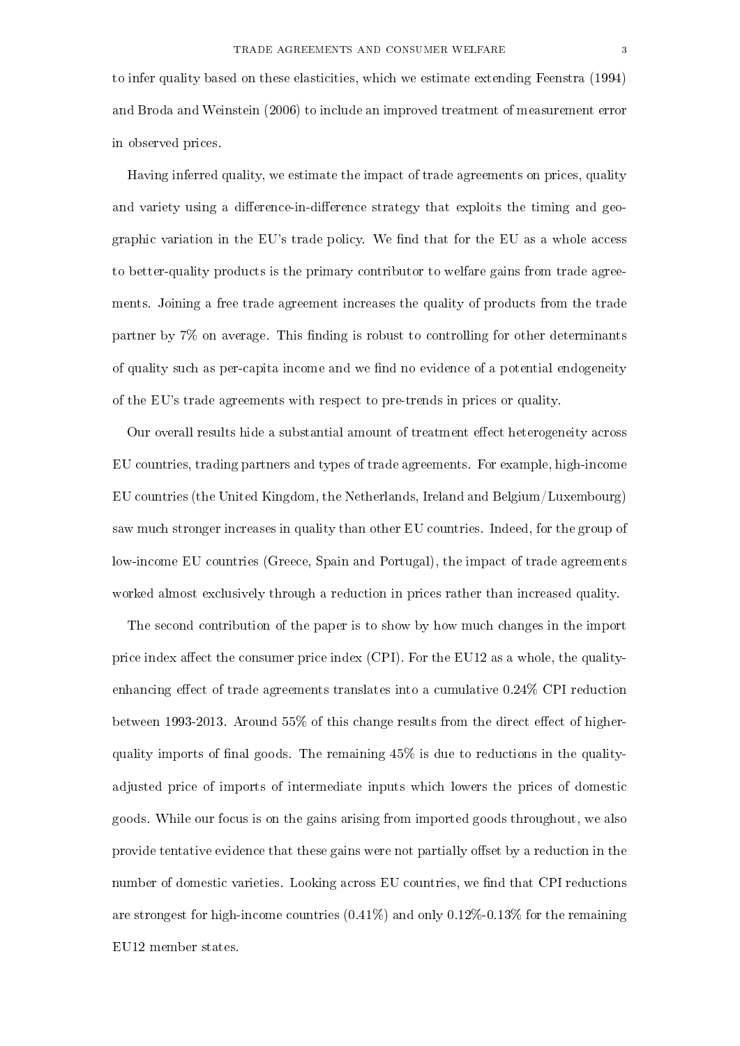to infer quality based on these elasticities, which we estimate extending Feenstra (1994) and Broda and Weinstein (2006) to include an improved treatment of measurement error in observed prices.

Having inferred quality, we estimate the impact of trade agreements on prices, quality and variety using a difference-in-difference strategy that exploits the timing and geographic variation in the EU's trade policy. We find that for the EU as a whole access to better-quality products is the primary contributor to welfare gains from trade agreements. Joining a free trade agreement increases the quality of products from the trade partner by 7% on average. This finding is robust to controlling for other determinants of quality such as per-capita income and we find no evidence of a potential endogeneity of the EU's trade agreements with respect to pre-trends in prices or quality.

Our overall results hide a substantial amount of treatment effect heterogeneity across EU countries, trading partners and types of trade agreements. For example, high-income EU countries (the United Kingdom, the Netherlands, Ireland and Belgium/Luxembourg) saw much stronger increases in quality than other EU countries. Indeed, for the group of low-income EU countries (Greece, Spain and Portugal), the impact of trade agreements worked almost exclusively through a reduction in prices rather than increased quality.

The second contribution of the paper is to show by how much changes in the import price index affect the consumer price index (CPI). For the EU12 as a whole, the quality-enhancing effect of trade agreements translates into a cumulative 0.24% CPI reduction between 1993-2013. Around 55% of this change results from the direct effect of higher-quality imports of final goods. The remaining 45% is due to reductions in the quality-adjusted price of imports of intermediate inputs which lowers the prices of domestic goods. While our focus is on the gains arising from imported goods throughout, we also provide tentative evidence that these gains were not partially offset by a reduction in the number of domestic varieties. Looking across EU countries, we find that CPI reductions are strongest for high-income countries (0.41%) and only 0.12%-0.13% for the remaining EU12 member states.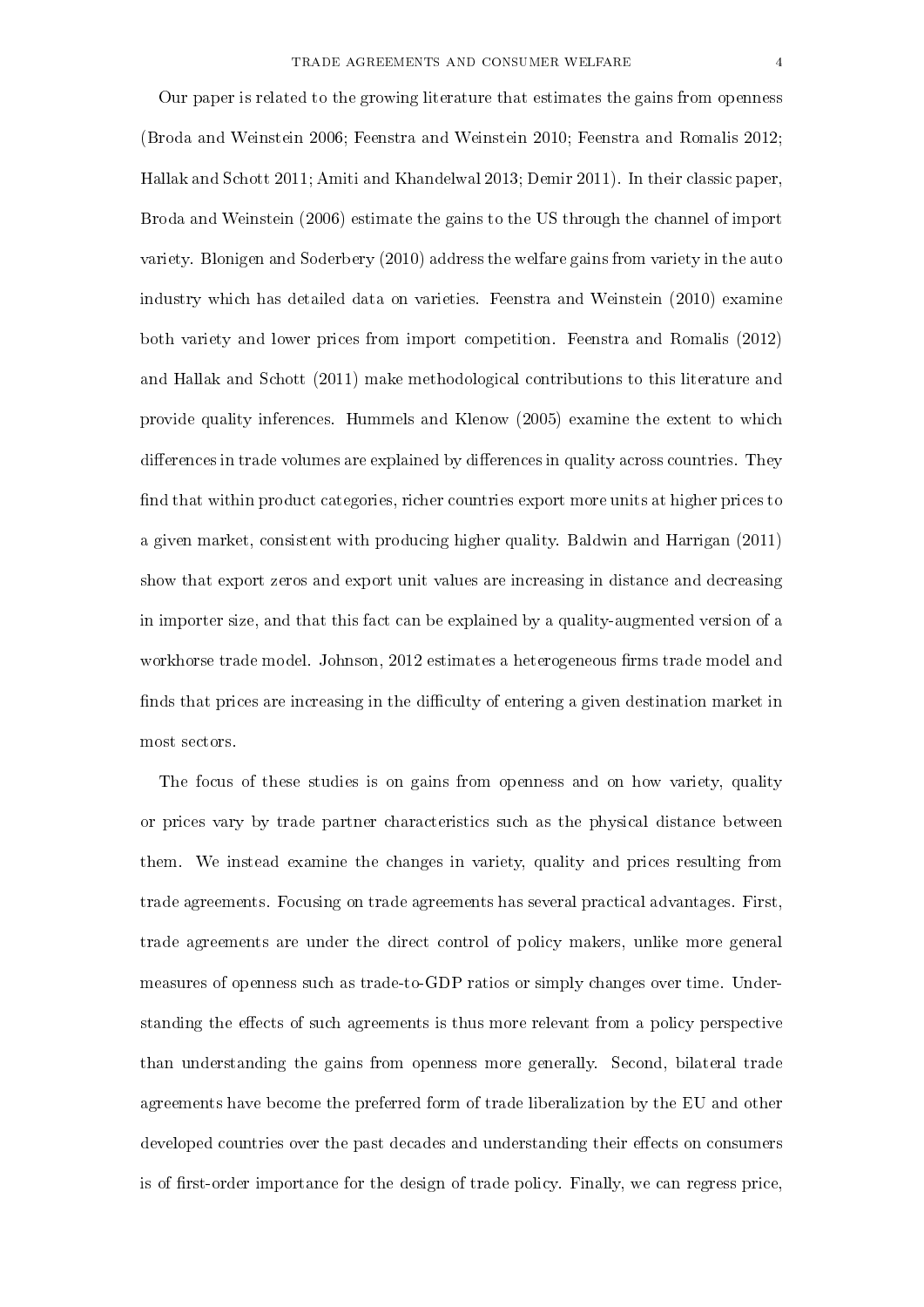Our paper is related to the growing literature that estimates the gains from openness (Broda and Weinstein 2006; Feenstra and Weinstein 2010; Feenstra and Romalis 2012; Hallak and Schott 2011; Amiti and Khandelwal 2013; Demir 2011). In their classic paper, Broda and Weinstein (2006) estimate the gains to the US through the channel of import variety. Blonigen and Soderbery (2010) address the welfare gains from variety in the auto industry which has detailed data on varieties. Feenstra and Weinstein (2010) examine both variety and lower prices from import competition. Feenstra and Romalis (2012) and Hallak and Schott (2011) make methodological contributions to this literature and provide quality inferences. Hummels and Klenow (2005) examine the extent to which differences in trade volumes are explained by differences in quality across countries. They find that within product categories, richer countries export more units at higher prices to a given market, consistent with producing higher quality. Baldwin and Harrigan (2011) show that export zeros and export unit values are increasing in distance and decreasing in importer size, and that this fact can be explained by a quality-augmented version of a workhorse trade model. Johnson, 2012 estimates a heterogeneous firms trade model and finds that prices are increasing in the difficulty of entering a given destination market in most sectors.

The focus of these studies is on gains from openness and on how variety, quality or prices vary by trade partner characteristics such as the physical distance between them. We instead examine the changes in variety, quality and prices resulting from trade agreements. Focusing on trade agreements has several practical advantages. First, trade agreements are under the direct control of policy makers, unlike more general measures of openness such as trade-to-GDP ratios or simply changes over time. Understanding the effects of such agreements is thus more relevant from a policy perspective than understanding the gains from openness more generally. Second, bilateral trade agreements have become the preferred form of trade liberalization by the EU and other developed countries over the past decades and understanding their effects on consumers is of first-order importance for the design of trade policy. Finally, we can regress price,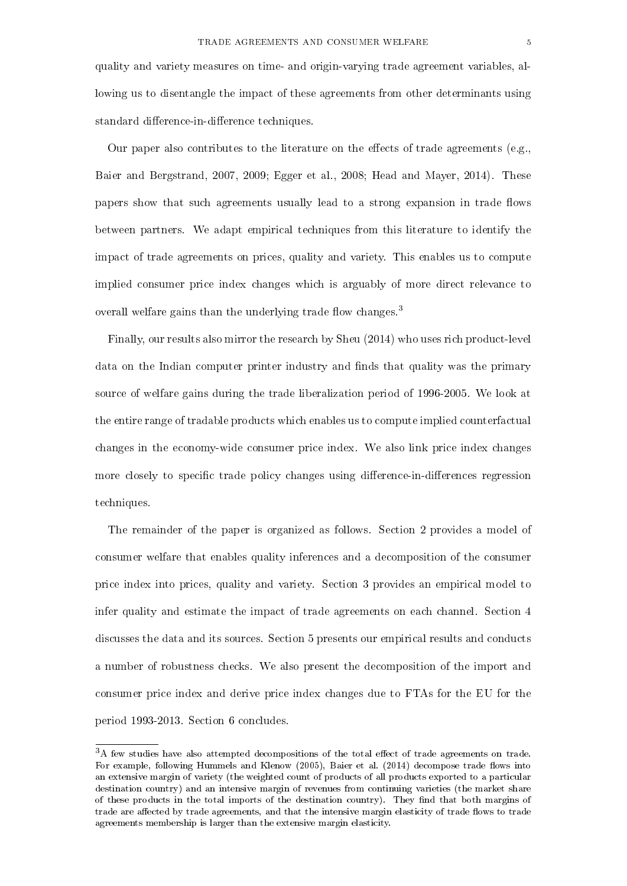quality and variety measures on time- and origin-varying trade agreement variables, allowing us to disentangle the impact of these agreements from other determinants using standard difference-in-difference techniques.

Our paper also contributes to the literature on the effects of trade agreements (e.g., Baier and Bergstrand, 2007, 2009; Egger et al., 2008; Head and Mayer, 2014). These papers show that such agreements usually lead to a strong expansion in trade flows between partners. We adapt empirical techniques from this literature to identify the impact of trade agreements on prices, quality and variety. This enables us to compute implied consumer price index changes which is arguably of more direct relevance to overall welfare gains than the underlying trade flow changes.[3]

Finally, our results also mirror the research by Sheu (2014) who uses rich product-level data on the Indian computer printer industry and finds that quality was the primary source of welfare gains during the trade liberalization period of 1996-2005. We look at the entire range of tradable products which enables us to compute implied counterfactual changes in the economy-wide consumer price index. We also link price index changes more closely to specific trade policy changes using difference-in-differences regression techniques.

The remainder of the paper is organized as follows. Section 2 provides a model of consumer welfare that enables quality inferences and a decomposition of the consumer price index into prices, quality and variety. Section 3 provides an empirical model to infer quality and estimate the impact of trade agreements on each channel. Section 4 discusses the data and its sources. Section 5 presents our empirical results and conducts a number of robustness checks. We also present the decomposition of the import and consumer price index and derive price index changes due to FTAs for the EU for the period 1993-2013. Section 6 concludes.

[3] A few studies have also attempted decompositions of the total effect of trade agreements on trade. For example, following Hummels and Klenow (2005), Baier et al. (2014) decompose trade flows into an extensive margin of variety (the weighted count of products of all products exported to a particular destination country) and an intensive margin of revenues from continuing varieties (the market share of these products in the total imports of the destination country). They find that both margins of trade are affected by trade agreements, and that the intensive margin elasticity of trade flows to trade agreements membership is larger than the extensive margin elasticity.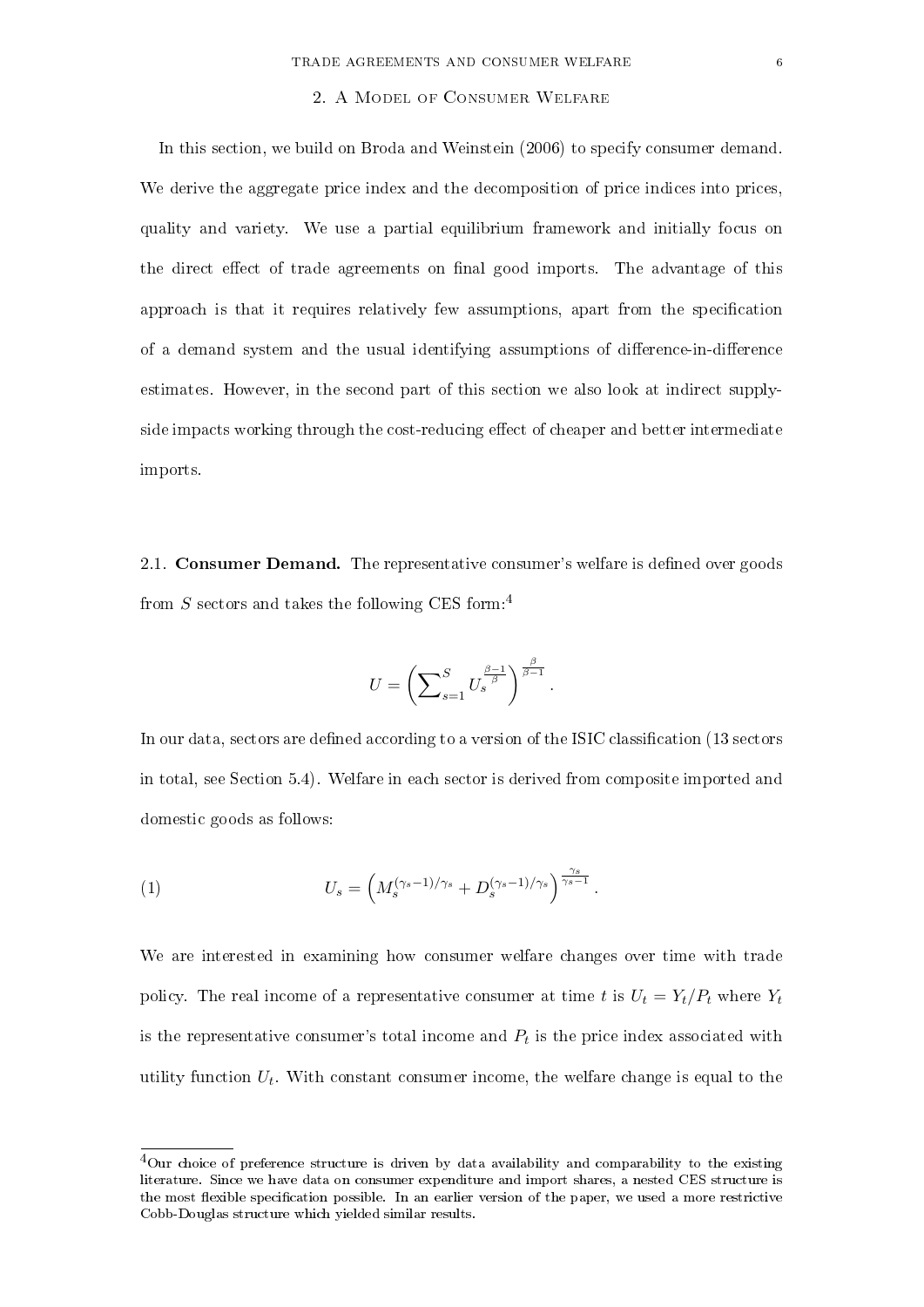## 2. A Model of Consumer Welfare

In this section, we build on Broda and Weinstein (2006) to specify consumer demand. We derive the aggregate price index and the decomposition of price indices into prices, quality and variety. We use a partial equilibrium framework and initially focus on the direct effect of trade agreements on final good imports. The advantage of this approach is that it requires relatively few assumptions, apart from the specification of a demand system and the usual identifying assumptions of difference-in-difference estimates. However, in the second part of this section we also look at indirect supply-side impacts working through the cost-reducing effect of cheaper and better intermediate imports.

### 2.1. Consumer Demand.

The representative consumer's welfare is defined over goods from $S$ sectors and takes the following CES form:[4]

$$U = \left(\sum\nolimits_{s=1}^{S} U_s^{\frac{\beta-1}{\beta}}\right)^{\frac{\beta}{\beta-1}}.$$

In our data, sectors are defined according to a version of the ISIC classification (13 sectors in total, see Section 5.4). Welfare in each sector is derived from composite imported and domestic goods as follows:

$$U_s = \left(M_s^{(\gamma_s-1)/\gamma_s} + D_s^{(\gamma_s-1)/\gamma_s}\right)^{\frac{\gamma_s}{\gamma_s-1}}. \tag{1}$$

We are interested in examining how consumer welfare changes over time with trade policy. The real income of a representative consumer at time $t$ is $U_t = Y_t/P_t$ where $Y_t$ is the representative consumer's total income and $P_t$ is the price index associated with utility function $U_t$. With constant consumer income, the welfare change is equal to the

[4] Our choice of preference structure is driven by data availability and comparability to the existing literature. Since we have data on consumer expenditure and import shares, a nested CES structure is the most flexible specification possible. In an earlier version of the paper, we used a more restrictive Cobb-Douglas structure which yielded similar results.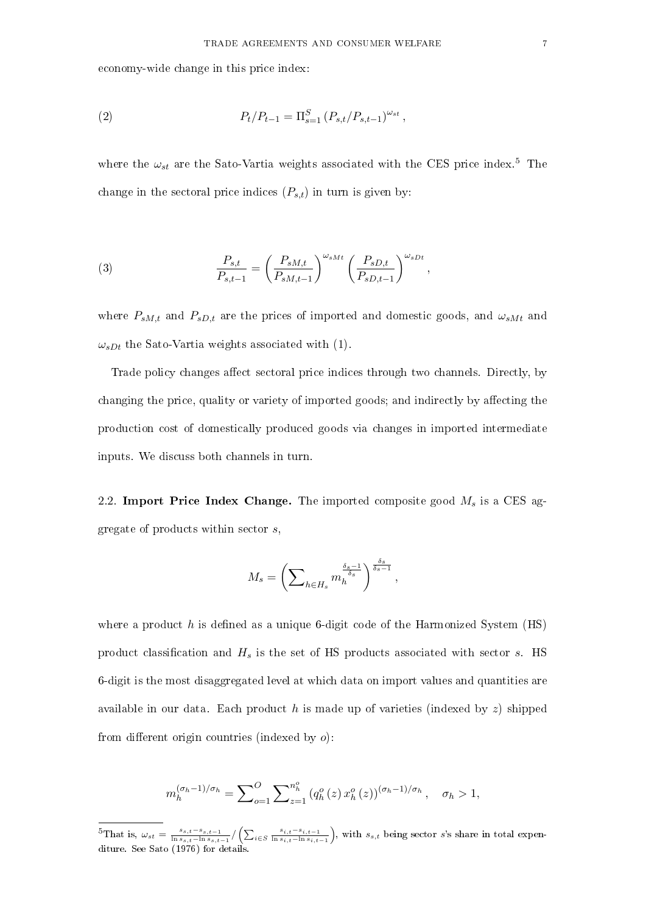economy-wide change in this price index:

$$P_t/P_{t-1} = \Pi_{s=1}^{S} \left(P_{s,t}/P_{s,t-1}\right)^{\omega_{st}}, \tag{2}$$

where the $\omega_{st}$ are the Sato-Vartia weights associated with the CES price index.[5] The change in the sectoral price indices ($P_{s,t}$) in turn is given by:

$$\frac{P_{s,t}}{P_{s,t-1}} = \left(\frac{P_{sM,t}}{P_{sM,t-1}}\right)^{\omega_{sMt}} \left(\frac{P_{sD,t}}{P_{sD,t-1}}\right)^{\omega_{sDt}}, \tag{3}$$

where $P_{sM,t}$ and $P_{sD,t}$ are the prices of imported and domestic goods, and $\omega_{sMt}$ and $\omega_{sDt}$ the Sato-Vartia weights associated with (1).

Trade policy changes affect sectoral price indices through two channels. Directly, by changing the price, quality or variety of imported goods; and indirectly by affecting the production cost of domestically produced goods via changes in imported intermediate inputs. We discuss both channels in turn.

**2.2. Import Price Index Change.** The imported composite good $M_s$ is a CES aggregate of products within sector $s$,

$$M_s = \left(\sum\nolimits_{h \in H_s} m_h^{\frac{\delta_s - 1}{\delta_s}}\right)^{\frac{\delta_s}{\delta_s - 1}},$$

where a product $h$ is defined as a unique 6-digit code of the Harmonized System (HS) product classification and $H_s$ is the set of HS products associated with sector $s$. HS 6-digit is the most disaggregated level at which data on import values and quantities are available in our data. Each product $h$ is made up of varieties (indexed by $z$) shipped from different origin countries (indexed by $o$):

$$m_h^{(\sigma_h - 1)/\sigma_h} = \sum\nolimits_{o=1}^{O} \sum\nolimits_{z=1}^{n_h^o} \left(q_h^o(z)\, x_h^o(z)\right)^{(\sigma_h - 1)/\sigma_h}, \quad \sigma_h > 1,$$

[5]That is, $\omega_{st} = \frac{s_{s,t} - s_{s,t-1}}{\ln s_{s,t} - \ln s_{s,t-1}} / \left(\sum_{i \in S} \frac{s_{i,t} - s_{i,t-1}}{\ln s_{i,t} - \ln s_{i,t-1}}\right)$, with $s_{s,t}$ being sector $s$'s share in total expenditure. See Sato (1976) for details.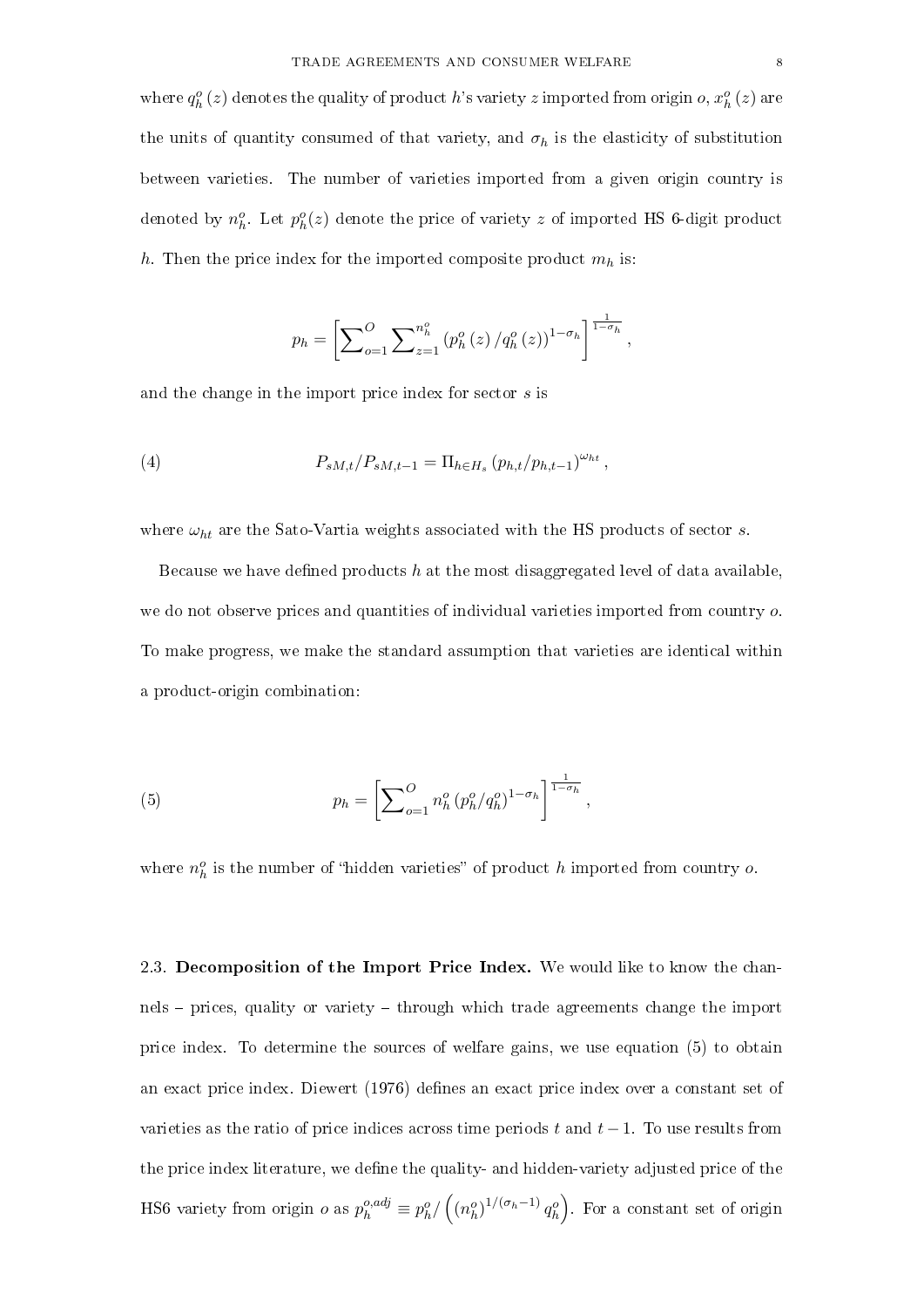where $q_h^o(z)$ denotes the quality of product $h$'s variety $z$ imported from origin $o$, $x_h^o(z)$ are the units of quantity consumed of that variety, and $\sigma_h$ is the elasticity of substitution between varieties. The number of varieties imported from a given origin country is denoted by $n_h^o$. Let $p_h^o(z)$ denote the price of variety $z$ of imported HS 6-digit product $h$. Then the price index for the imported composite product $m_h$ is:

$$p_h = \left[\sum\nolimits_{o=1}^{O} \sum\nolimits_{z=1}^{n_h^o} \left(p_h^o(z)/q_h^o(z)\right)^{1-\sigma_h}\right]^{\frac{1}{1-\sigma_h}},$$

and the change in the import price index for sector $s$ is

$$P_{sM,t}/P_{sM,t-1} = \Pi_{h \in H_s} \left(p_{h,t}/p_{h,t-1}\right)^{\omega_{ht}}, \tag{4}$$

where $\omega_{ht}$ are the Sato-Vartia weights associated with the HS products of sector $s$.

Because we have defined products $h$ at the most disaggregated level of data available, we do not observe prices and quantities of individual varieties imported from country $o$. To make progress, we make the standard assumption that varieties are identical within a product-origin combination:

$$p_h = \left[\sum\nolimits_{o=1}^{O} n_h^o \left(p_h^o/q_h^o\right)^{1-\sigma_h}\right]^{\frac{1}{1-\sigma_h}}, \tag{5}$$

where $n_h^o$ is the number of "hidden varieties" of product $h$ imported from country $o$.

2.3. **Decomposition of the Import Price Index.** We would like to know the channels – prices, quality or variety – through which trade agreements change the import price index. To determine the sources of welfare gains, we use equation (5) to obtain an exact price index. Diewert (1976) defines an exact price index over a constant set of varieties as the ratio of price indices across time periods $t$ and $t-1$. To use results from the price index literature, we define the quality- and hidden-variety adjusted price of the HS6 variety from origin $o$ as $p_h^{o,adj} \equiv p_h^o / \left(\left(n_h^o\right)^{1/(\sigma_h-1)} q_h^o\right)$. For a constant set of origin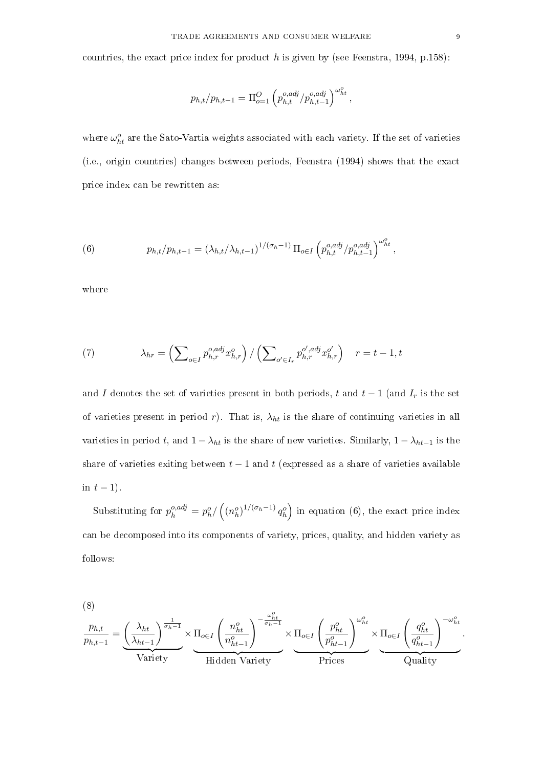countries, the exact price index for product $h$ is given by (see Feenstra, 1994, p.158):

$$p_{h,t}/p_{h,t-1} = \Pi_{o=1}^{O} \left( p_{h,t}^{o,adj} / p_{h,t-1}^{o,adj} \right)^{\omega_{ht}^{o}},$$

where $\omega_{ht}^{o}$ are the Sato-Vartia weights associated with each variety. If the set of varieties (i.e., origin countries) changes between periods, Feenstra (1994) shows that the exact price index can be rewritten as:

$$p_{h,t}/p_{h,t-1} = \left(\lambda_{h,t}/\lambda_{h,t-1}\right)^{1/(\sigma_h - 1)} \Pi_{o \in I} \left( p_{h,t}^{o,adj} / p_{h,t-1}^{o,adj} \right)^{\omega_{ht}^{o}}, \tag{6}$$

where

$$\lambda_{hr} = \left( \sum\nolimits_{o \in I} p_{h,r}^{o,adj} x_{h,r}^{o} \right) / \left( \sum\nolimits_{o' \in I_r} p_{h,r}^{o',adj} x_{h,r}^{o'} \right) \quad r = t-1, t \tag{7}$$

and $I$ denotes the set of varieties present in both periods, $t$ and $t-1$ (and $I_r$ is the set of varieties present in period $r$). That is, $\lambda_{ht}$ is the share of continuing varieties in all varieties in period $t$, and $1 - \lambda_{ht}$ is the share of new varieties. Similarly, $1 - \lambda_{ht-1}$ is the share of varieties exiting between $t-1$ and $t$ (expressed as a share of varieties available in $t-1$).

Substituting for $p_{h}^{o,adj} = p_{h}^{o} / \left( \left(n_{h}^{o}\right)^{1/(\sigma_h - 1)} q_{h}^{o} \right)$ in equation (6), the exact price index can be decomposed into its components of variety, prices, quality, and hidden variety as follows:

$$\frac{p_{h,t}}{p_{h,t-1}} = \underbrace{\left( \frac{\lambda_{ht}}{\lambda_{ht-1}} \right)^{\frac{1}{\sigma_h - 1}}}_{\text{Variety}} \times \underbrace{\Pi_{o \in I} \left( \frac{n_{ht}^{o}}{n_{ht-1}^{o}} \right)^{-\frac{\omega_{ht}^{o}}{\sigma_h - 1}}}_{\text{Hidden Variety}} \times \underbrace{\Pi_{o \in I} \left( \frac{p_{ht}^{o}}{p_{ht-1}^{o}} \right)^{\omega_{ht}^{o}}}_{\text{Prices}} \times \underbrace{\Pi_{o \in I} \left( \frac{q_{ht}^{o}}{q_{ht-1}^{o}} \right)^{-\omega_{ht}^{o}}}_{\text{Quality}}. \tag{8}$$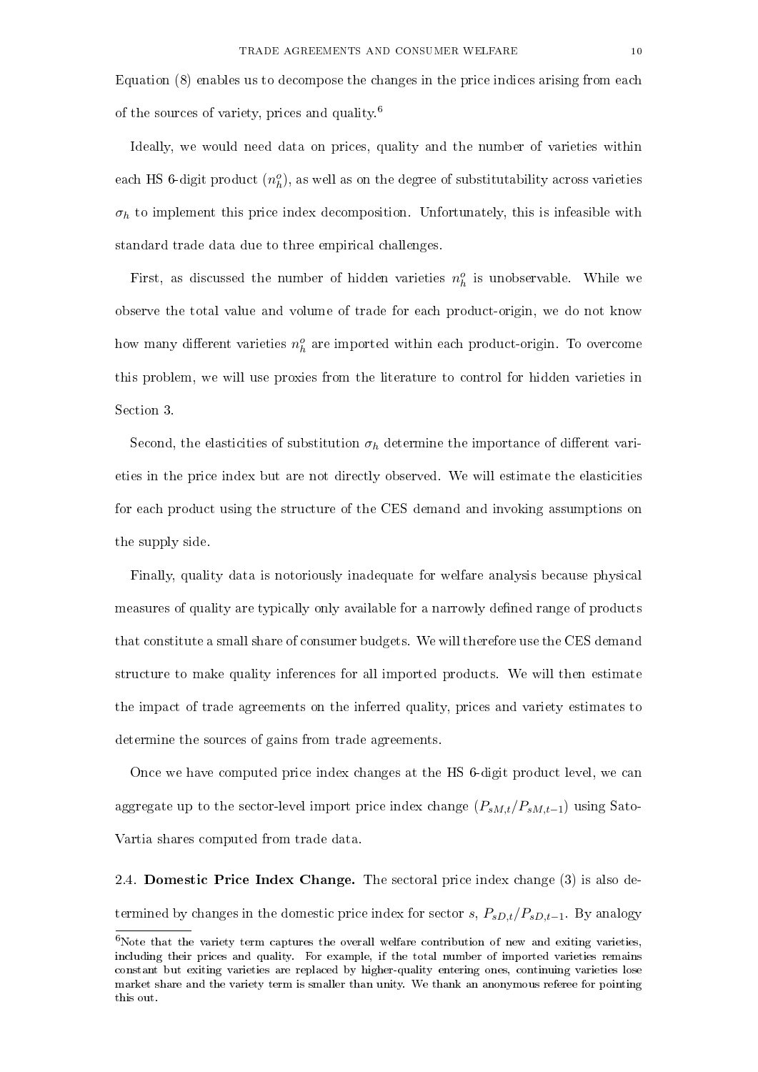Equation (8) enables us to decompose the changes in the price indices arising from each of the sources of variety, prices and quality.[6]

Ideally, we would need data on prices, quality and the number of varieties within each HS 6-digit product ($n_h^o$), as well as on the degree of substitutability across varieties $\sigma_h$ to implement this price index decomposition. Unfortunately, this is infeasible with standard trade data due to three empirical challenges.

First, as discussed the number of hidden varieties $n_h^o$ is unobservable. While we observe the total value and volume of trade for each product-origin, we do not know how many different varieties $n_h^o$ are imported within each product-origin. To overcome this problem, we will use proxies from the literature to control for hidden varieties in Section 3.

Second, the elasticities of substitution $\sigma_h$ determine the importance of different varieties in the price index but are not directly observed. We will estimate the elasticities for each product using the structure of the CES demand and invoking assumptions on the supply side.

Finally, quality data is notoriously inadequate for welfare analysis because physical measures of quality are typically only available for a narrowly defined range of products that constitute a small share of consumer budgets. We will therefore use the CES demand structure to make quality inferences for all imported products. We will then estimate the impact of trade agreements on the inferred quality, prices and variety estimates to determine the sources of gains from trade agreements.

Once we have computed price index changes at the HS 6-digit product level, we can aggregate up to the sector-level import price index change ($P_{sM,t}/P_{sM,t-1}$) using Sato-Vartia shares computed from trade data.

2.4. **Domestic Price Index Change.** The sectoral price index change (3) is also determined by changes in the domestic price index for sector $s$, $P_{sD,t}/P_{sD,t-1}$. By analogy

[6] Note that the variety term captures the overall welfare contribution of new and exiting varieties, including their prices and quality. For example, if the total number of imported varieties remains constant but exiting varieties are replaced by higher-quality entering ones, continuing varieties lose market share and the variety term is smaller than unity. We thank an anonymous referee for pointing this out.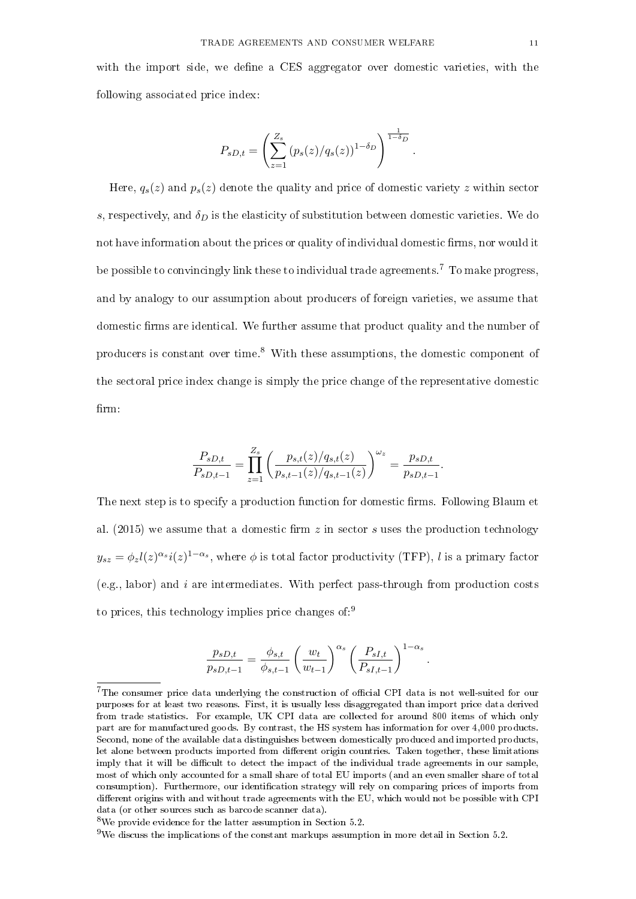with the import side, we define a CES aggregator over domestic varieties, with the following associated price index:

$$P_{sD,t} = \left( \sum_{z=1}^{Z_s} \left( p_s(z)/q_s(z) \right)^{1-\delta_D} \right)^{\frac{1}{1-\delta_D}}.$$

Here, $q_s(z)$ and $p_s(z)$ denote the quality and price of domestic variety $z$ within sector $s$, respectively, and $\delta_D$ is the elasticity of substitution between domestic varieties. We do not have information about the prices or quality of individual domestic firms, nor would it be possible to convincingly link these to individual trade agreements.[7] To make progress, and by analogy to our assumption about producers of foreign varieties, we assume that domestic firms are identical. We further assume that product quality and the number of producers is constant over time.[8] With these assumptions, the domestic component of the sectoral price index change is simply the price change of the representative domestic firm:

$$\frac{P_{sD,t}}{P_{sD,t-1}} = \prod_{z=1}^{Z_s} \left( \frac{p_{s,t}(z)/q_{s,t}(z)}{p_{s,t-1}(z)/q_{s,t-1}(z)} \right)^{\omega_z} = \frac{p_{sD,t}}{p_{sD,t-1}}.$$

The next step is to specify a production function for domestic firms. Following Blaum et al. (2015) we assume that a domestic firm $z$ in sector $s$ uses the production technology $y_{sz} = \phi_z l(z)^{\alpha_s} i(z)^{1-\alpha_s}$, where $\phi$ is total factor productivity (TFP), $l$ is a primary factor (e.g., labor) and $i$ are intermediates. With perfect pass-through from production costs to prices, this technology implies price changes of:[9]

$$\frac{p_{sD,t}}{p_{sD,t-1}} = \frac{\phi_{s,t}}{\phi_{s,t-1}} \left( \frac{w_t}{w_{t-1}} \right)^{\alpha_s} \left( \frac{P_{sI,t}}{P_{sI,t-1}} \right)^{1-\alpha_s}.$$

---

[7] The consumer price data underlying the construction of official CPI data is not well-suited for our purposes for at least two reasons. First, it is usually less disaggregated than import price data derived from trade statistics. For example, UK CPI data are collected for around 800 items of which only part are for manufactured goods. By contrast, the HS system has information for over 4,000 products. Second, none of the available data distinguishes between domestically produced and imported products, let alone between products imported from different origin countries. Taken together, these limitations imply that it will be difficult to detect the impact of the individual trade agreements in our sample, most of which only accounted for a small share of total EU imports (and an even smaller share of total consumption). Furthermore, our identification strategy will rely on comparing prices of imports from different origins with and without trade agreements with the EU, which would not be possible with CPI data (or other sources such as barcode scanner data).

[8] We provide evidence for the latter assumption in Section 5.2.

[9] We discuss the implications of the constant markups assumption in more detail in Section 5.2.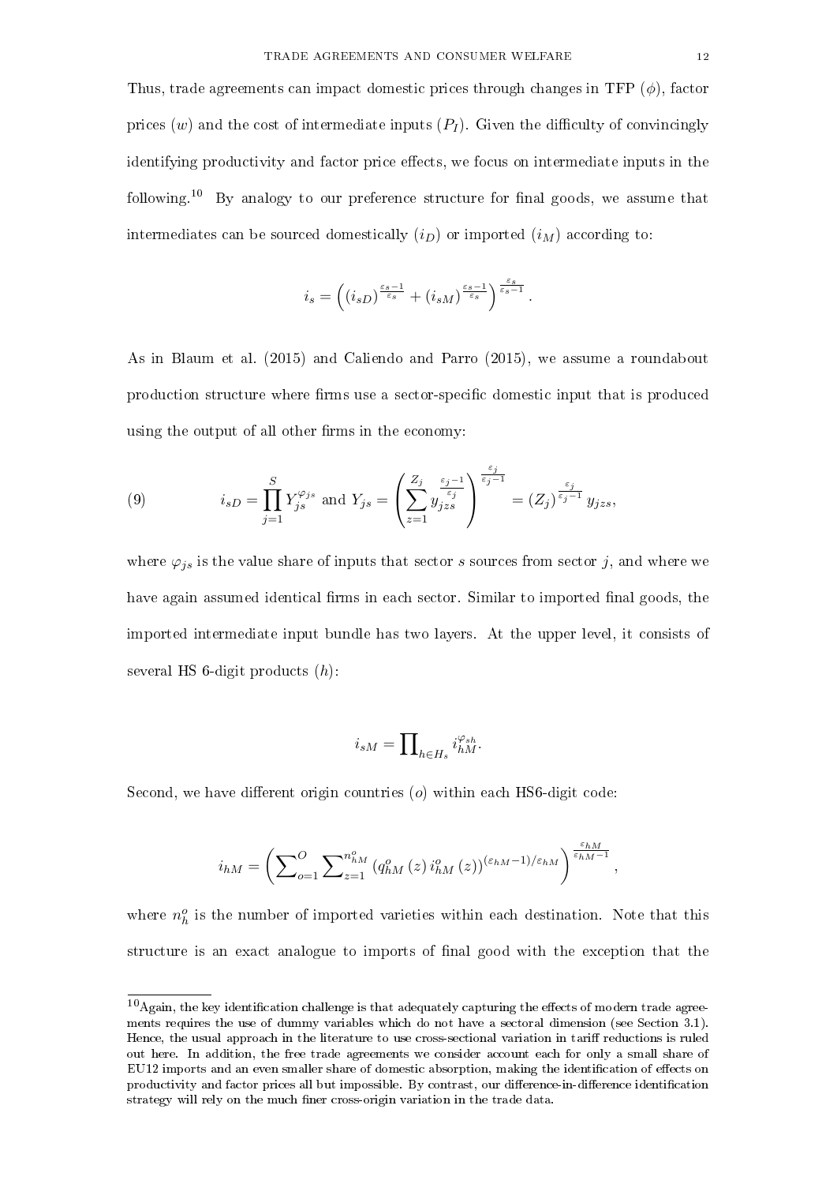Thus, trade agreements can impact domestic prices through changes in TFP ($\phi$), factor prices ($w$) and the cost of intermediate inputs ($P_I$). Given the difficulty of convincingly identifying productivity and factor price effects, we focus on intermediate inputs in the following.[10] By analogy to our preference structure for final goods, we assume that intermediates can be sourced domestically ($i_D$) or imported ($i_M$) according to:

$$i_s = \left( (i_{sD})^{\frac{\varepsilon_s - 1}{\varepsilon_s}} + (i_{sM})^{\frac{\varepsilon_s - 1}{\varepsilon_s}} \right)^{\frac{\varepsilon_s}{\varepsilon_s - 1}}.$$

As in Blaum et al. (2015) and Caliendo and Parro (2015), we assume a roundabout production structure where firms use a sector-specific domestic input that is produced using the output of all other firms in the economy:

$$i_{sD} = \prod_{j=1}^{S} Y_{js}^{\varphi_{js}} \text{ and } Y_{js} = \left( \sum_{z=1}^{Z_j} y_{jzs}^{\frac{\varepsilon_j - 1}{\varepsilon_j}} \right)^{\frac{\varepsilon_j}{\varepsilon_j - 1}} = (Z_j)^{\frac{\varepsilon_j}{\varepsilon_j - 1}} y_{jzs}, \tag{9}$$

where $\varphi_{js}$ is the value share of inputs that sector $s$ sources from sector $j$, and where we have again assumed identical firms in each sector. Similar to imported final goods, the imported intermediate input bundle has two layers. At the upper level, it consists of several HS 6-digit products ($h$):

$$i_{sM} = \prod\nolimits_{h \in H_s} i_{hM}^{\varphi_{sh}}.$$

Second, we have different origin countries ($o$) within each HS6-digit code:

$$i_{hM} = \left( \sum\nolimits_{o=1}^{O} \sum\nolimits_{z=1}^{n_{hM}^{o}} \left( q_{hM}^{o}(z)\, i_{hM}^{o}(z) \right)^{(\varepsilon_{hM} - 1)/\varepsilon_{hM}} \right)^{\frac{\varepsilon_{hM}}{\varepsilon_{hM} - 1}},$$

where $n_h^o$ is the number of imported varieties within each destination. Note that this structure is an exact analogue to imports of final good with the exception that the

[10] Again, the key identification challenge is that adequately capturing the effects of modern trade agreements requires the use of dummy variables which do not have a sectoral dimension (see Section 3.1). Hence, the usual approach in the literature to use cross-sectional variation in tariff reductions is ruled out here. In addition, the free trade agreements we consider account each for only a small share of EU12 imports and an even smaller share of domestic absorption, making the identification of effects on productivity and factor prices all but impossible. By contrast, our difference-in-difference identification strategy will rely on the much finer cross-origin variation in the trade data.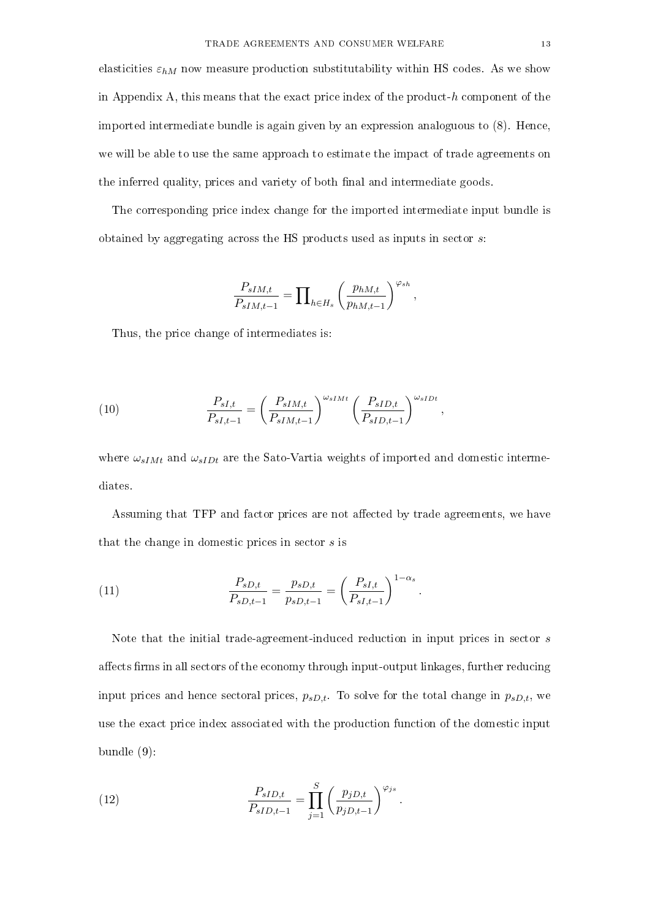elasticities $\varepsilon_{hM}$ now measure production substitutability within HS codes. As we show in Appendix A, this means that the exact price index of the product-$h$ component of the imported intermediate bundle is again given by an expression analoguous to (8). Hence, we will be able to use the same approach to estimate the impact of trade agreements on the inferred quality, prices and variety of both final and intermediate goods.

The corresponding price index change for the imported intermediate input bundle is obtained by aggregating across the HS products used as inputs in sector $s$:

$$\frac{P_{sIM,t}}{P_{sIM,t-1}} = \prod\nolimits_{h \in H_s} \left( \frac{p_{hM,t}}{p_{hM,t-1}} \right)^{\varphi_{sh}},$$

Thus, the price change of intermediates is:

$$\frac{P_{sI,t}}{P_{sI,t-1}} = \left( \frac{P_{sIM,t}}{P_{sIM,t-1}} \right)^{\omega_{sIMt}} \left( \frac{P_{sID,t}}{P_{sID,t-1}} \right)^{\omega_{sIDt}}, \tag{10}$$

where $\omega_{sIMt}$ and $\omega_{sIDt}$ are the Sato-Vartia weights of imported and domestic intermediates.

Assuming that TFP and factor prices are not affected by trade agreements, we have that the change in domestic prices in sector $s$ is

$$\frac{P_{sD,t}}{P_{sD,t-1}} = \frac{p_{sD,t}}{p_{sD,t-1}} = \left( \frac{P_{sI,t}}{P_{sI,t-1}} \right)^{1-\alpha_s}. \tag{11}$$

Note that the initial trade-agreement-induced reduction in input prices in sector $s$ affects firms in all sectors of the economy through input-output linkages, further reducing input prices and hence sectoral prices, $p_{sD,t}$. To solve for the total change in $p_{sD,t}$, we use the exact price index associated with the production function of the domestic input bundle (9):

$$\frac{P_{sID,t}}{P_{sID,t-1}} = \prod_{j=1}^{S} \left( \frac{p_{jD,t}}{p_{jD,t-1}} \right)^{\varphi_{js}}. \tag{12}$$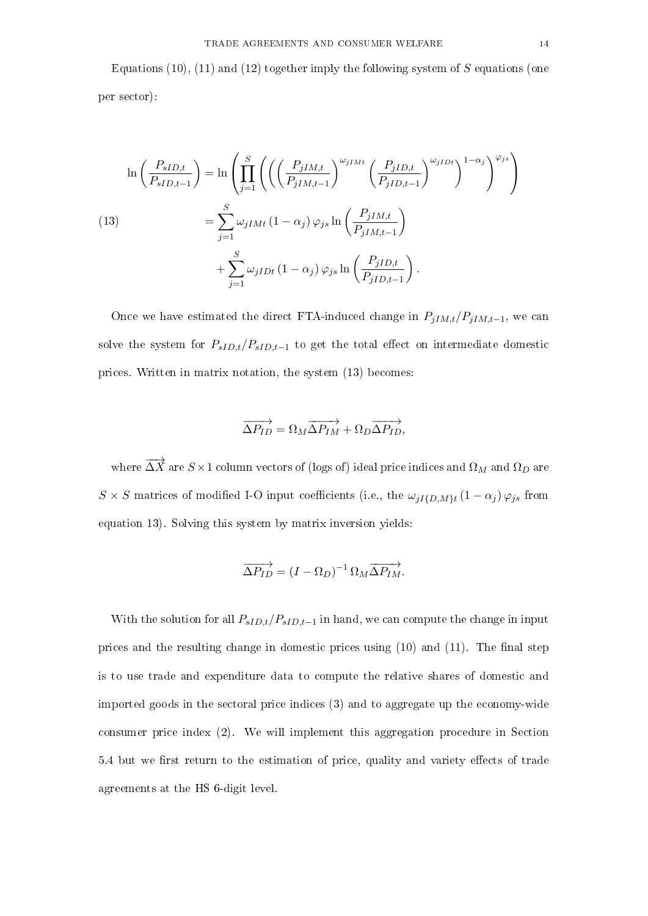Equations (10), (11) and (12) together imply the following system of $S$ equations (one per sector):

$$
\begin{aligned}
\ln\left(\frac{P_{sID,t}}{P_{sID,t-1}}\right) &= \ln\left(\prod_{j=1}^{S}\left(\left(\left(\frac{P_{jIM,t}}{P_{jIM,t-1}}\right)^{\omega_{jIMt}}\left(\frac{P_{jID,t}}{P_{jID,t-1}}\right)^{\omega_{jIDt}}\right)^{1-\alpha_j}\right)^{\varphi_{js}}\right) \\
&= \sum_{j=1}^{S}\omega_{jIMt}\left(1-\alpha_j\right)\varphi_{js}\ln\left(\frac{P_{jIM,t}}{P_{jIM,t-1}}\right) \\
&\quad + \sum_{j=1}^{S}\omega_{jIDt}\left(1-\alpha_j\right)\varphi_{js}\ln\left(\frac{P_{jID,t}}{P_{jID,t-1}}\right).
\end{aligned}
\tag{13}
$$

Once we have estimated the direct FTA-induced change in $P_{jIM,t}/P_{jIM,t-1}$, we can solve the system for $P_{sID,t}/P_{sID,t-1}$ to get the total effect on intermediate domestic prices. Written in matrix notation, the system (13) becomes:

$$
\overrightarrow{\Delta P_{ID}} = \Omega_M \overrightarrow{\Delta P_{IM}} + \Omega_D \overrightarrow{\Delta P_{ID}},
$$

where $\overrightarrow{\Delta X}$ are $S \times 1$ column vectors of (logs of) ideal price indices and $\Omega_M$ and $\Omega_D$ are $S \times S$ matrices of modified I-O input coefficients (i.e., the $\omega_{jI\{D,M\}t}\left(1-\alpha_j\right)\varphi_{js}$ from equation 13). Solving this system by matrix inversion yields:

$$
\overrightarrow{\Delta P_{ID}} = \left(I - \Omega_D\right)^{-1} \Omega_M \overrightarrow{\Delta P_{IM}}.
$$

With the solution for all $P_{sID,t}/P_{sID,t-1}$ in hand, we can compute the change in input prices and the resulting change in domestic prices using (10) and (11). The final step is to use trade and expenditure data to compute the relative shares of domestic and imported goods in the sectoral price indices (3) and to aggregate up the economy-wide consumer price index (2). We will implement this aggregation procedure in Section 5.4 but we first return to the estimation of price, quality and variety effects of trade agreements at the HS 6-digit level.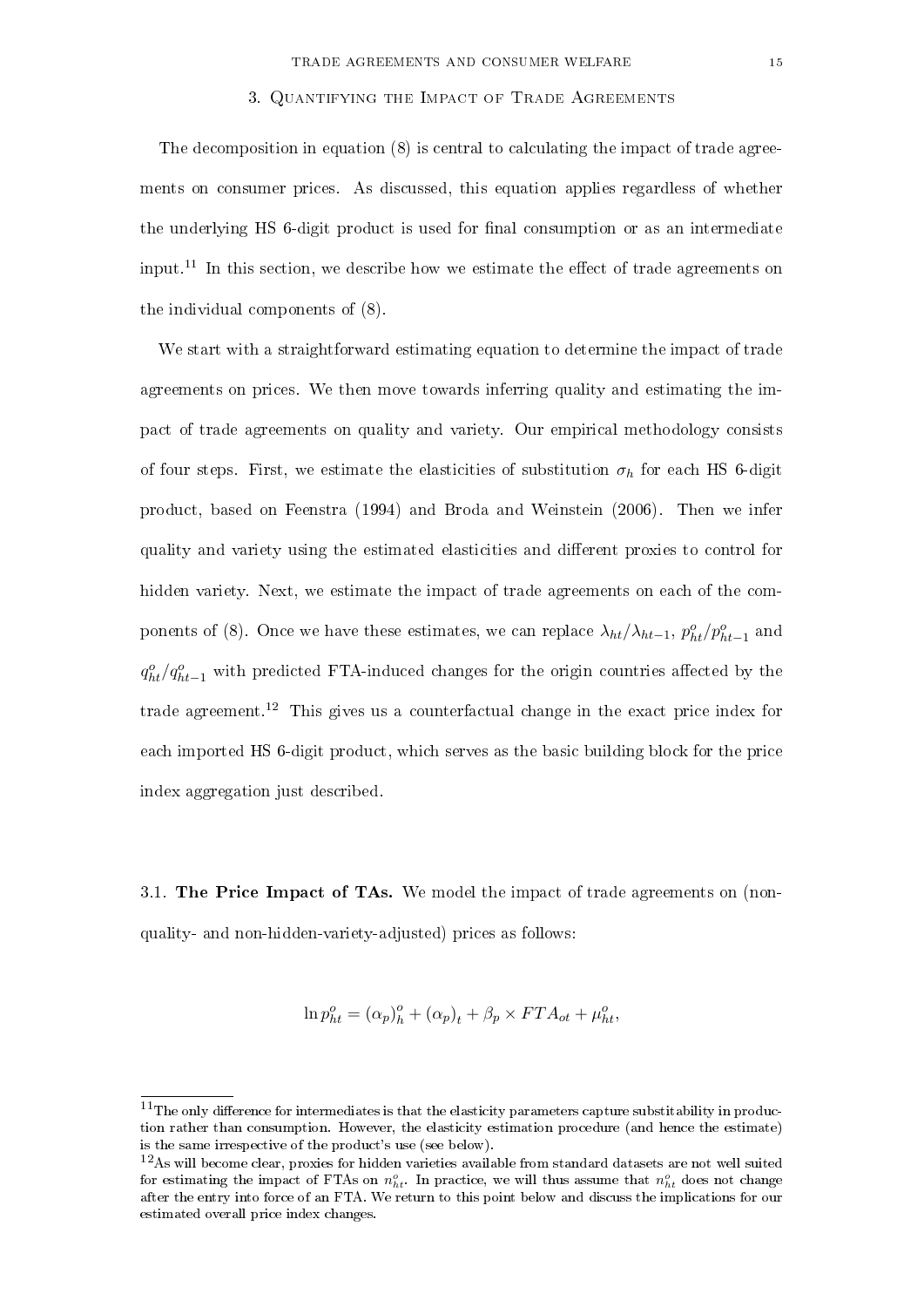## 3. Quantifying the Impact of Trade Agreements

The decomposition in equation (8) is central to calculating the impact of trade agreements on consumer prices. As discussed, this equation applies regardless of whether the underlying HS 6-digit product is used for final consumption or as an intermediate input.[11] In this section, we describe how we estimate the effect of trade agreements on the individual components of (8).

We start with a straightforward estimating equation to determine the impact of trade agreements on prices. We then move towards inferring quality and estimating the impact of trade agreements on quality and variety. Our empirical methodology consists of four steps. First, we estimate the elasticities of substitution $\sigma_h$ for each HS 6-digit product, based on Feenstra (1994) and Broda and Weinstein (2006). Then we infer quality and variety using the estimated elasticities and different proxies to control for hidden variety. Next, we estimate the impact of trade agreements on each of the components of (8). Once we have these estimates, we can replace $\lambda_{ht}/\lambda_{ht-1}$, $p^o_{ht}/p^o_{ht-1}$ and $q^o_{ht}/q^o_{ht-1}$ with predicted FTA-induced changes for the origin countries affected by the trade agreement.[12] This gives us a counterfactual change in the exact price index for each imported HS 6-digit product, which serves as the basic building block for the price index aggregation just described.

### 3.1. **The Price Impact of TAs.**

We model the impact of trade agreements on (non-quality- and non-hidden-variety-adjusted) prices as follows:

$$\ln p^o_{ht} = (\alpha_p)^o_h + (\alpha_p)_t + \beta_p \times FTA_{ot} + \mu^o_{ht},$$

[11] The only difference for intermediates is that the elasticity parameters capture substitability in production rather than consumption. However, the elasticity estimation procedure (and hence the estimate) is the same irrespective of the product's use (see below).

[12] As will become clear, proxies for hidden varieties available from standard datasets are not well suited for estimating the impact of FTAs on $n^o_{ht}$. In practice, we will thus assume that $n^o_{ht}$ does not change after the entry into force of an FTA. We return to this point below and discuss the implications for our estimated overall price index changes.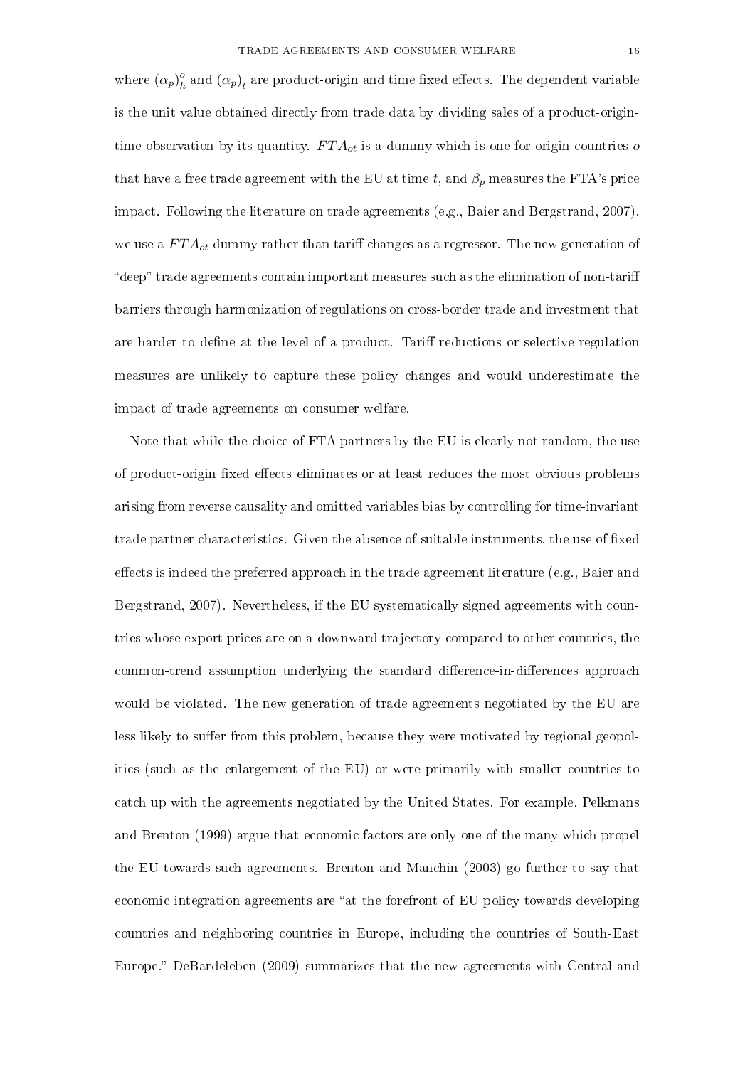where $(\alpha_p)_h^o$ and $(\alpha_p)_t$ are product-origin and time fixed effects. The dependent variable is the unit value obtained directly from trade data by dividing sales of a product-origin-time observation by its quantity. $FTA_{ot}$ is a dummy which is one for origin countries $o$ that have a free trade agreement with the EU at time $t$, and $\beta_p$ measures the FTA's price impact. Following the literature on trade agreements (e.g., Baier and Bergstrand, 2007), we use a $FTA_{ot}$ dummy rather than tariff changes as a regressor. The new generation of "deep" trade agreements contain important measures such as the elimination of non-tariff barriers through harmonization of regulations on cross-border trade and investment that are harder to define at the level of a product. Tariff reductions or selective regulation measures are unlikely to capture these policy changes and would underestimate the impact of trade agreements on consumer welfare.

Note that while the choice of FTA partners by the EU is clearly not random, the use of product-origin fixed effects eliminates or at least reduces the most obvious problems arising from reverse causality and omitted variables bias by controlling for time-invariant trade partner characteristics. Given the absence of suitable instruments, the use of fixed effects is indeed the preferred approach in the trade agreement literature (e.g., Baier and Bergstrand, 2007). Nevertheless, if the EU systematically signed agreements with countries whose export prices are on a downward trajectory compared to other countries, the common-trend assumption underlying the standard difference-in-differences approach would be violated. The new generation of trade agreements negotiated by the EU are less likely to suffer from this problem, because they were motivated by regional geopolitics (such as the enlargement of the EU) or were primarily with smaller countries to catch up with the agreements negotiated by the United States. For example, Pelkmans and Brenton (1999) argue that economic factors are only one of the many which propel the EU towards such agreements. Brenton and Manchin (2003) go further to say that economic integration agreements are "at the forefront of EU policy towards developing countries and neighboring countries in Europe, including the countries of South-East Europe." DeBardeleben (2009) summarizes that the new agreements with Central and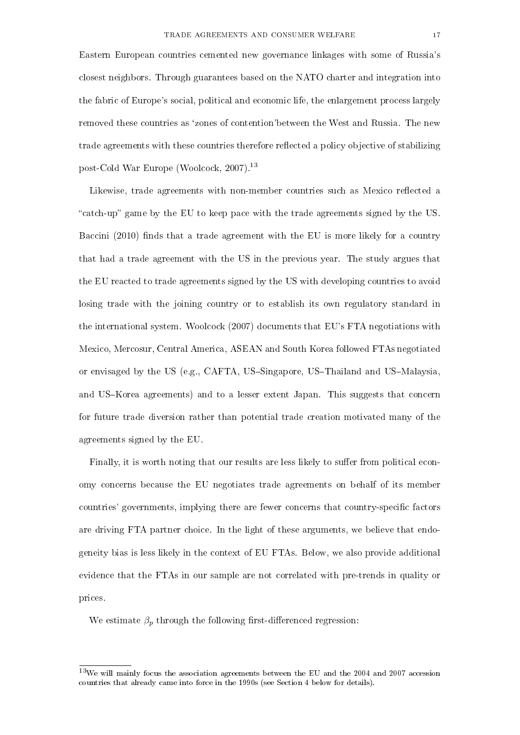Eastern European countries cemented new governance linkages with some of Russia's closest neighbors. Through guarantees based on the NATO charter and integration into the fabric of Europe's social, political and economic life, the enlargement process largely removed these countries as 'zones of contention'between the West and Russia. The new trade agreements with these countries therefore reflected a policy objective of stabilizing post-Cold War Europe (Woolcock, 2007).[13]

Likewise, trade agreements with non-member countries such as Mexico reflected a "catch-up" game by the EU to keep pace with the trade agreements signed by the US. Baccini (2010) finds that a trade agreement with the EU is more likely for a country that had a trade agreement with the US in the previous year. The study argues that the EU reacted to trade agreements signed by the US with developing countries to avoid losing trade with the joining country or to establish its own regulatory standard in the international system. Woolcock (2007) documents that EU's FTA negotiations with Mexico, Mercosur, Central America, ASEAN and South Korea followed FTAs negotiated or envisaged by the US (e.g., CAFTA, US–Singapore, US–Thailand and US–Malaysia, and US–Korea agreements) and to a lesser extent Japan. This suggests that concern for future trade diversion rather than potential trade creation motivated many of the agreements signed by the EU.

Finally, it is worth noting that our results are less likely to suffer from political economy concerns because the EU negotiates trade agreements on behalf of its member countries' governments, implying there are fewer concerns that country-specific factors are driving FTA partner choice. In the light of these arguments, we believe that endogeneity bias is less likely in the context of EU FTAs. Below, we also provide additional evidence that the FTAs in our sample are not correlated with pre-trends in quality or prices.

We estimate $\beta_p$ through the following first-differenced regression:

[13]We will mainly focus the association agreements between the EU and the 2004 and 2007 accession countries that already came into force in the 1990s (see Section 4 below for details).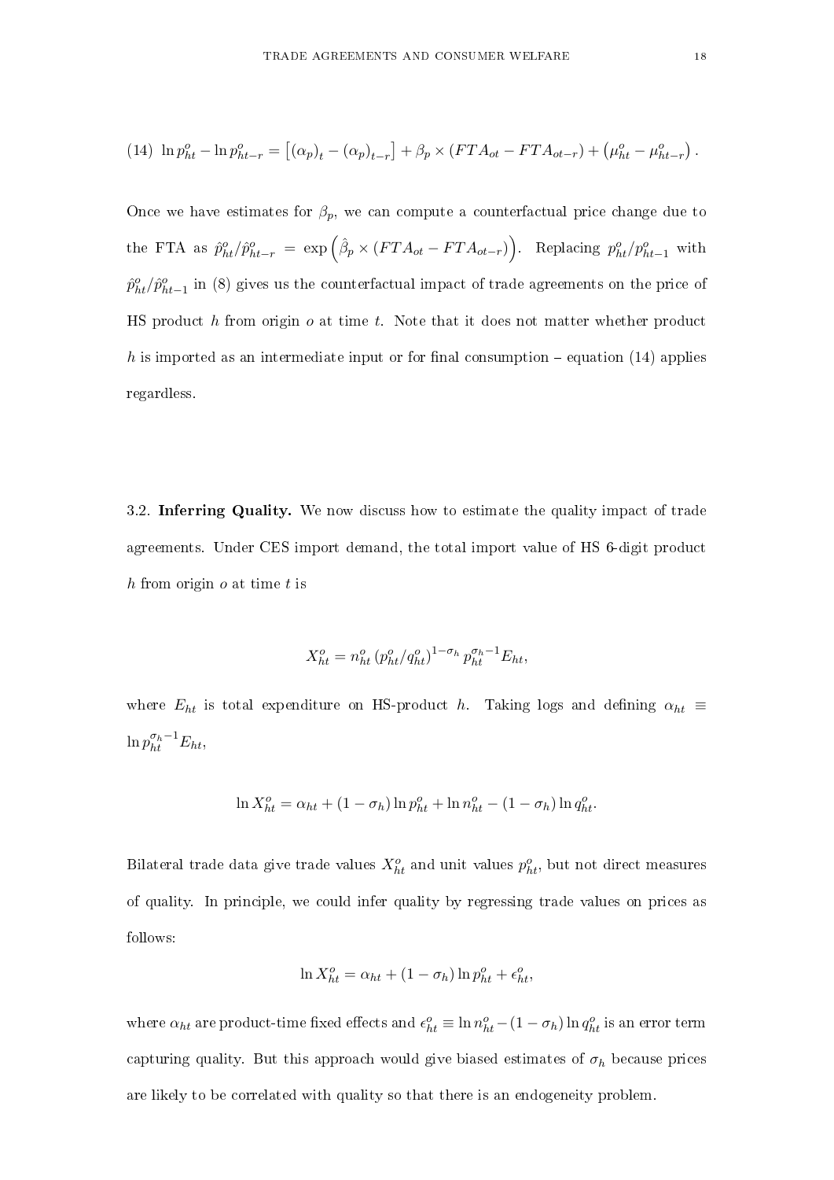$$\text{(14)}\quad \ln p_{ht}^{o} - \ln p_{ht-r}^{o} = \left[(\alpha_p)_t - (\alpha_p)_{t-r}\right] + \beta_p \times (FTA_{ot} - FTA_{ot-r}) + \left(\mu_{ht}^{o} - \mu_{ht-r}^{o}\right).$$

Once we have estimates for $\beta_p$, we can compute a counterfactual price change due to the FTA as $\hat{p}_{ht}^{o}/\hat{p}_{ht-r}^{o} = \exp\left(\hat{\beta}_p \times (FTA_{ot} - FTA_{ot-r})\right)$. Replacing $p_{ht}^{o}/p_{ht-1}^{o}$ with $\hat{p}_{ht}^{o}/\hat{p}_{ht-1}^{o}$ in (8) gives us the counterfactual impact of trade agreements on the price of HS product $h$ from origin $o$ at time $t$. Note that it does not matter whether product $h$ is imported as an intermediate input or for final consumption – equation (14) applies regardless.

3.2. **Inferring Quality.** We now discuss how to estimate the quality impact of trade agreements. Under CES import demand, the total import value of HS 6-digit product $h$ from origin $o$ at time $t$ is

$$X_{ht}^{o} = n_{ht}^{o} \left(p_{ht}^{o}/q_{ht}^{o}\right)^{1-\sigma_h} p_{ht}^{\sigma_h - 1} E_{ht},$$

where $E_{ht}$ is total expenditure on HS-product $h$. Taking logs and defining $\alpha_{ht} \equiv \ln p_{ht}^{\sigma_h - 1} E_{ht}$,

$$\ln X_{ht}^{o} = \alpha_{ht} + (1-\sigma_h) \ln p_{ht}^{o} + \ln n_{ht}^{o} - (1-\sigma_h) \ln q_{ht}^{o}.$$

Bilateral trade data give trade values $X_{ht}^{o}$ and unit values $p_{ht}^{o}$, but not direct measures of quality. In principle, we could infer quality by regressing trade values on prices as follows:

$$\ln X_{ht}^{o} = \alpha_{ht} + (1-\sigma_h) \ln p_{ht}^{o} + \epsilon_{ht}^{o},$$

where $\alpha_{ht}$ are product-time fixed effects and $\epsilon_{ht}^{o} \equiv \ln n_{ht}^{o} - (1-\sigma_h) \ln q_{ht}^{o}$ is an error term capturing quality. But this approach would give biased estimates of $\sigma_h$ because prices are likely to be correlated with quality so that there is an endogeneity problem.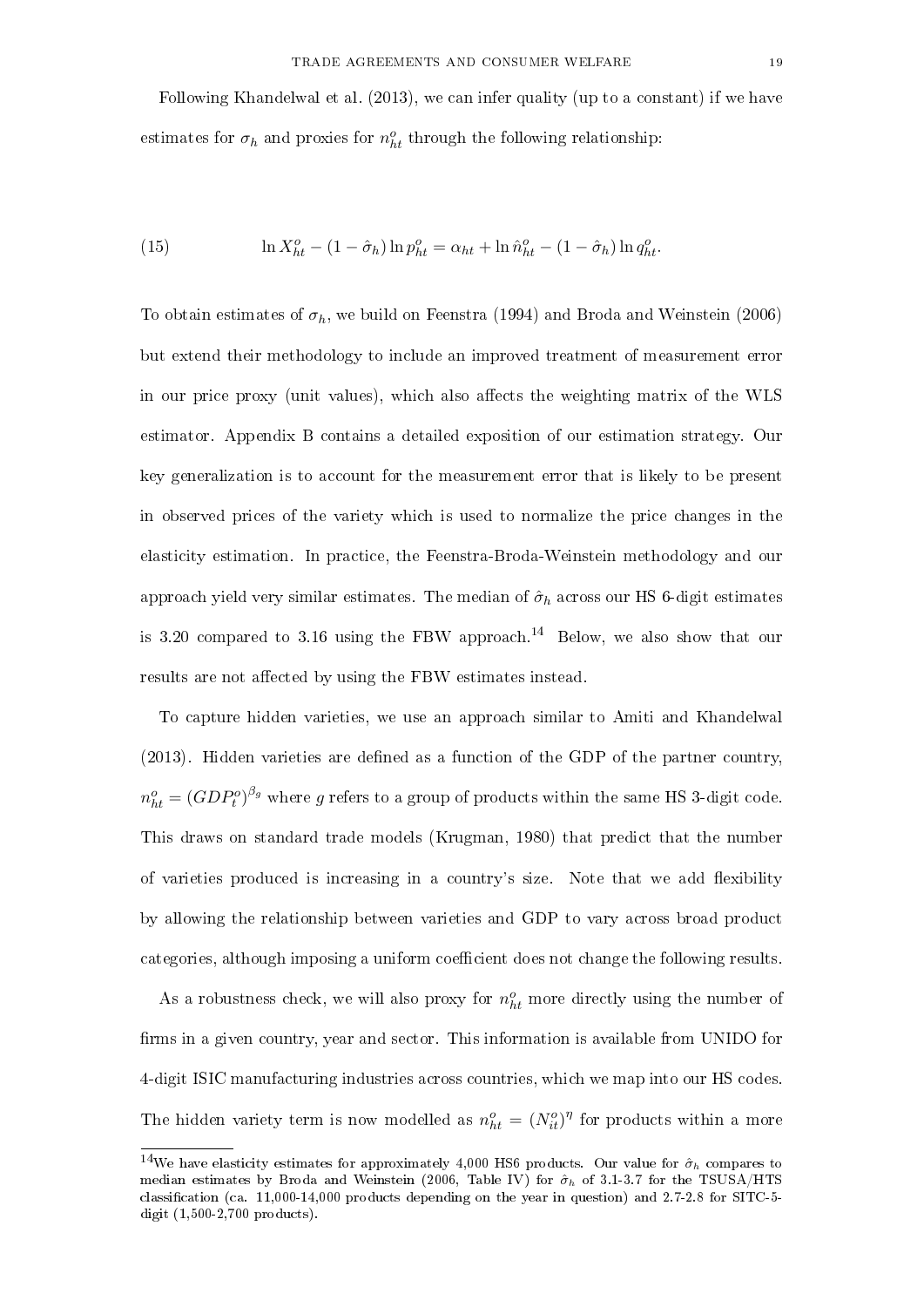Following Khandelwal et al. (2013), we can infer quality (up to a constant) if we have estimates for $\sigma_h$ and proxies for $n_{ht}^o$ through the following relationship:

$$\ln X_{ht}^o - (1 - \hat{\sigma}_h) \ln p_{ht}^o = \alpha_{ht} + \ln \hat{n}_{ht}^o - (1 - \hat{\sigma}_h) \ln q_{ht}^o. \tag{15}$$

To obtain estimates of $\sigma_h$, we build on Feenstra (1994) and Broda and Weinstein (2006) but extend their methodology to include an improved treatment of measurement error in our price proxy (unit values), which also affects the weighting matrix of the WLS estimator. Appendix B contains a detailed exposition of our estimation strategy. Our key generalization is to account for the measurement error that is likely to be present in observed prices of the variety which is used to normalize the price changes in the elasticity estimation. In practice, the Feenstra-Broda-Weinstein methodology and our approach yield very similar estimates. The median of $\hat{\sigma}_h$ across our HS 6-digit estimates is 3.20 compared to 3.16 using the FBW approach.[14] Below, we also show that our results are not affected by using the FBW estimates instead.

To capture hidden varieties, we use an approach similar to Amiti and Khandelwal (2013). Hidden varieties are defined as a function of the GDP of the partner country, $n_{ht}^o = (GDP_t^o)^{\beta_g}$ where $g$ refers to a group of products within the same HS 3-digit code. This draws on standard trade models (Krugman, 1980) that predict that the number of varieties produced is increasing in a country's size. Note that we add flexibility by allowing the relationship between varieties and GDP to vary across broad product categories, although imposing a uniform coefficient does not change the following results.

As a robustness check, we will also proxy for $n_{ht}^o$ more directly using the number of firms in a given country, year and sector. This information is available from UNIDO for 4-digit ISIC manufacturing industries across countries, which we map into our HS codes. The hidden variety term is now modelled as $n_{ht}^o = (N_{it}^o)^{\eta}$ for products within a more

[14] We have elasticity estimates for approximately 4,000 HS6 products. Our value for $\hat{\sigma}_h$ compares to median estimates by Broda and Weinstein (2006, Table IV) for $\hat{\sigma}_h$ of 3.1-3.7 for the TSUSA/HTS classification (ca. 11,000-14,000 products depending on the year in question) and 2.7-2.8 for SITC-5-digit (1,500-2,700 products).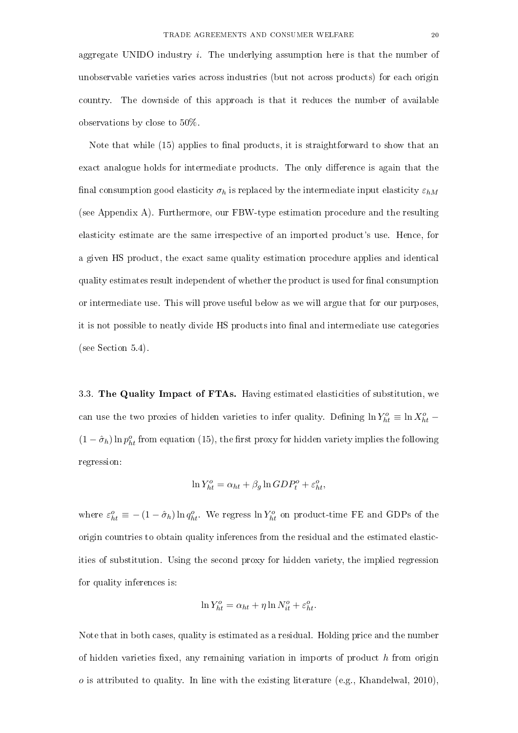aggregate UNIDO industry $i$. The underlying assumption here is that the number of unobservable varieties varies across industries (but not across products) for each origin country. The downside of this approach is that it reduces the number of available observations by close to 50%.

Note that while (15) applies to final products, it is straightforward to show that an exact analogue holds for intermediate products. The only difference is again that the final consumption good elasticity $\sigma_h$ is replaced by the intermediate input elasticity $\varepsilon_{hM}$ (see Appendix A). Furthermore, our FBW-type estimation procedure and the resulting elasticity estimate are the same irrespective of an imported product's use. Hence, for a given HS product, the exact same quality estimation procedure applies and identical quality estimates result independent of whether the product is used for final consumption or intermediate use. This will prove useful below as we will argue that for our purposes, it is not possible to neatly divide HS products into final and intermediate use categories (see Section 5.4).

### 3.3. The Quality Impact of FTAs.

Having estimated elasticities of substitution, we can use the two proxies of hidden varieties to infer quality. Defining $\ln Y_{ht}^o \equiv \ln X_{ht}^o - (1 - \hat{\sigma}_h) \ln p_{ht}^o$ from equation (15), the first proxy for hidden variety implies the following regression:

$$\ln Y_{ht}^o = \alpha_{ht} + \beta_g \ln GDP_t^o + \varepsilon_{ht}^o,$$

where $\varepsilon_{ht}^o \equiv -(1 - \hat{\sigma}_h) \ln q_{ht}^o$. We regress $\ln Y_{ht}^o$ on product-time FE and GDPs of the origin countries to obtain quality inferences from the residual and the estimated elasticities of substitution. Using the second proxy for hidden variety, the implied regression for quality inferences is:

$$\ln Y_{ht}^o = \alpha_{ht} + \eta \ln N_{it}^o + \varepsilon_{ht}^o.$$

Note that in both cases, quality is estimated as a residual. Holding price and the number of hidden varieties fixed, any remaining variation in imports of product $h$ from origin $o$ is attributed to quality. In line with the existing literature (e.g., Khandelwal, 2010),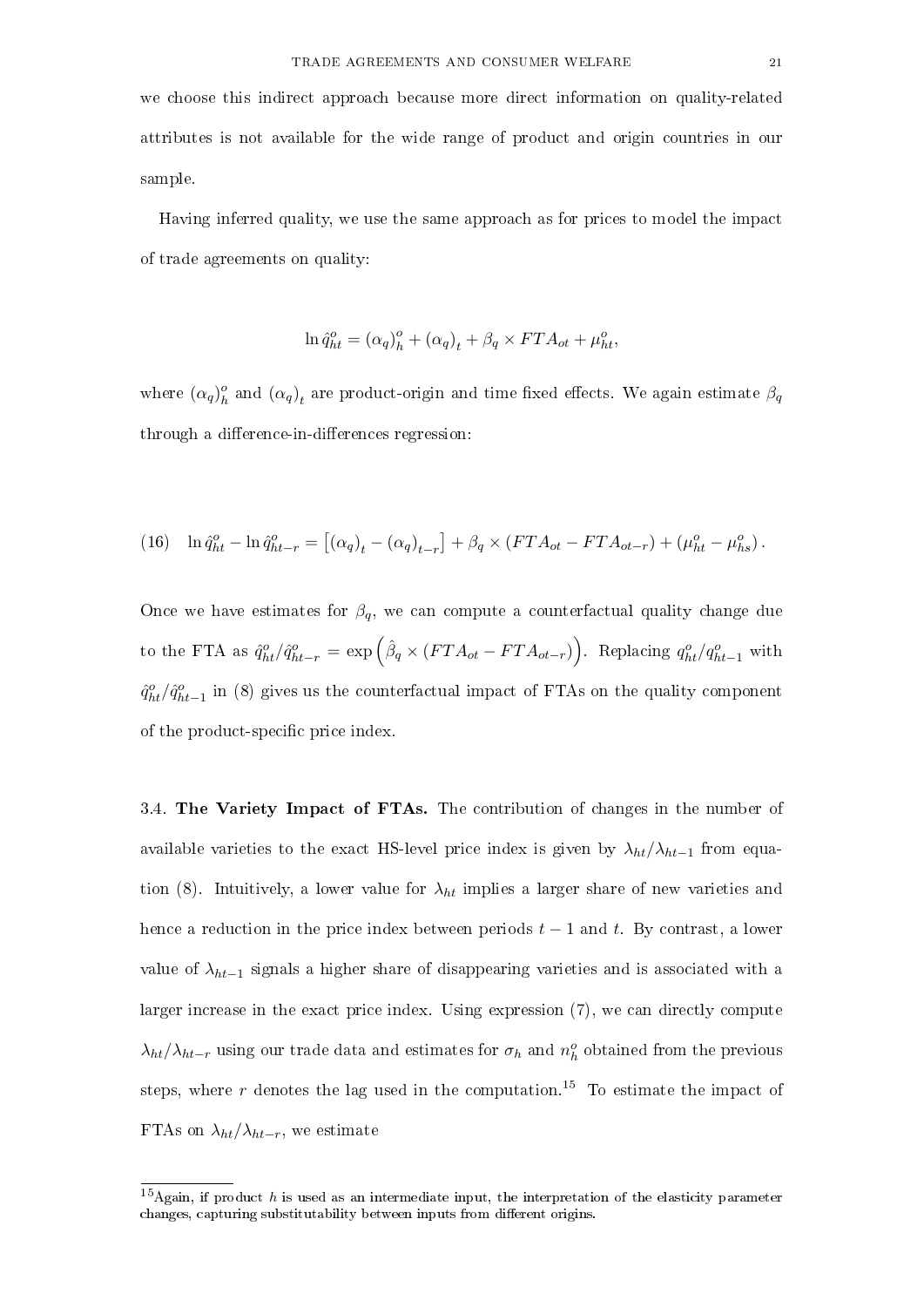we choose this indirect approach because more direct information on quality-related attributes is not available for the wide range of product and origin countries in our sample.

Having inferred quality, we use the same approach as for prices to model the impact of trade agreements on quality:

$$\ln \hat{q}^o_{ht} = (\alpha_q)^o_h + (\alpha_q)_t + \beta_q \times FTA_{ot} + \mu^o_{ht},$$

where $(\alpha_q)^o_h$ and $(\alpha_q)_t$ are product-origin and time fixed effects. We again estimate $\beta_q$ through a difference-in-differences regression:

$$\text{(16)} \quad \ln \hat{q}^o_{ht} - \ln \hat{q}^o_{ht-r} = \left[(\alpha_q)_t - (\alpha_q)_{t-r}\right] + \beta_q \times (FTA_{ot} - FTA_{ot-r}) + (\mu^o_{ht} - \mu^o_{hs}).$$

Once we have estimates for $\beta_q$, we can compute a counterfactual quality change due to the FTA as $\hat{q}^o_{ht}/\hat{q}^o_{ht-r} = \exp\left(\hat{\beta}_q \times (FTA_{ot} - FTA_{ot-r})\right)$. Replacing $q^o_{ht}/q^o_{ht-1}$ with $\hat{q}^o_{ht}/\hat{q}^o_{ht-1}$ in (8) gives us the counterfactual impact of FTAs on the quality component of the product-specific price index.

3.4. **The Variety Impact of FTAs.** The contribution of changes in the number of available varieties to the exact HS-level price index is given by $\lambda_{ht}/\lambda_{ht-1}$ from equation (8). Intuitively, a lower value for $\lambda_{ht}$ implies a larger share of new varieties and hence a reduction in the price index between periods $t-1$ and $t$. By contrast, a lower value of $\lambda_{ht-1}$ signals a higher share of disappearing varieties and is associated with a larger increase in the exact price index. Using expression (7), we can directly compute $\lambda_{ht}/\lambda_{ht-r}$ using our trade data and estimates for $\sigma_h$ and $n^o_h$ obtained from the previous steps, where $r$ denotes the lag used in the computation.[15] To estimate the impact of FTAs on $\lambda_{ht}/\lambda_{ht-r}$, we estimate

[15] Again, if product $h$ is used as an intermediate input, the interpretation of the elasticity parameter changes, capturing substitutability between inputs from different origins.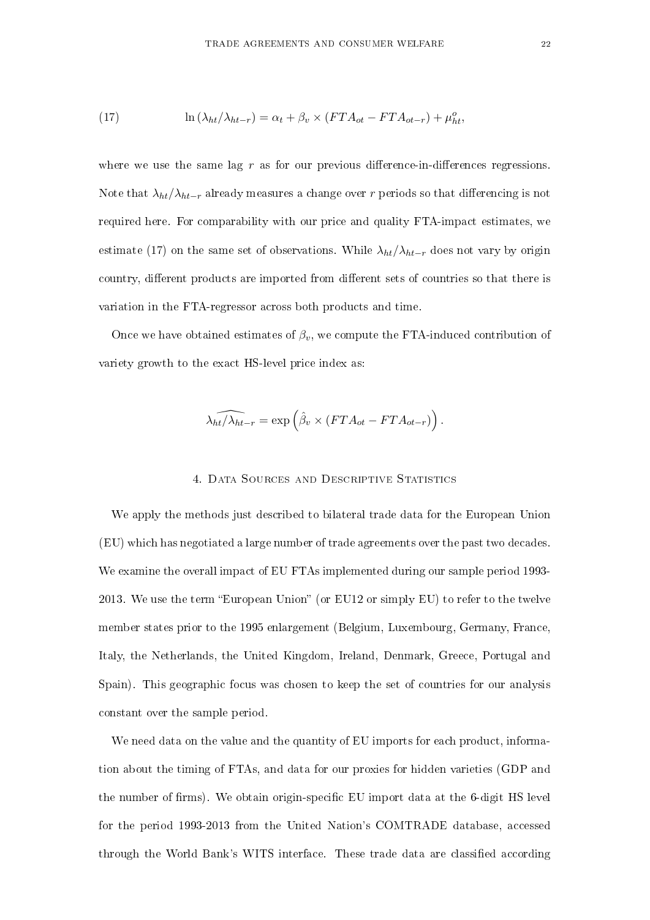$$\ln\left(\lambda_{ht}/\lambda_{ht-r}\right) = \alpha_t + \beta_v \times \left(FTA_{ot} - FTA_{ot-r}\right) + \mu_{ht}^o, \tag{17}$$

where we use the same lag $r$ as for our previous difference-in-differences regressions. Note that $\lambda_{ht}/\lambda_{ht-r}$ already measures a change over $r$ periods so that differencing is not required here. For comparability with our price and quality FTA-impact estimates, we estimate (17) on the same set of observations. While $\lambda_{ht}/\lambda_{ht-r}$ does not vary by origin country, different products are imported from different sets of countries so that there is variation in the FTA-regressor across both products and time.

Once we have obtained estimates of $\beta_v$, we compute the FTA-induced contribution of variety growth to the exact HS-level price index as:

$$\widehat{\lambda_{ht}/\lambda_{ht-r}} = \exp\left(\hat{\beta}_v \times \left(FTA_{ot} - FTA_{ot-r}\right)\right).$$

## 4. Data Sources and Descriptive Statistics

We apply the methods just described to bilateral trade data for the European Union (EU) which has negotiated a large number of trade agreements over the past two decades. We examine the overall impact of EU FTAs implemented during our sample period 1993-2013. We use the term "European Union" (or EU12 or simply EU) to refer to the twelve member states prior to the 1995 enlargement (Belgium, Luxembourg, Germany, France, Italy, the Netherlands, the United Kingdom, Ireland, Denmark, Greece, Portugal and Spain). This geographic focus was chosen to keep the set of countries for our analysis constant over the sample period.

We need data on the value and the quantity of EU imports for each product, information about the timing of FTAs, and data for our proxies for hidden varieties (GDP and the number of firms). We obtain origin-specific EU import data at the 6-digit HS level for the period 1993-2013 from the United Nation's COMTRADE database, accessed through the World Bank's WITS interface. These trade data are classified according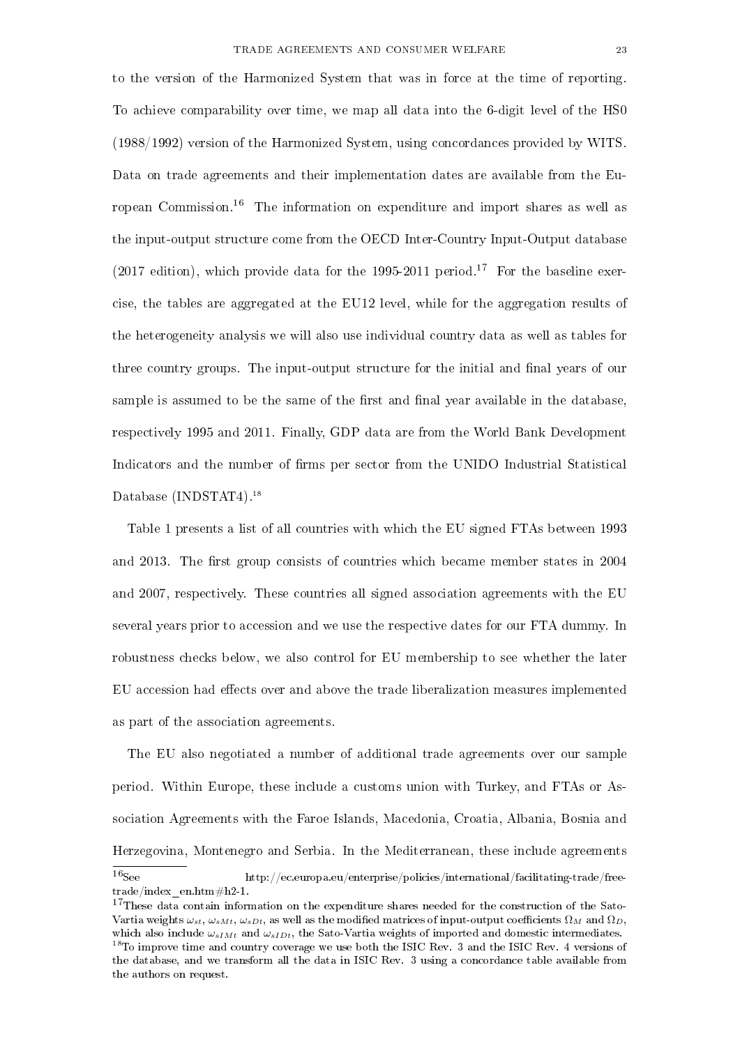to the version of the Harmonized System that was in force at the time of reporting. To achieve comparability over time, we map all data into the 6-digit level of the HS0 (1988/1992) version of the Harmonized System, using concordances provided by WITS. Data on trade agreements and their implementation dates are available from the European Commission.[16] The information on expenditure and import shares as well as the input-output structure come from the OECD Inter-Country Input-Output database (2017 edition), which provide data for the 1995-2011 period.[17] For the baseline exercise, the tables are aggregated at the EU12 level, while for the aggregation results of the heterogeneity analysis we will also use individual country data as well as tables for three country groups. The input-output structure for the initial and final years of our sample is assumed to be the same of the first and final year available in the database, respectively 1995 and 2011. Finally, GDP data are from the World Bank Development Indicators and the number of firms per sector from the UNIDO Industrial Statistical Database (INDSTAT4).[18]

Table 1 presents a list of all countries with which the EU signed FTAs between 1993 and 2013. The first group consists of countries which became member states in 2004 and 2007, respectively. These countries all signed association agreements with the EU several years prior to accession and we use the respective dates for our FTA dummy. In robustness checks below, we also control for EU membership to see whether the later EU accession had effects over and above the trade liberalization measures implemented as part of the association agreements.

The EU also negotiated a number of additional trade agreements over our sample period. Within Europe, these include a customs union with Turkey, and FTAs or Association Agreements with the Faroe Islands, Macedonia, Croatia, Albania, Bosnia and Herzegovina, Montenegro and Serbia. In the Mediterranean, these include agreements

[16] See http://ec.europa.eu/enterprise/policies/international/facilitating-trade/free-trade/index_en.htm#h2-1.

[17] These data contain information on the expenditure shares needed for the construction of the Sato-Vartia weights $\omega_{st}$, $\omega_{sMt}$, $\omega_{sDt}$, as well as the modified matrices of input-output coefficients $\Omega_M$ and $\Omega_D$, which also include $\omega_{sIMt}$ and $\omega_{sIDt}$, the Sato-Vartia weights of imported and domestic intermediates.

[18] To improve time and country coverage we use both the ISIC Rev. 3 and the ISIC Rev. 4 versions of the database, and we transform all the data in ISIC Rev. 3 using a concordance table available from the authors on request.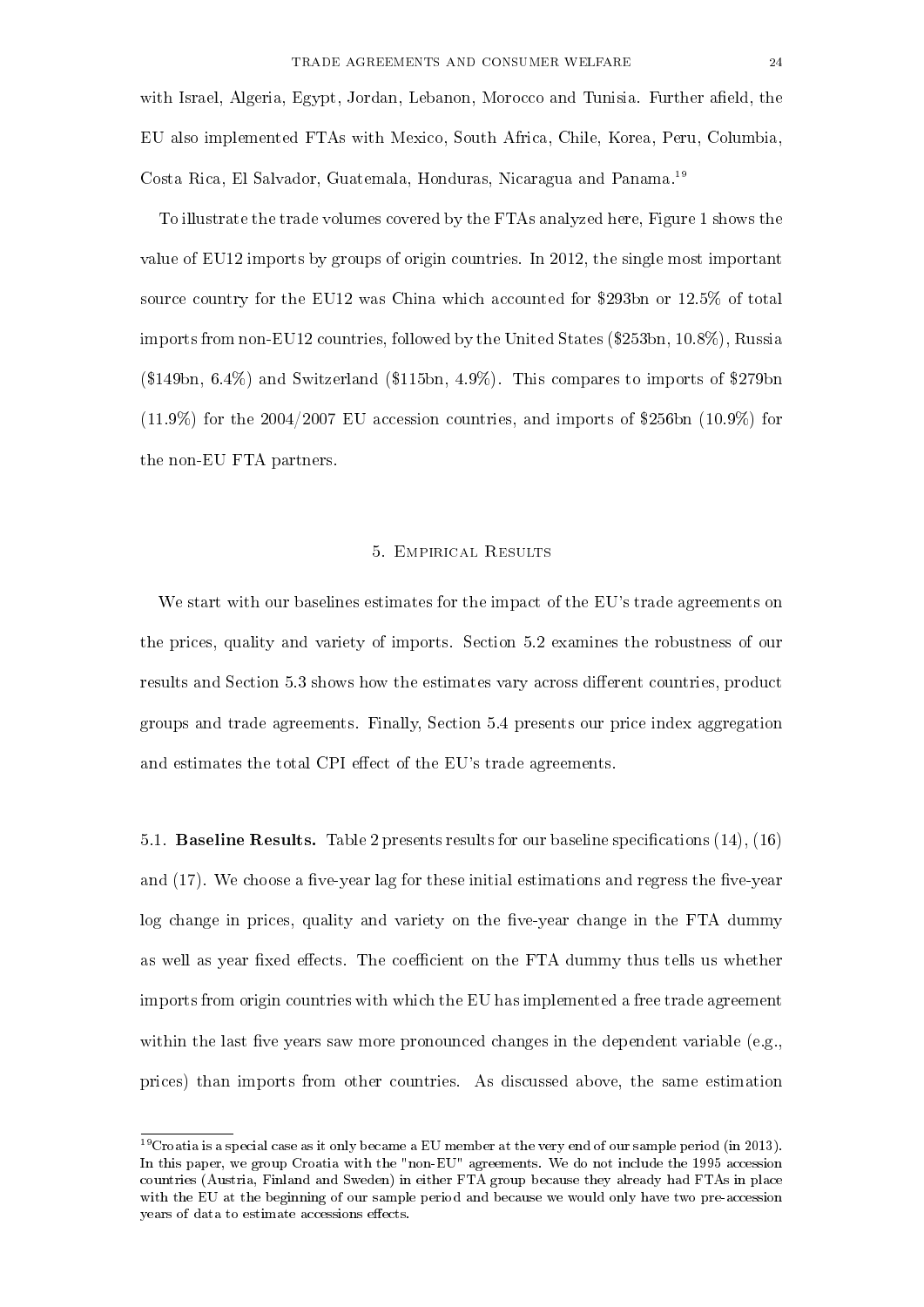with Israel, Algeria, Egypt, Jordan, Lebanon, Morocco and Tunisia. Further afield, the EU also implemented FTAs with Mexico, South Africa, Chile, Korea, Peru, Columbia, Costa Rica, El Salvador, Guatemala, Honduras, Nicaragua and Panama.[19]

To illustrate the trade volumes covered by the FTAs analyzed here, Figure 1 shows the value of EU12 imports by groups of origin countries. In 2012, the single most important source country for the EU12 was China which accounted for \$293bn or 12.5% of total imports from non-EU12 countries, followed by the United States (\$253bn, 10.8%), Russia (\$149bn, 6.4%) and Switzerland (\$115bn, 4.9%). This compares to imports of \$279bn (11.9%) for the 2004/2007 EU accession countries, and imports of \$256bn (10.9%) for the non-EU FTA partners.

## 5. Empirical Results

We start with our baselines estimates for the impact of the EU's trade agreements on the prices, quality and variety of imports. Section 5.2 examines the robustness of our results and Section 5.3 shows how the estimates vary across different countries, product groups and trade agreements. Finally, Section 5.4 presents our price index aggregation and estimates the total CPI effect of the EU's trade agreements.

5.1. **Baseline Results.** Table 2 presents results for our baseline specifications (14), (16) and (17). We choose a five-year lag for these initial estimations and regress the five-year log change in prices, quality and variety on the five-year change in the FTA dummy as well as year fixed effects. The coefficient on the FTA dummy thus tells us whether imports from origin countries with which the EU has implemented a free trade agreement within the last five years saw more pronounced changes in the dependent variable (e.g., prices) than imports from other countries. As discussed above, the same estimation

[19]Croatia is a special case as it only became a EU member at the very end of our sample period (in 2013). In this paper, we group Croatia with the "non-EU" agreements. We do not include the 1995 accession countries (Austria, Finland and Sweden) in either FTA group because they already had FTAs in place with the EU at the beginning of our sample period and because we would only have two pre-accession years of data to estimate accessions effects.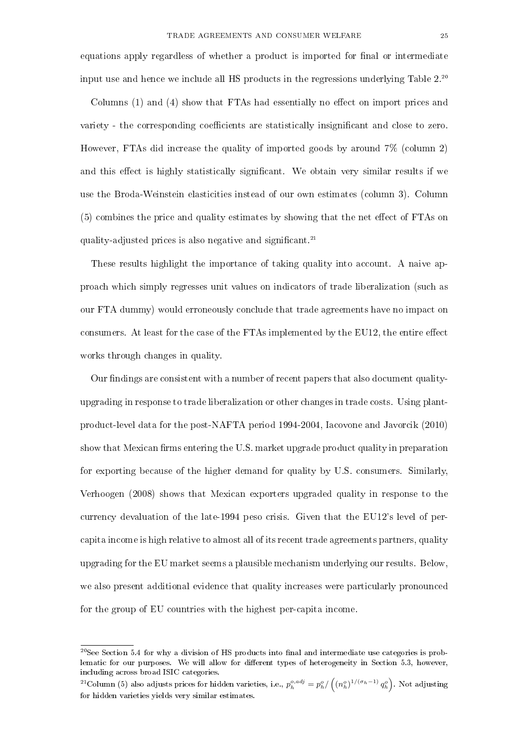equations apply regardless of whether a product is imported for final or intermediate input use and hence we include all HS products in the regressions underlying Table 2.[20]

Columns (1) and (4) show that FTAs had essentially no effect on import prices and variety - the corresponding coefficients are statistically insignificant and close to zero. However, FTAs did increase the quality of imported goods by around 7% (column 2) and this effect is highly statistically significant. We obtain very similar results if we use the Broda-Weinstein elasticities instead of our own estimates (column 3). Column (5) combines the price and quality estimates by showing that the net effect of FTAs on quality-adjusted prices is also negative and significant.[21]

These results highlight the importance of taking quality into account. A naive approach which simply regresses unit values on indicators of trade liberalization (such as our FTA dummy) would erroneously conclude that trade agreements have no impact on consumers. At least for the case of the FTAs implemented by the EU12, the entire effect works through changes in quality.

Our findings are consistent with a number of recent papers that also document quality-upgrading in response to trade liberalization or other changes in trade costs. Using plant-product-level data for the post-NAFTA period 1994-2004, Iacovone and Javorcik (2010) show that Mexican firms entering the U.S. market upgrade product quality in preparation for exporting because of the higher demand for quality by U.S. consumers. Similarly, Verhoogen (2008) shows that Mexican exporters upgraded quality in response to the currency devaluation of the late-1994 peso crisis. Given that the EU12's level of per-capita income is high relative to almost all of its recent trade agreements partners, quality upgrading for the EU market seems a plausible mechanism underlying our results. Below, we also present additional evidence that quality increases were particularly pronounced for the group of EU countries with the highest per-capita income.

[20]See Section 5.4 for why a division of HS products into final and intermediate use categories is problematic for our purposes. We will allow for different types of heterogeneity in Section 5.3, however, including across broad ISIC categories.

[21]Column (5) also adjusts prices for hidden varieties, i.e., $p_h^{o,adj} = p_h^o / \left( \left(n_h^o\right)^{1/(\sigma_h - 1)} q_h^o \right)$. Not adjusting for hidden varieties yields very similar estimates.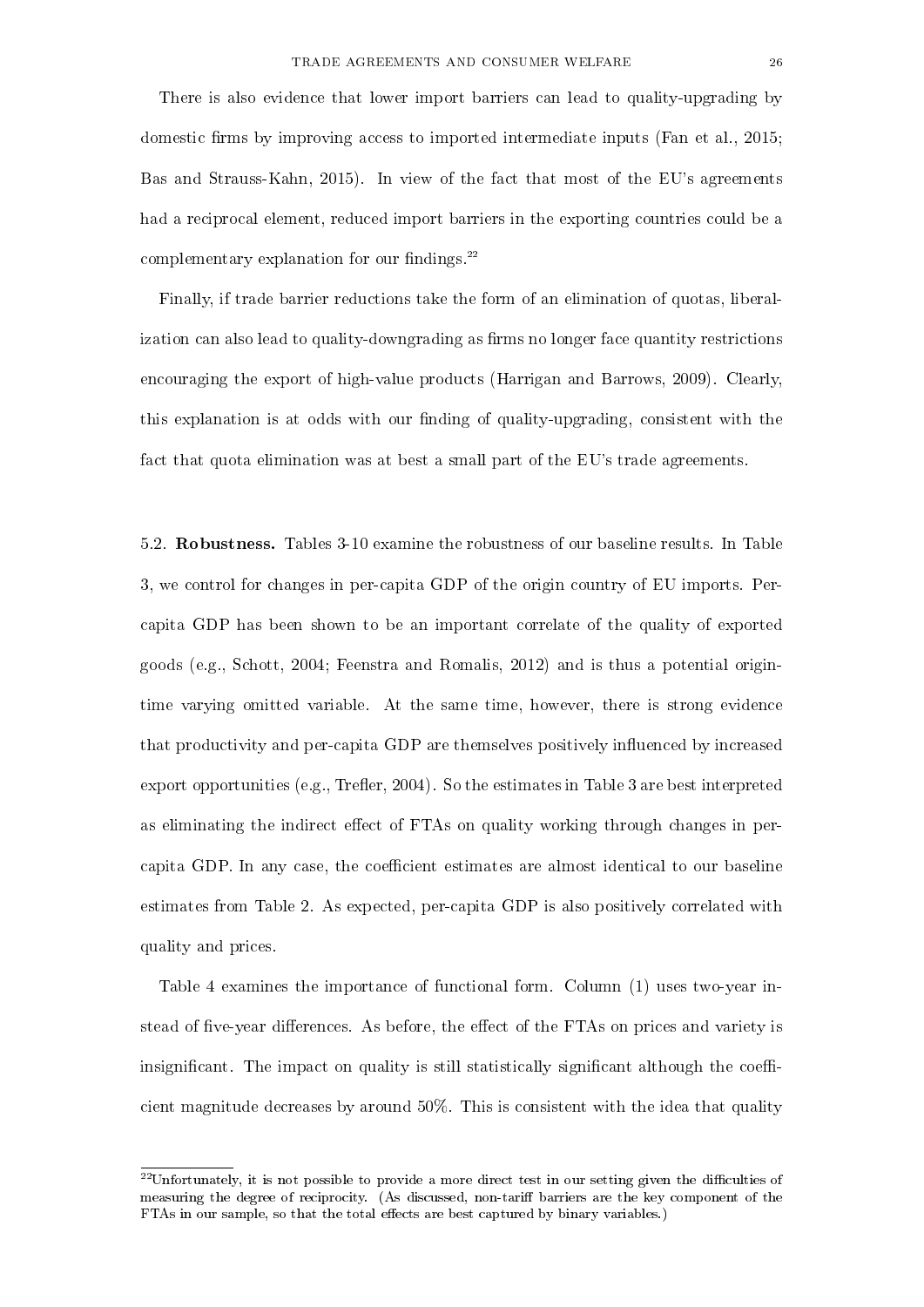There is also evidence that lower import barriers can lead to quality-upgrading by domestic firms by improving access to imported intermediate inputs (Fan et al., 2015; Bas and Strauss-Kahn, 2015). In view of the fact that most of the EU's agreements had a reciprocal element, reduced import barriers in the exporting countries could be a complementary explanation for our findings.[22]

Finally, if trade barrier reductions take the form of an elimination of quotas, liberalization can also lead to quality-downgrading as firms no longer face quantity restrictions encouraging the export of high-value products (Harrigan and Barrows, 2009). Clearly, this explanation is at odds with our finding of quality-upgrading, consistent with the fact that quota elimination was at best a small part of the EU's trade agreements.

5.2. **Robustness.** Tables 3-10 examine the robustness of our baseline results. In Table 3, we control for changes in per-capita GDP of the origin country of EU imports. Per-capita GDP has been shown to be an important correlate of the quality of exported goods (e.g., Schott, 2004; Feenstra and Romalis, 2012) and is thus a potential origin-time varying omitted variable. At the same time, however, there is strong evidence that productivity and per-capita GDP are themselves positively influenced by increased export opportunities (e.g., Trefler, 2004). So the estimates in Table 3 are best interpreted as eliminating the indirect effect of FTAs on quality working through changes in per-capita GDP. In any case, the coefficient estimates are almost identical to our baseline estimates from Table 2. As expected, per-capita GDP is also positively correlated with quality and prices.

Table 4 examines the importance of functional form. Column (1) uses two-year instead of five-year differences. As before, the effect of the FTAs on prices and variety is insignificant. The impact on quality is still statistically significant although the coefficient magnitude decreases by around 50%. This is consistent with the idea that quality

[22]Unfortunately, it is not possible to provide a more direct test in our setting given the difficulties of measuring the degree of reciprocity. (As discussed, non-tariff barriers are the key component of the FTAs in our sample, so that the total effects are best captured by binary variables.)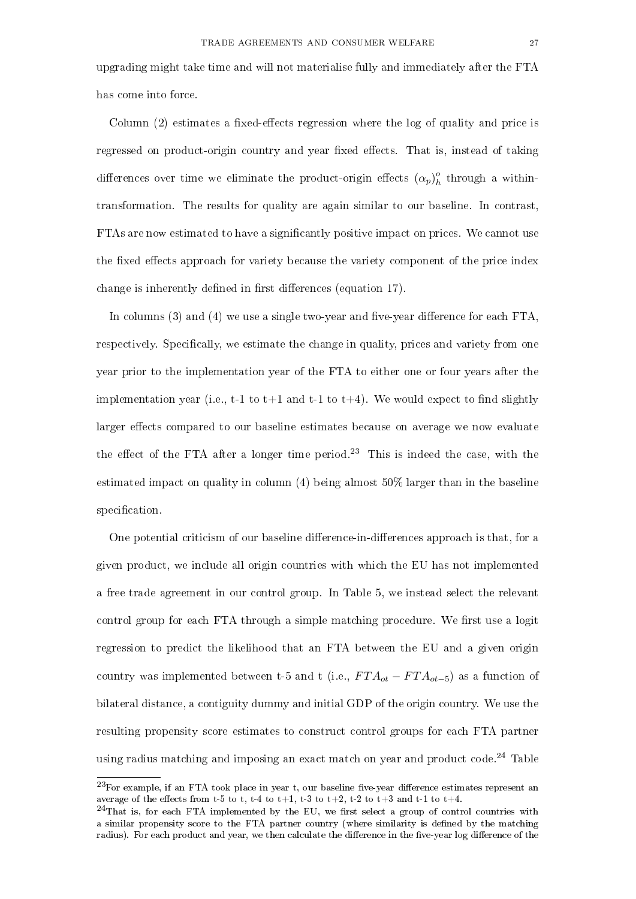upgrading might take time and will not materialise fully and immediately after the FTA has come into force.

Column (2) estimates a fixed-effects regression where the log of quality and price is regressed on product-origin country and year fixed effects. That is, instead of taking differences over time we eliminate the product-origin effects $(\alpha_p)_h^o$ through a within-transformation. The results for quality are again similar to our baseline. In contrast, FTAs are now estimated to have a significantly positive impact on prices. We cannot use the fixed effects approach for variety because the variety component of the price index change is inherently defined in first differences (equation 17).

In columns (3) and (4) we use a single two-year and five-year difference for each FTA, respectively. Specifically, we estimate the change in quality, prices and variety from one year prior to the implementation year of the FTA to either one or four years after the implementation year (i.e., t-1 to t+1 and t-1 to t+4). We would expect to find slightly larger effects compared to our baseline estimates because on average we now evaluate the effect of the FTA after a longer time period.[23] This is indeed the case, with the estimated impact on quality in column (4) being almost 50% larger than in the baseline specification.

One potential criticism of our baseline difference-in-differences approach is that, for a given product, we include all origin countries with which the EU has not implemented a free trade agreement in our control group. In Table 5, we instead select the relevant control group for each FTA through a simple matching procedure. We first use a logit regression to predict the likelihood that an FTA between the EU and a given origin country was implemented between t-5 and t (i.e., $FTA_{ot} - FTA_{ot-5}$) as a function of bilateral distance, a contiguity dummy and initial GDP of the origin country. We use the resulting propensity score estimates to construct control groups for each FTA partner using radius matching and imposing an exact match on year and product code.[24] Table

[23]For example, if an FTA took place in year t, our baseline five-year difference estimates represent an average of the effects from t-5 to t, t-4 to t+1, t-3 to t+2, t-2 to t+3 and t-1 to t+4.

[24]That is, for each FTA implemented by the EU, we first select a group of control countries with a similar propensity score to the FTA partner country (where similarity is defined by the matching radius). For each product and year, we then calculate the difference in the five-year log difference of the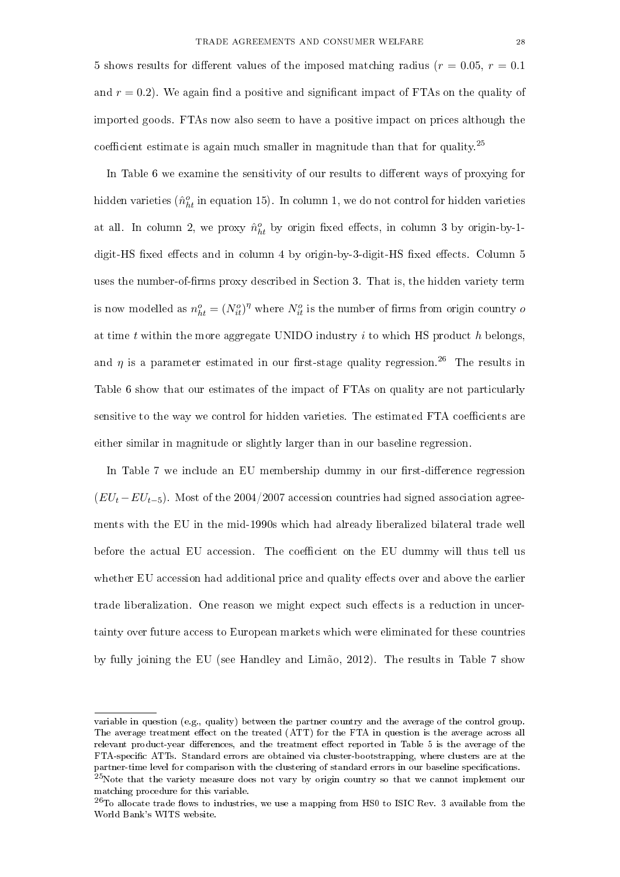5 shows results for different values of the imposed matching radius ($r = 0.05$, $r = 0.1$ and $r = 0.2$). We again find a positive and significant impact of FTAs on the quality of imported goods. FTAs now also seem to have a positive impact on prices although the coefficient estimate is again much smaller in magnitude than that for quality.[25]

In Table 6 we examine the sensitivity of our results to different ways of proxying for hidden varieties ($\hat{n}^o_{ht}$ in equation 15). In column 1, we do not control for hidden varieties at all. In column 2, we proxy $\hat{n}^o_{ht}$ by origin fixed effects, in column 3 by origin-by-1-digit-HS fixed effects and in column 4 by origin-by-3-digit-HS fixed effects. Column 5 uses the number-of-firms proxy described in Section 3. That is, the hidden variety term is now modelled as $n^o_{ht} = (N^o_{it})^\eta$ where $N^o_{it}$ is the number of firms from origin country $o$ at time $t$ within the more aggregate UNIDO industry $i$ to which HS product $h$ belongs, and $\eta$ is a parameter estimated in our first-stage quality regression.[26] The results in Table 6 show that our estimates of the impact of FTAs on quality are not particularly sensitive to the way we control for hidden varieties. The estimated FTA coefficients are either similar in magnitude or slightly larger than in our baseline regression.

In Table 7 we include an EU membership dummy in our first-difference regression ($EU_t - EU_{t-5}$). Most of the 2004/2007 accession countries had signed association agreements with the EU in the mid-1990s which had already liberalized bilateral trade well before the actual EU accession. The coefficient on the EU dummy will thus tell us whether EU accession had additional price and quality effects over and above the earlier trade liberalization. One reason we might expect such effects is a reduction in uncertainty over future access to European markets which were eliminated for these countries by fully joining the EU (see Handley and Limão, 2012). The results in Table 7 show

---

variable in question (e.g., quality) between the partner country and the average of the control group. The average treatment effect on the treated (ATT) for the FTA in question is the average across all relevant product-year differences, and the treatment effect reported in Table 5 is the average of the FTA-specific ATTs. Standard errors are obtained via cluster-bootstrapping, where clusters are at the partner-time level for comparison with the clustering of standard errors in our baseline specifications.

[25] Note that the variety measure does not vary by origin country so that we cannot implement our matching procedure for this variable.

[26] To allocate trade flows to industries, we use a mapping from HS0 to ISIC Rev. 3 available from the World Bank's WITS website.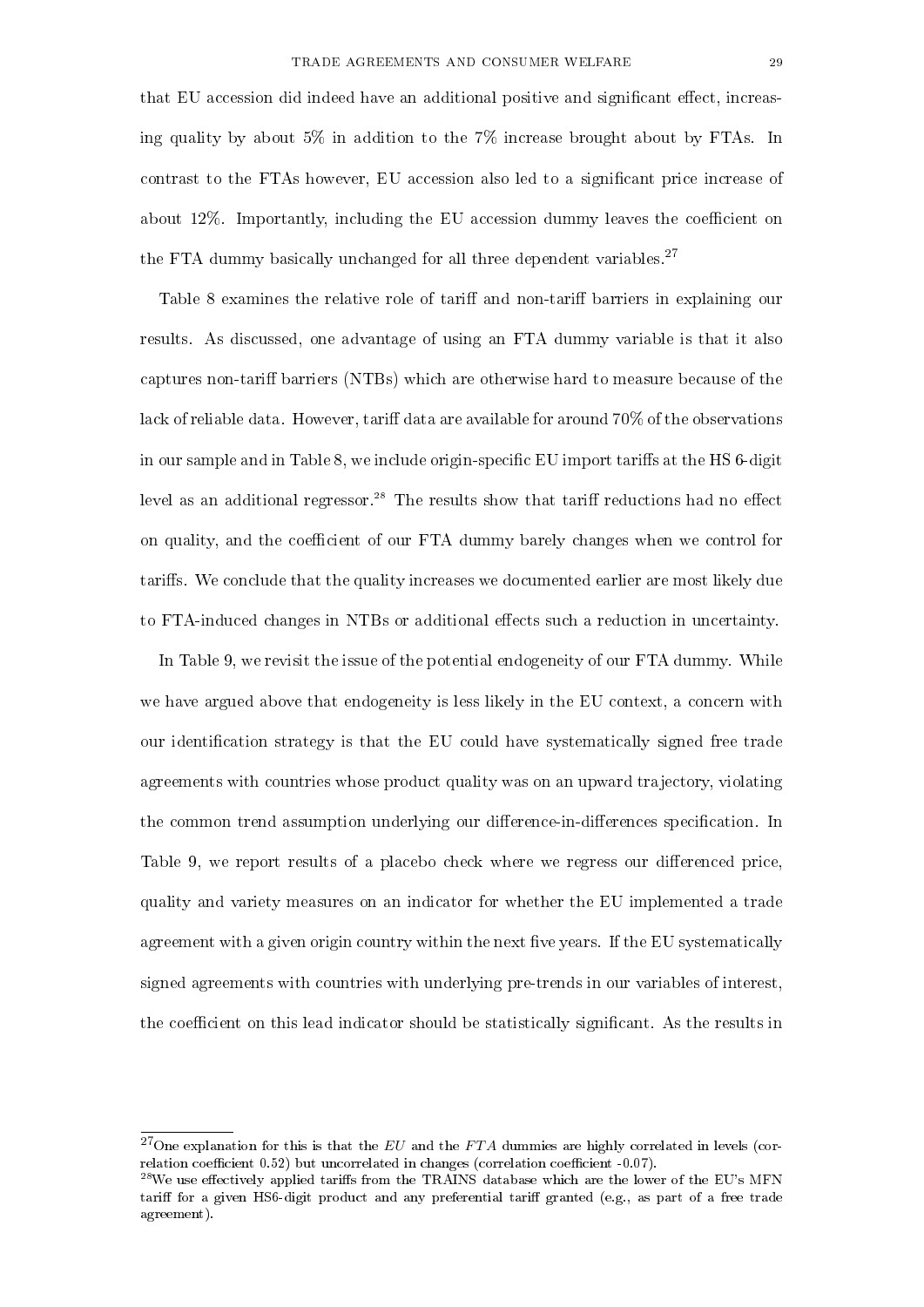that EU accession did indeed have an additional positive and significant effect, increasing quality by about 5% in addition to the 7% increase brought about by FTAs. In contrast to the FTAs however, EU accession also led to a significant price increase of about 12%. Importantly, including the EU accession dummy leaves the coefficient on the FTA dummy basically unchanged for all three dependent variables.[27]

Table 8 examines the relative role of tariff and non-tariff barriers in explaining our results. As discussed, one advantage of using an FTA dummy variable is that it also captures non-tariff barriers (NTBs) which are otherwise hard to measure because of the lack of reliable data. However, tariff data are available for around 70% of the observations in our sample and in Table 8, we include origin-specific EU import tariffs at the HS 6-digit level as an additional regressor.[28] The results show that tariff reductions had no effect on quality, and the coefficient of our FTA dummy barely changes when we control for tariffs. We conclude that the quality increases we documented earlier are most likely due to FTA-induced changes in NTBs or additional effects such a reduction in uncertainty.

In Table 9, we revisit the issue of the potential endogeneity of our FTA dummy. While we have argued above that endogeneity is less likely in the EU context, a concern with our identification strategy is that the EU could have systematically signed free trade agreements with countries whose product quality was on an upward trajectory, violating the common trend assumption underlying our difference-in-differences specification. In Table 9, we report results of a placebo check where we regress our differenced price, quality and variety measures on an indicator for whether the EU implemented a trade agreement with a given origin country within the next five years. If the EU systematically signed agreements with countries with underlying pre-trends in our variables of interest, the coefficient on this lead indicator should be statistically significant. As the results in

[27]One explanation for this is that the *EU* and the *FTA* dummies are highly correlated in levels (correlation coefficient 0.52) but uncorrelated in changes (correlation coefficient -0.07).

[28]We use effectively applied tariffs from the TRAINS database which are the lower of the EU's MFN tariff for a given HS6-digit product and any preferential tariff granted (e.g., as part of a free trade agreement).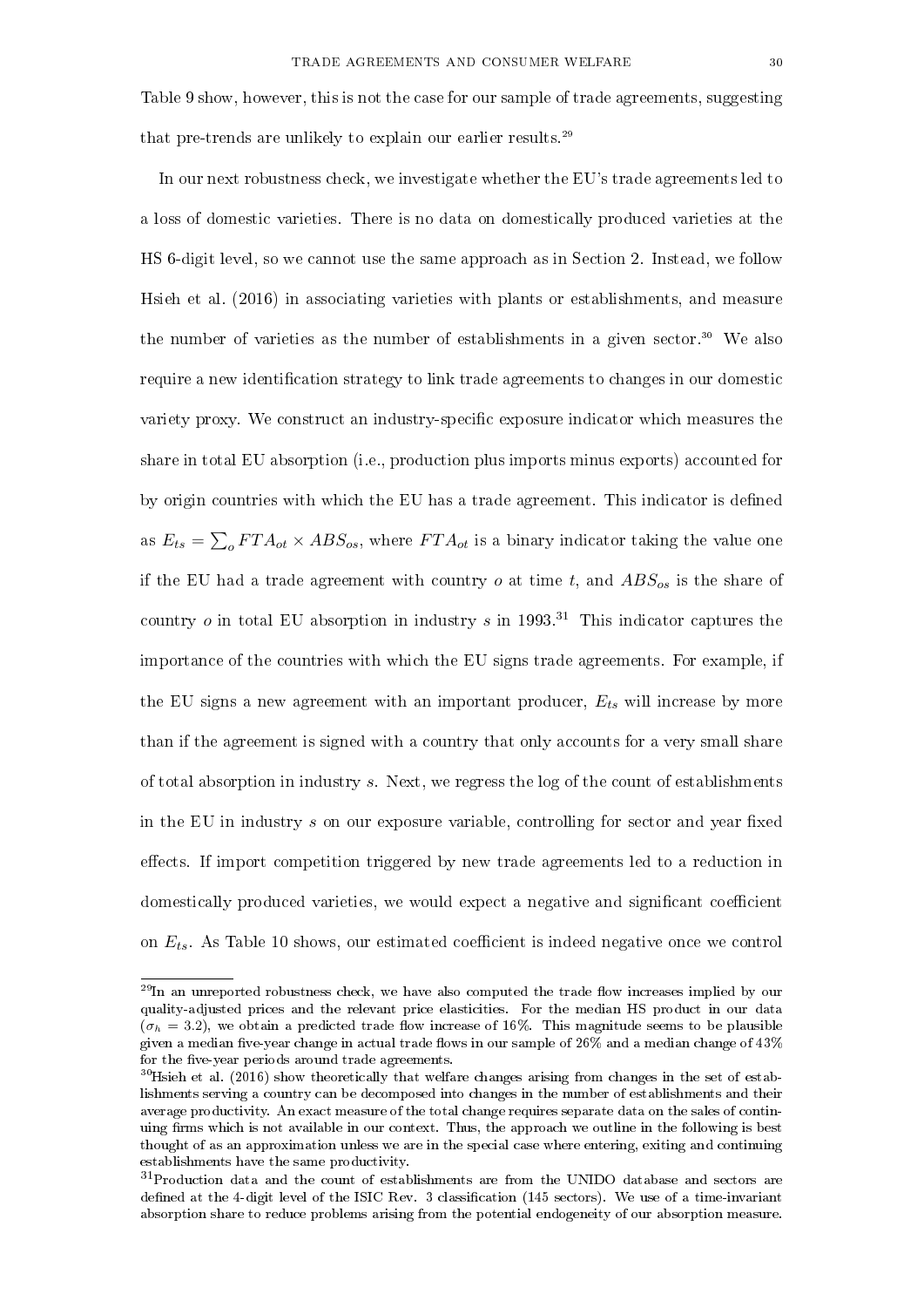Table 9 show, however, this is not the case for our sample of trade agreements, suggesting that pre-trends are unlikely to explain our earlier results.[29]

In our next robustness check, we investigate whether the EU's trade agreements led to a loss of domestic varieties. There is no data on domestically produced varieties at the HS 6-digit level, so we cannot use the same approach as in Section 2. Instead, we follow Hsieh et al. (2016) in associating varieties with plants or establishments, and measure the number of varieties as the number of establishments in a given sector.[30] We also require a new identification strategy to link trade agreements to changes in our domestic variety proxy. We construct an industry-specific exposure indicator which measures the share in total EU absorption (i.e., production plus imports minus exports) accounted for by origin countries with which the EU has a trade agreement. This indicator is defined as $E_{ts} = \sum_o FTA_{ot} \times ABS_{os}$, where $FTA_{ot}$ is a binary indicator taking the value one if the EU had a trade agreement with country $o$ at time $t$, and $ABS_{os}$ is the share of country $o$ in total EU absorption in industry $s$ in 1993.[31] This indicator captures the importance of the countries with which the EU signs trade agreements. For example, if the EU signs a new agreement with an important producer, $E_{ts}$ will increase by more than if the agreement is signed with a country that only accounts for a very small share of total absorption in industry $s$. Next, we regress the log of the count of establishments in the EU in industry $s$ on our exposure variable, controlling for sector and year fixed effects. If import competition triggered by new trade agreements led to a reduction in domestically produced varieties, we would expect a negative and significant coefficient on $E_{ts}$. As Table 10 shows, our estimated coefficient is indeed negative once we control

[29]In an unreported robustness check, we have also computed the trade flow increases implied by our quality-adjusted prices and the relevant price elasticities. For the median HS product in our data ($\sigma_h = 3.2$), we obtain a predicted trade flow increase of 16%. This magnitude seems to be plausible given a median five-year change in actual trade flows in our sample of 26% and a median change of 43% for the five-year periods around trade agreements.

[30]Hsieh et al. (2016) show theoretically that welfare changes arising from changes in the set of establishments serving a country can be decomposed into changes in the number of establishments and their average productivity. An exact measure of the total change requires separate data on the sales of continuing firms which is not available in our context. Thus, the approach we outline in the following is best thought of as an approximation unless we are in the special case where entering, exiting and continuing establishments have the same productivity.

[31]Production data and the count of establishments are from the UNIDO database and sectors are defined at the 4-digit level of the ISIC Rev. 3 classification (145 sectors). We use of a time-invariant absorption share to reduce problems arising from the potential endogeneity of our absorption measure.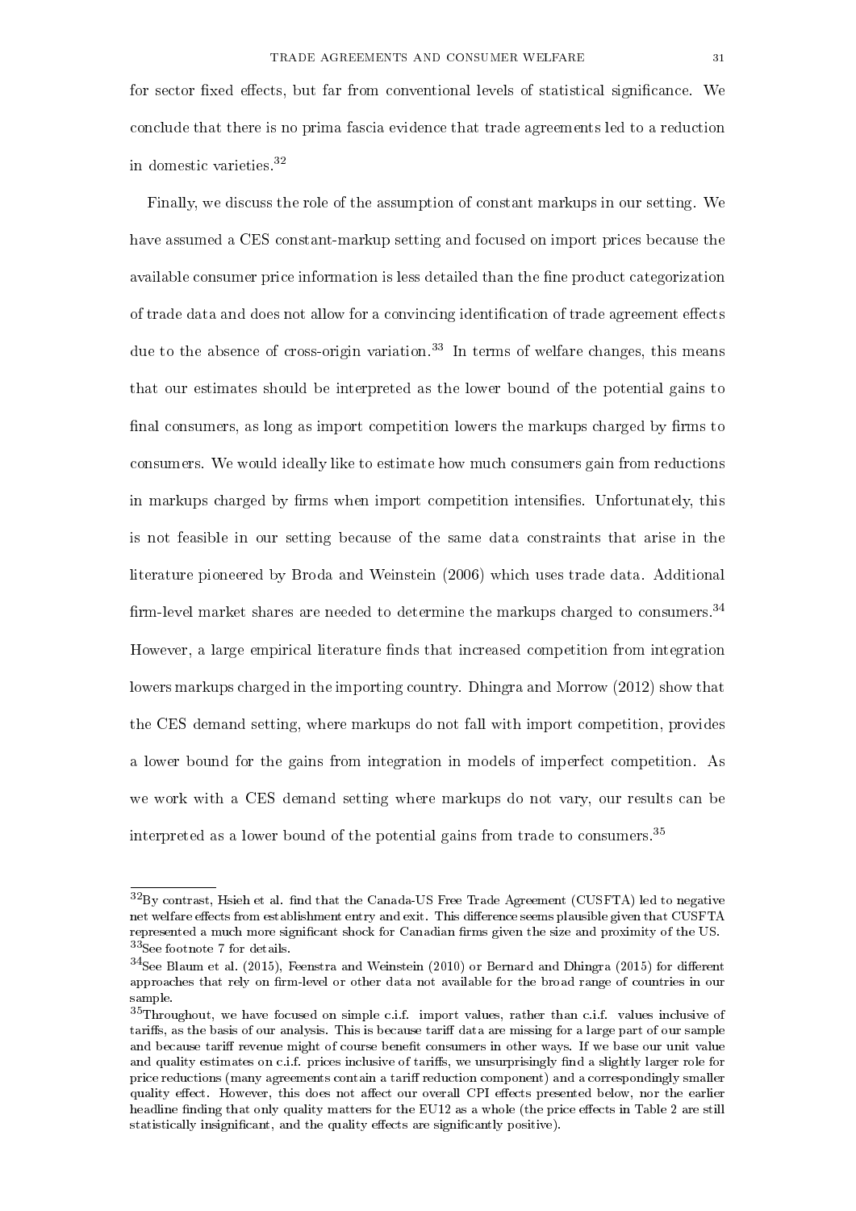for sector fixed effects, but far from conventional levels of statistical significance. We conclude that there is no prima fascia evidence that trade agreements led to a reduction in domestic varieties.[32]

Finally, we discuss the role of the assumption of constant markups in our setting. We have assumed a CES constant-markup setting and focused on import prices because the available consumer price information is less detailed than the fine product categorization of trade data and does not allow for a convincing identification of trade agreement effects due to the absence of cross-origin variation.[33] In terms of welfare changes, this means that our estimates should be interpreted as the lower bound of the potential gains to final consumers, as long as import competition lowers the markups charged by firms to consumers. We would ideally like to estimate how much consumers gain from reductions in markups charged by firms when import competition intensifies. Unfortunately, this is not feasible in our setting because of the same data constraints that arise in the literature pioneered by Broda and Weinstein (2006) which uses trade data. Additional firm-level market shares are needed to determine the markups charged to consumers.[34] However, a large empirical literature finds that increased competition from integration lowers markups charged in the importing country. Dhingra and Morrow (2012) show that the CES demand setting, where markups do not fall with import competition, provides a lower bound for the gains from integration in models of imperfect competition. As we work with a CES demand setting where markups do not vary, our results can be interpreted as a lower bound of the potential gains from trade to consumers.[35]

[32]By contrast, Hsieh et al. find that the Canada-US Free Trade Agreement (CUSFTA) led to negative net welfare effects from establishment entry and exit. This difference seems plausible given that CUSFTA represented a much more significant shock for Canadian firms given the size and proximity of the US.

[33]See footnote 7 for details.

[34]See Blaum et al. (2015), Feenstra and Weinstein (2010) or Bernard and Dhingra (2015) for different approaches that rely on firm-level or other data not available for the broad range of countries in our sample.

[35]Throughout, we have focused on simple c.i.f. import values, rather than c.i.f. values inclusive of tariffs, as the basis of our analysis. This is because tariff data are missing for a large part of our sample and because tariff revenue might of course benefit consumers in other ways. If we base our unit value and quality estimates on c.i.f. prices inclusive of tariffs, we unsurprisingly find a slightly larger role for price reductions (many agreements contain a tariff reduction component) and a correspondingly smaller quality effect. However, this does not affect our overall CPI effects presented below, nor the earlier headline finding that only quality matters for the EU12 as a whole (the price effects in Table 2 are still statistically insignificant, and the quality effects are significantly positive).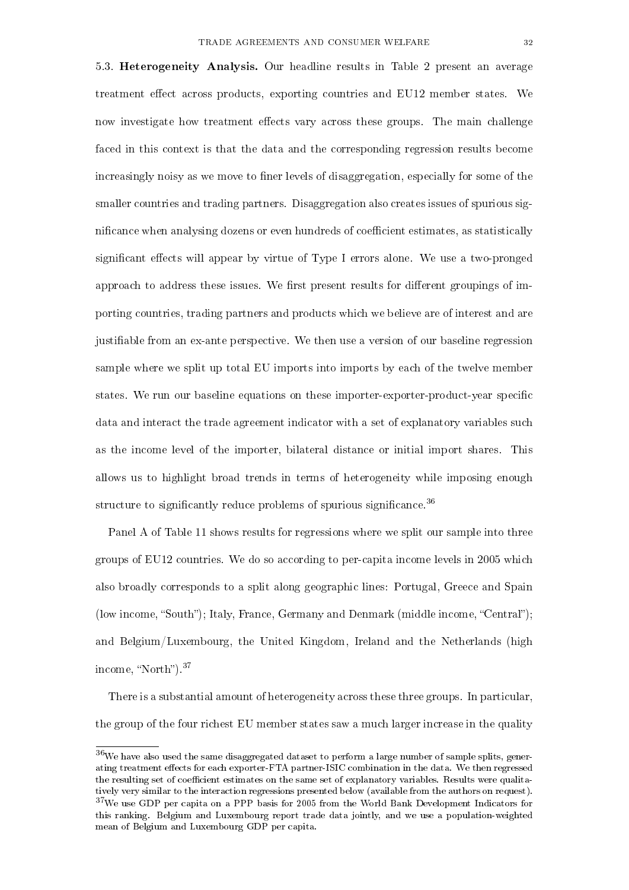5.3. **Heterogeneity Analysis.** Our headline results in Table 2 present an average treatment effect across products, exporting countries and EU12 member states. We now investigate how treatment effects vary across these groups. The main challenge faced in this context is that the data and the corresponding regression results become increasingly noisy as we move to finer levels of disaggregation, especially for some of the smaller countries and trading partners. Disaggregation also creates issues of spurious significance when analysing dozens or even hundreds of coefficient estimates, as statistically significant effects will appear by virtue of Type I errors alone. We use a two-pronged approach to address these issues. We first present results for different groupings of importing countries, trading partners and products which we believe are of interest and are justifiable from an ex-ante perspective. We then use a version of our baseline regression sample where we split up total EU imports into imports by each of the twelve member states. We run our baseline equations on these importer-exporter-product-year specific data and interact the trade agreement indicator with a set of explanatory variables such as the income level of the importer, bilateral distance or initial import shares. This allows us to highlight broad trends in terms of heterogeneity while imposing enough structure to significantly reduce problems of spurious significance.[36]

Panel A of Table 11 shows results for regressions where we split our sample into three groups of EU12 countries. We do so according to per-capita income levels in 2005 which also broadly corresponds to a split along geographic lines: Portugal, Greece and Spain (low income, "South"); Italy, France, Germany and Denmark (middle income, "Central"); and Belgium/Luxembourg, the United Kingdom, Ireland and the Netherlands (high income, "North").[37]

There is a substantial amount of heterogeneity across these three groups. In particular, the group of the four richest EU member states saw a much larger increase in the quality

---

[36] We have also used the same disaggregated dataset to perform a large number of sample splits, generating treatment effects for each exporter-FTA partner-ISIC combination in the data. We then regressed the resulting set of coefficient estimates on the same set of explanatory variables. Results were qualitatively very similar to the interaction regressions presented below (available from the authors on request).

[37] We use GDP per capita on a PPP basis for 2005 from the World Bank Development Indicators for this ranking. Belgium and Luxembourg report trade data jointly, and we use a population-weighted mean of Belgium and Luxembourg GDP per capita.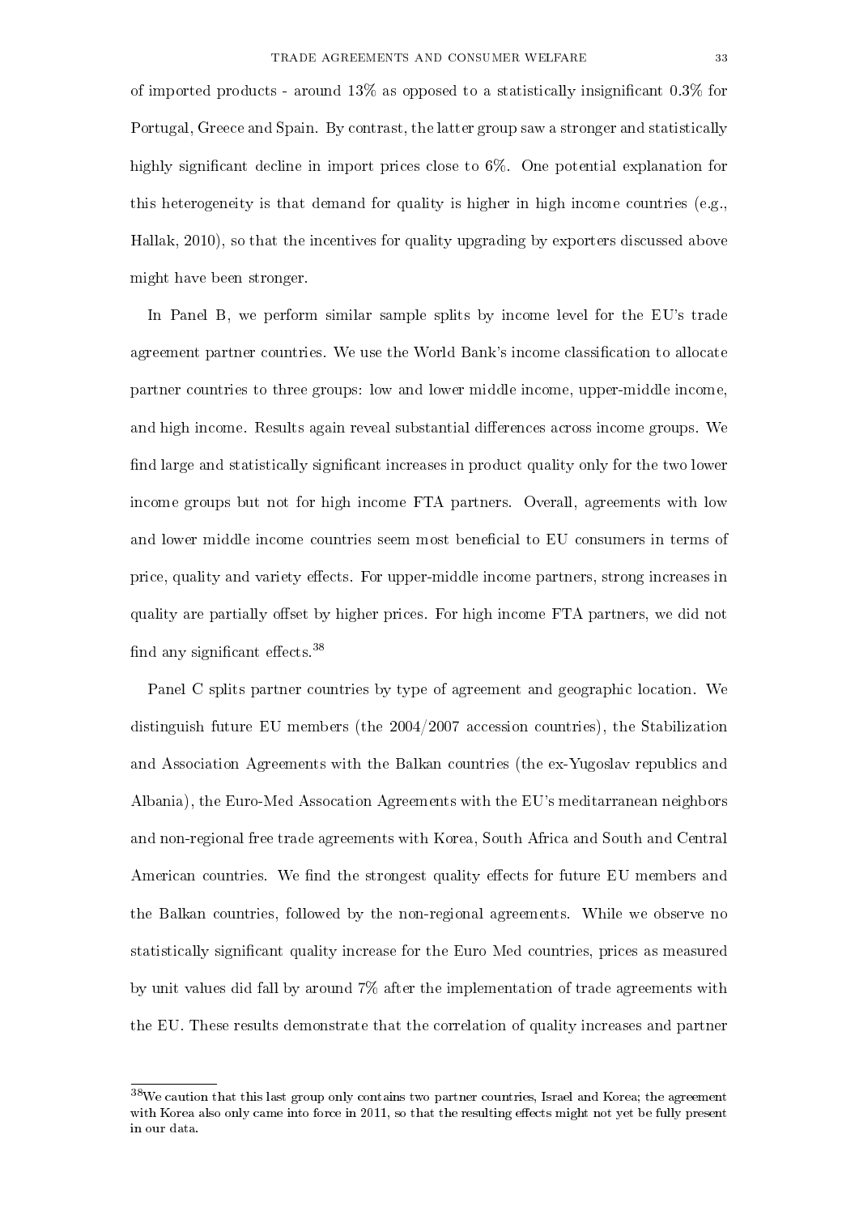of imported products - around 13% as opposed to a statistically insignificant 0.3% for Portugal, Greece and Spain. By contrast, the latter group saw a stronger and statistically highly significant decline in import prices close to 6%. One potential explanation for this heterogeneity is that demand for quality is higher in high income countries (e.g., Hallak, 2010), so that the incentives for quality upgrading by exporters discussed above might have been stronger.

In Panel B, we perform similar sample splits by income level for the EU's trade agreement partner countries. We use the World Bank's income classification to allocate partner countries to three groups: low and lower middle income, upper-middle income, and high income. Results again reveal substantial differences across income groups. We find large and statistically significant increases in product quality only for the two lower income groups but not for high income FTA partners. Overall, agreements with low and lower middle income countries seem most beneficial to EU consumers in terms of price, quality and variety effects. For upper-middle income partners, strong increases in quality are partially offset by higher prices. For high income FTA partners, we did not find any significant effects.[38]

Panel C splits partner countries by type of agreement and geographic location. We distinguish future EU members (the 2004/2007 accession countries), the Stabilization and Association Agreements with the Balkan countries (the ex-Yugoslav republics and Albania), the Euro-Med Assocation Agreements with the EU's meditarranean neighbors and non-regional free trade agreements with Korea, South Africa and South and Central American countries. We find the strongest quality effects for future EU members and the Balkan countries, followed by the non-regional agreements. While we observe no statistically significant quality increase for the Euro Med countries, prices as measured by unit values did fall by around 7% after the implementation of trade agreements with the EU. These results demonstrate that the correlation of quality increases and partner

[38]We caution that this last group only contains two partner countries, Israel and Korea; the agreement with Korea also only came into force in 2011, so that the resulting effects might not yet be fully present in our data.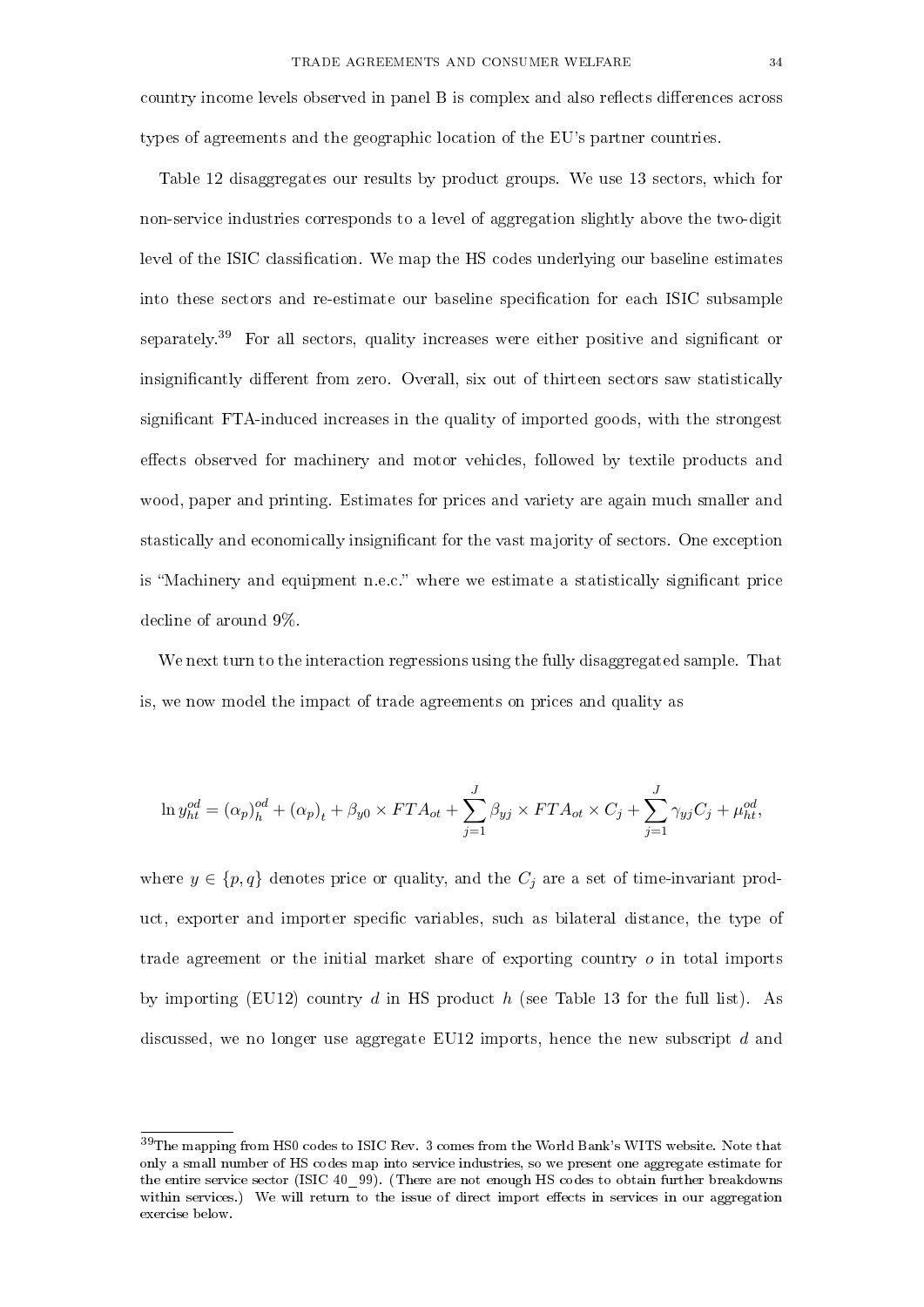country income levels observed in panel B is complex and also reflects differences across types of agreements and the geographic location of the EU's partner countries.

Table 12 disaggregates our results by product groups. We use 13 sectors, which for non-service industries corresponds to a level of aggregation slightly above the two-digit level of the ISIC classification. We map the HS codes underlying our baseline estimates into these sectors and re-estimate our baseline specification for each ISIC subsample separately.[39] For all sectors, quality increases were either positive and significant or insignificantly different from zero. Overall, six out of thirteen sectors saw statistically significant FTA-induced increases in the quality of imported goods, with the strongest effects observed for machinery and motor vehicles, followed by textile products and wood, paper and printing. Estimates for prices and variety are again much smaller and stastically and economically insignificant for the vast majority of sectors. One exception is "Machinery and equipment n.e.c." where we estimate a statistically significant price decline of around 9%.

We next turn to the interaction regressions using the fully disaggregated sample. That is, we now model the impact of trade agreements on prices and quality as

$$\ln y_{ht}^{od} = (\alpha_p)_h^{od} + (\alpha_p)_t + \beta_{y0} \times FTA_{ot} + \sum_{j=1}^{J} \beta_{yj} \times FTA_{ot} \times C_j + \sum_{j=1}^{J} \gamma_{yj} C_j + \mu_{ht}^{od},$$

where $y \in \{p, q\}$ denotes price or quality, and the $C_j$ are a set of time-invariant product, exporter and importer specific variables, such as bilateral distance, the type of trade agreement or the initial market share of exporting country $o$ in total imports by importing (EU12) country $d$ in HS product $h$ (see Table 13 for the full list). As discussed, we no longer use aggregate EU12 imports, hence the new subscript $d$ and

[39] The mapping from HS0 codes to ISIC Rev. 3 comes from the World Bank's WITS website. Note that only a small number of HS codes map into service industries, so we present one aggregate estimate for the entire service sector (ISIC 40_99). (There are not enough HS codes to obtain further breakdowns within services.) We will return to the issue of direct import effects in services in our aggregation exercise below.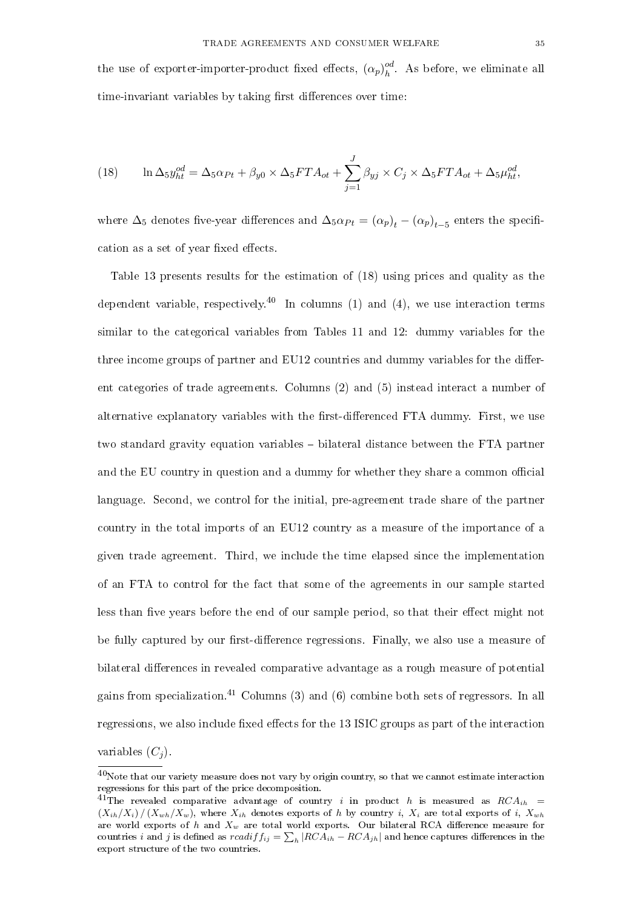the use of exporter-importer-product fixed effects, $(\alpha_p)_h^{od}$. As before, we eliminate all time-invariant variables by taking first differences over time:

$$\ln \Delta_5 y_{ht}^{od} = \Delta_5 \alpha_{Pt} + \beta_{y0} \times \Delta_5 FTA_{ot} + \sum_{j=1}^{J} \beta_{yj} \times C_j \times \Delta_5 FTA_{ot} + \Delta_5 \mu_{ht}^{od}, \tag{18}$$

where $\Delta_5$ denotes five-year differences and $\Delta_5 \alpha_{Pt} = (\alpha_p)_t - (\alpha_p)_{t-5}$ enters the specification as a set of year fixed effects.

Table 13 presents results for the estimation of (18) using prices and quality as the dependent variable, respectively.[40] In columns (1) and (4), we use interaction terms similar to the categorical variables from Tables 11 and 12: dummy variables for the three income groups of partner and EU12 countries and dummy variables for the different categories of trade agreements. Columns (2) and (5) instead interact a number of alternative explanatory variables with the first-differenced FTA dummy. First, we use two standard gravity equation variables – bilateral distance between the FTA partner and the EU country in question and a dummy for whether they share a common official language. Second, we control for the initial, pre-agreement trade share of the partner country in the total imports of an EU12 country as a measure of the importance of a given trade agreement. Third, we include the time elapsed since the implementation of an FTA to control for the fact that some of the agreements in our sample started less than five years before the end of our sample period, so that their effect might not be fully captured by our first-difference regressions. Finally, we also use a measure of bilateral differences in revealed comparative advantage as a rough measure of potential gains from specialization.[41] Columns (3) and (6) combine both sets of regressors. In all regressions, we also include fixed effects for the 13 ISIC groups as part of the interaction variables ($C_j$).

[40] Note that our variety measure does not vary by origin country, so that we cannot estimate interaction regressions for this part of the price decomposition.

[41] The revealed comparative advantage of country $i$ in product $h$ is measured as $RCA_{ih} = (X_{ih}/X_i) / (X_{wh}/X_w)$, where $X_{ih}$ denotes exports of $h$ by country $i$, $X_i$ are total exports of $i$, $X_{wh}$ are world exports of $h$ and $X_w$ are total world exports. Our bilateral RCA difference measure for countries $i$ and $j$ is defined as $rcadiff_{ij} = \sum_h |RCA_{ih} - RCA_{jh}|$ and hence captures differences in the export structure of the two countries.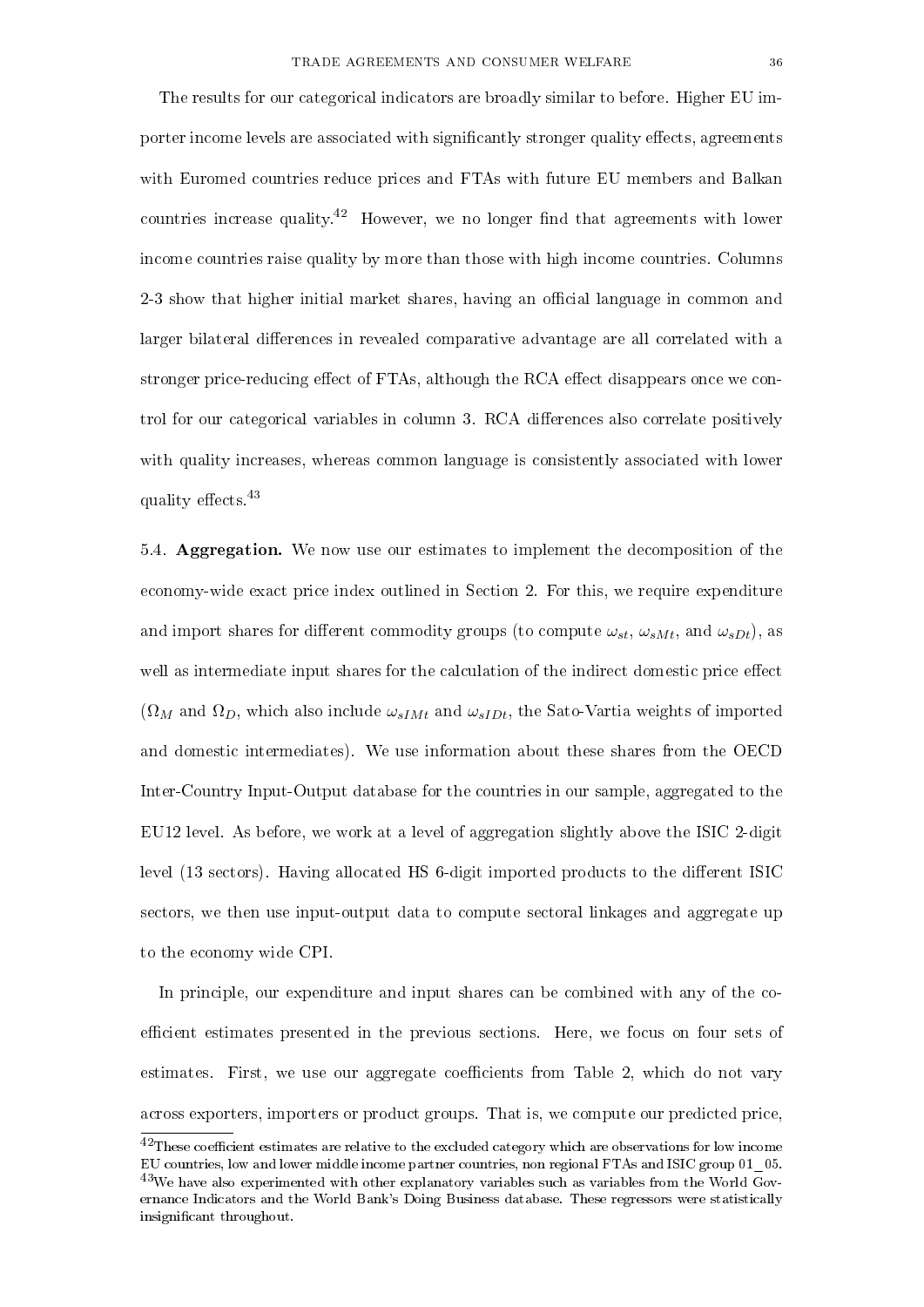The results for our categorical indicators are broadly similar to before. Higher EU importer income levels are associated with significantly stronger quality effects, agreements with Euromed countries reduce prices and FTAs with future EU members and Balkan countries increase quality.[42] However, we no longer find that agreements with lower income countries raise quality by more than those with high income countries. Columns 2-3 show that higher initial market shares, having an official language in common and larger bilateral differences in revealed comparative advantage are all correlated with a stronger price-reducing effect of FTAs, although the RCA effect disappears once we control for our categorical variables in column 3. RCA differences also correlate positively with quality increases, whereas common language is consistently associated with lower quality effects.[43]

5.4. **Aggregation.** We now use our estimates to implement the decomposition of the economy-wide exact price index outlined in Section 2. For this, we require expenditure and import shares for different commodity groups (to compute $\omega_{st}$, $\omega_{sMt}$, and $\omega_{sDt}$), as well as intermediate input shares for the calculation of the indirect domestic price effect ($\Omega_M$ and $\Omega_D$, which also include $\omega_{sIMt}$ and $\omega_{sIDt}$, the Sato-Vartia weights of imported and domestic intermediates). We use information about these shares from the OECD Inter-Country Input-Output database for the countries in our sample, aggregated to the EU12 level. As before, we work at a level of aggregation slightly above the ISIC 2-digit level (13 sectors). Having allocated HS 6-digit imported products to the different ISIC sectors, we then use input-output data to compute sectoral linkages and aggregate up to the economy wide CPI.

In principle, our expenditure and input shares can be combined with any of the coefficient estimates presented in the previous sections. Here, we focus on four sets of estimates. First, we use our aggregate coefficients from Table 2, which do not vary across exporters, importers or product groups. That is, we compute our predicted price,

[42] These coefficient estimates are relative to the excluded category which are observations for low income EU countries, low and lower middle income partner countries, non regional FTAs and ISIC group 01_05.

[43] We have also experimented with other explanatory variables such as variables from the World Governance Indicators and the World Bank's Doing Business database. These regressors were statistically insignificant throughout.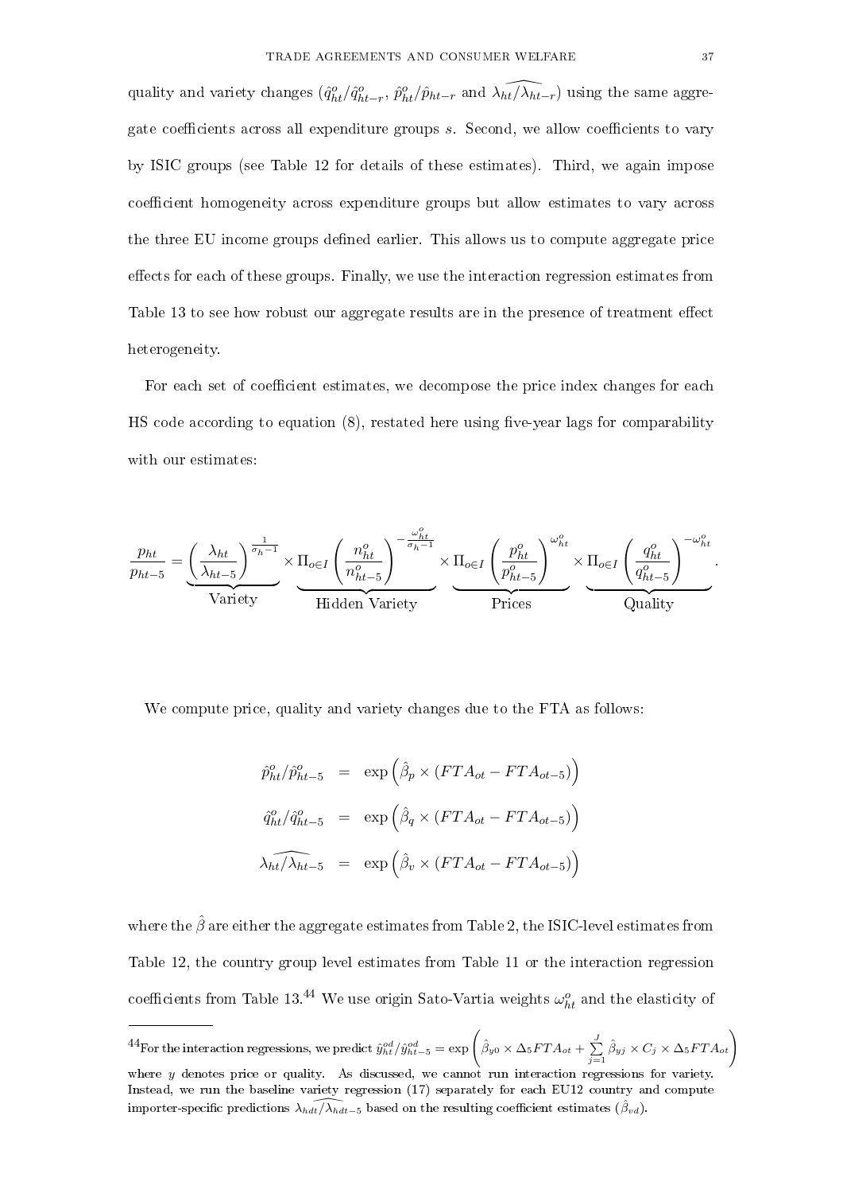quality and variety changes ($\hat{q}^o_{ht}/\hat{q}^o_{ht-r}$, $\hat{p}^o_{ht}/\hat{p}_{ht-r}$ and $\widehat{\lambda_{ht}/\lambda_{ht-r}}$) using the same aggregate coefficients across all expenditure groups $s$. Second, we allow coefficients to vary by ISIC groups (see Table 12 for details of these estimates). Third, we again impose coefficient homogeneity across expenditure groups but allow estimates to vary across the three EU income groups defined earlier. This allows us to compute aggregate price effects for each of these groups. Finally, we use the interaction regression estimates from Table 13 to see how robust our aggregate results are in the presence of treatment effect heterogeneity.

For each set of coefficient estimates, we decompose the price index changes for each HS code according to equation (8), restated here using five-year lags for comparability with our estimates:

$$\frac{p_{ht}}{p_{ht-5}} = \underbrace{\left(\frac{\lambda_{ht}}{\lambda_{ht-5}}\right)^{\frac{1}{\sigma_h-1}}}_{\text{Variety}} \times \underbrace{\Pi_{o\in I}\left(\frac{n^o_{ht}}{n^o_{ht-5}}\right)^{-\frac{\omega^o_{ht}}{\sigma_h-1}}}_{\text{Hidden Variety}} \times \underbrace{\Pi_{o\in I}\left(\frac{p^o_{ht}}{p^o_{ht-5}}\right)^{\omega^o_{ht}}}_{\text{Prices}} \times \underbrace{\Pi_{o\in I}\left(\frac{q^o_{ht}}{q^o_{ht-5}}\right)^{-\omega^o_{ht}}}_{\text{Quality}}.$$

We compute price, quality and variety changes due to the FTA as follows:

$$\begin{aligned}
\hat{p}^o_{ht}/\hat{p}^o_{ht-5} &= \exp\left(\hat{\beta}_p \times (FTA_{ot} - FTA_{ot-5})\right) \\
\hat{q}^o_{ht}/\hat{q}^o_{ht-5} &= \exp\left(\hat{\beta}_q \times (FTA_{ot} - FTA_{ot-5})\right) \\
\widehat{\lambda_{ht}/\lambda_{ht-5}} &= \exp\left(\hat{\beta}_v \times (FTA_{ot} - FTA_{ot-5})\right)
\end{aligned}$$

where the $\hat{\beta}$ are either the aggregate estimates from Table 2, the ISIC-level estimates from Table 12, the country group level estimates from Table 11 or the interaction regression coefficients from Table 13.[44] We use origin Sato-Vartia weights $\omega^o_{ht}$ and the elasticity of

[44]For the interaction regressions, we predict $\hat{y}^{od}_{ht}/\hat{y}^{od}_{ht-5} = \exp\left(\hat{\beta}_{y0} \times \Delta_5 FTA_{ot} + \sum_{j=1}^{J} \hat{\beta}_{yj} \times C_j \times \Delta_5 FTA_{ot}\right)$ where $y$ denotes price or quality. As discussed, we cannot run interaction regressions for variety. Instead, we run the baseline variety regression (17) separately for each EU12 country and compute importer-specific predictions $\widehat{\lambda_{hdt}/\lambda_{hdt-5}}$ based on the resulting coefficient estimates ($\hat{\beta}_{vd}$).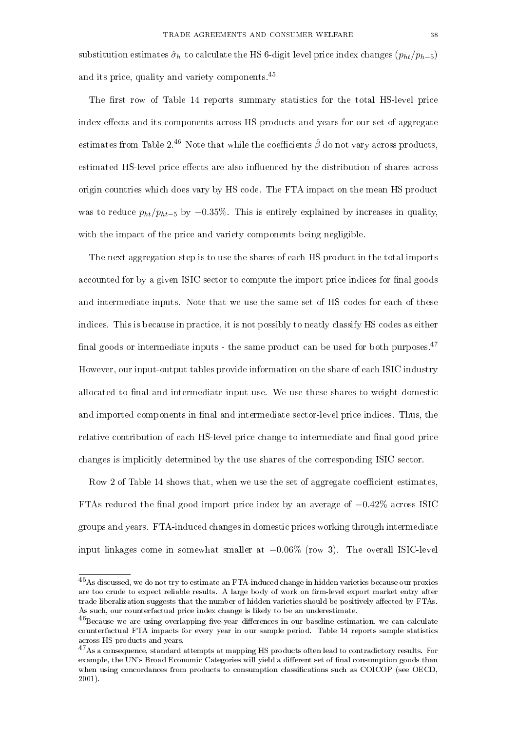substitution estimates $\hat{\sigma}_h$ to calculate the HS 6-digit level price index changes $(p_{ht}/p_{h-5})$ and its price, quality and variety components.[45]

The first row of Table 14 reports summary statistics for the total HS-level price index effects and its components across HS products and years for our set of aggregate estimates from Table 2.[46] Note that while the coefficients $\hat{\beta}$ do not vary across products, estimated HS-level price effects are also influenced by the distribution of shares across origin countries which does vary by HS code. The FTA impact on the mean HS product was to reduce $p_{ht}/p_{ht-5}$ by $-0.35\%$. This is entirely explained by increases in quality, with the impact of the price and variety components being negligible.

The next aggregation step is to use the shares of each HS product in the total imports accounted for by a given ISIC sector to compute the import price indices for final goods and intermediate inputs. Note that we use the same set of HS codes for each of these indices. This is because in practice, it is not possibly to neatly classify HS codes as either final goods or intermediate inputs - the same product can be used for both purposes.[47] However, our input-output tables provide information on the share of each ISIC industry allocated to final and intermediate input use. We use these shares to weight domestic and imported components in final and intermediate sector-level price indices. Thus, the relative contribution of each HS-level price change to intermediate and final good price changes is implicitly determined by the use shares of the corresponding ISIC sector.

Row 2 of Table 14 shows that, when we use the set of aggregate coefficient estimates, FTAs reduced the final good import price index by an average of $-0.42\%$ across ISIC groups and years. FTA-induced changes in domestic prices working through intermediate input linkages come in somewhat smaller at $-0.06\%$ (row 3). The overall ISIC-level

[45]As discussed, we do not try to estimate an FTA-induced change in hidden varieties because our proxies are too crude to expect reliable results. A large body of work on firm-level export market entry after trade liberalization suggests that the number of hidden varieties should be positively affected by FTAs. As such, our counterfactual price index change is likely to be an underestimate.

[46]Because we are using overlapping five-year differences in our baseline estimation, we can calculate counterfactual FTA impacts for every year in our sample period. Table 14 reports sample statistics across HS products and years.

[47]As a consequence, standard attempts at mapping HS products often lead to contradictory results. For example, the UN's Broad Economic Categories will yield a different set of final consumption goods than when using concordances from products to consumption classifications such as COICOP (see OECD, 2001).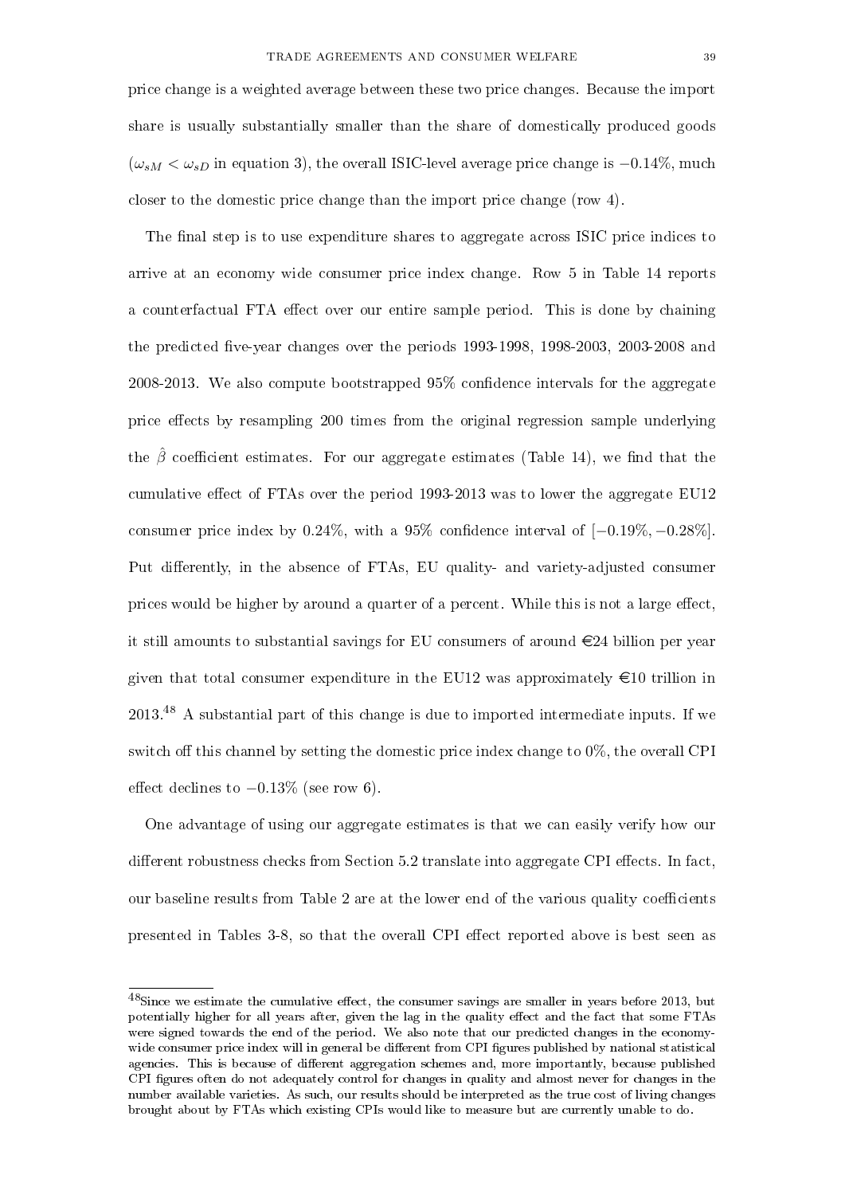price change is a weighted average between these two price changes. Because the import share is usually substantially smaller than the share of domestically produced goods ($\omega_{sM} < \omega_{sD}$ in equation 3), the overall ISIC-level average price change is $-0.14\%$, much closer to the domestic price change than the import price change (row 4).

The final step is to use expenditure shares to aggregate across ISIC price indices to arrive at an economy wide consumer price index change. Row 5 in Table 14 reports a counterfactual FTA effect over our entire sample period. This is done by chaining the predicted five-year changes over the periods 1993-1998, 1998-2003, 2003-2008 and 2008-2013. We also compute bootstrapped 95% confidence intervals for the aggregate price effects by resampling 200 times from the original regression sample underlying the $\hat{\beta}$ coefficient estimates. For our aggregate estimates (Table 14), we find that the cumulative effect of FTAs over the period 1993-2013 was to lower the aggregate EU12 consumer price index by 0.24%, with a 95% confidence interval of $[-0.19\%, -0.28\%]$. Put differently, in the absence of FTAs, EU quality- and variety-adjusted consumer prices would be higher by around a quarter of a percent. While this is not a large effect, it still amounts to substantial savings for EU consumers of around €24 billion per year given that total consumer expenditure in the EU12 was approximately €10 trillion in 2013.[48] A substantial part of this change is due to imported intermediate inputs. If we switch off this channel by setting the domestic price index change to 0%, the overall CPI effect declines to $-0.13\%$ (see row 6).

One advantage of using our aggregate estimates is that we can easily verify how our different robustness checks from Section 5.2 translate into aggregate CPI effects. In fact, our baseline results from Table 2 are at the lower end of the various quality coefficients presented in Tables 3-8, so that the overall CPI effect reported above is best seen as

---

[48] Since we estimate the cumulative effect, the consumer savings are smaller in years before 2013, but potentially higher for all years after, given the lag in the quality effect and the fact that some FTAs were signed towards the end of the period. We also note that our predicted changes in the economy-wide consumer price index will in general be different from CPI figures published by national statistical agencies. This is because of different aggregation schemes and, more importantly, because published CPI figures often do not adequately control for changes in quality and almost never for changes in the number available varieties. As such, our results should be interpreted as the true cost of living changes brought about by FTAs which existing CPIs would like to measure but are currently unable to do.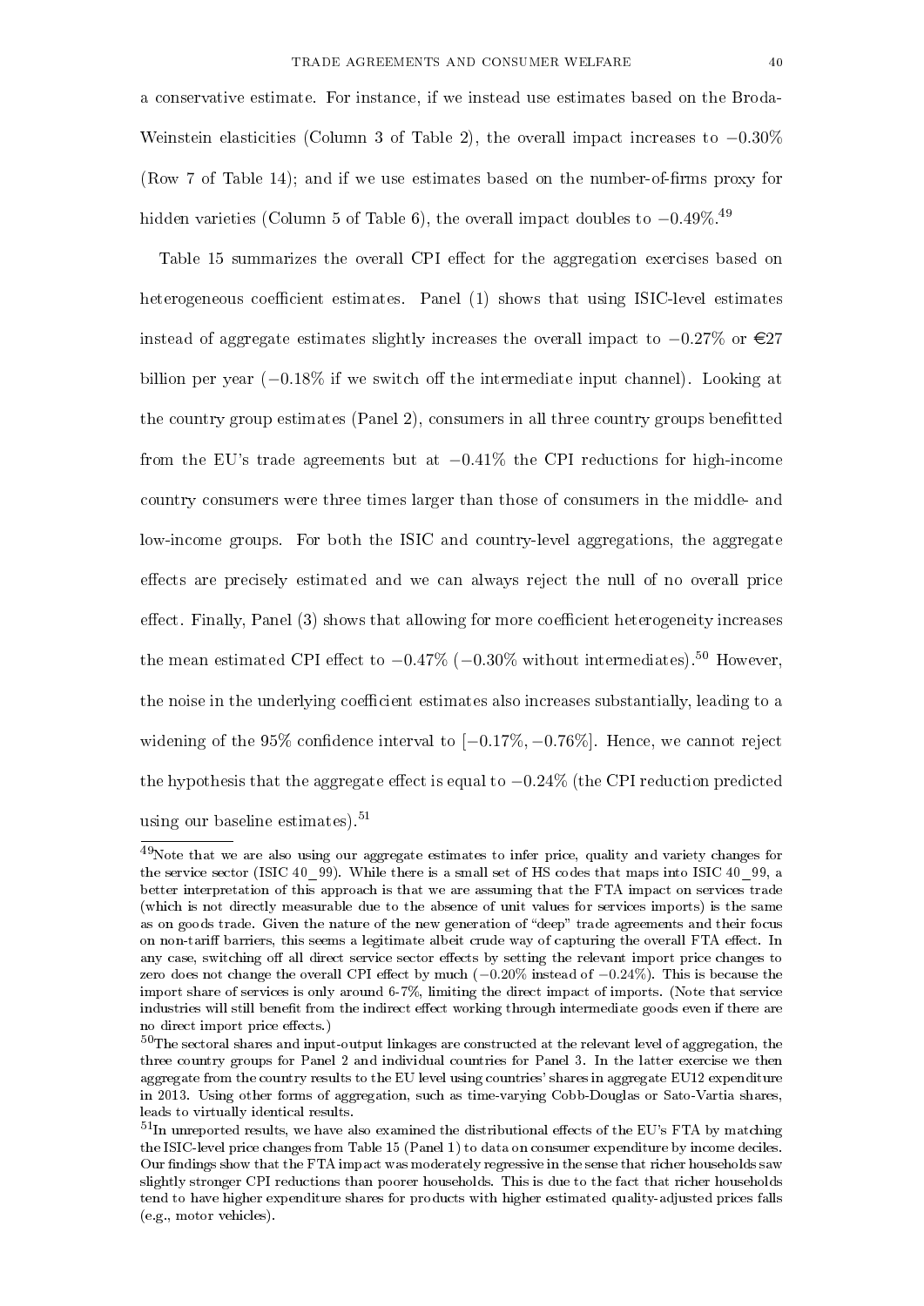a conservative estimate. For instance, if we instead use estimates based on the Broda-Weinstein elasticities (Column 3 of Table 2), the overall impact increases to $-0.30\%$ (Row 7 of Table 14); and if we use estimates based on the number-of-firms proxy for hidden varieties (Column 5 of Table 6), the overall impact doubles to $-0.49\%$.[49]

Table 15 summarizes the overall CPI effect for the aggregation exercises based on heterogeneous coefficient estimates. Panel (1) shows that using ISIC-level estimates instead of aggregate estimates slightly increases the overall impact to $-0.27\%$ or €27 billion per year ($-0.18\%$ if we switch off the intermediate input channel). Looking at the country group estimates (Panel 2), consumers in all three country groups benefitted from the EU's trade agreements but at $-0.41\%$ the CPI reductions for high-income country consumers were three times larger than those of consumers in the middle- and low-income groups. For both the ISIC and country-level aggregations, the aggregate effects are precisely estimated and we can always reject the null of no overall price effect. Finally, Panel (3) shows that allowing for more coefficient heterogeneity increases the mean estimated CPI effect to $-0.47\%$ ($-0.30\%$ without intermediates).[50] However, the noise in the underlying coefficient estimates also increases substantially, leading to a widening of the 95% confidence interval to $[-0.17\%, -0.76\%]$. Hence, we cannot reject the hypothesis that the aggregate effect is equal to $-0.24\%$ (the CPI reduction predicted using our baseline estimates).[51]

[49] Note that we are also using our aggregate estimates to infer price, quality and variety changes for the service sector (ISIC 40_99). While there is a small set of HS codes that maps into ISIC 40_99, a better interpretation of this approach is that we are assuming that the FTA impact on services trade (which is not directly measurable due to the absence of unit values for services imports) is the same as on goods trade. Given the nature of the new generation of "deep" trade agreements and their focus on non-tariff barriers, this seems a legitimate albeit crude way of capturing the overall FTA effect. In any case, switching off all direct service sector effects by setting the relevant import price changes to zero does not change the overall CPI effect by much ($-0.20\%$ instead of $-0.24\%$). This is because the import share of services is only around 6-7%, limiting the direct impact of imports. (Note that service industries will still benefit from the indirect effect working through intermediate goods even if there are no direct import price effects.)

[50] The sectoral shares and input-output linkages are constructed at the relevant level of aggregation, the three country groups for Panel 2 and individual countries for Panel 3. In the latter exercise we then aggregate from the country results to the EU level using countries' shares in aggregate EU12 expenditure in 2013. Using other forms of aggregation, such as time-varying Cobb-Douglas or Sato-Vartia shares, leads to virtually identical results.

[51] In unreported results, we have also examined the distributional effects of the EU's FTA by matching the ISIC-level price changes from Table 15 (Panel 1) to data on consumer expenditure by income deciles. Our findings show that the FTA impact was moderately regressive in the sense that richer households saw slightly stronger CPI reductions than poorer households. This is due to the fact that richer households tend to have higher expenditure shares for products with higher estimated quality-adjusted prices falls (e.g., motor vehicles).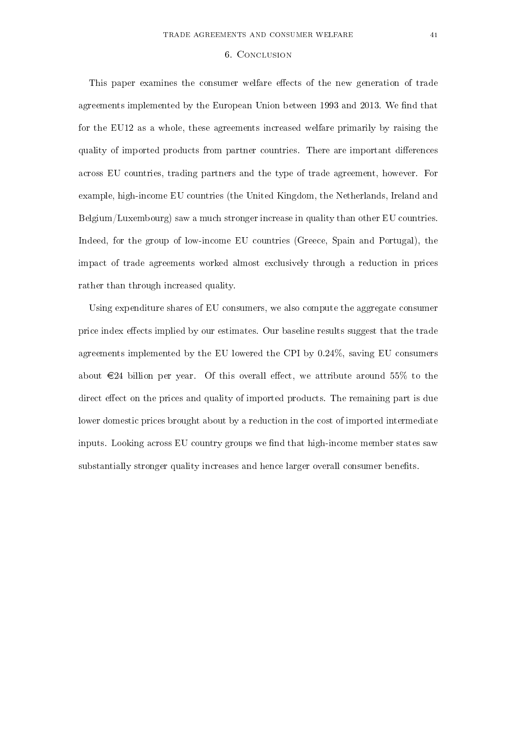## 6. Conclusion

This paper examines the consumer welfare effects of the new generation of trade agreements implemented by the European Union between 1993 and 2013. We find that for the EU12 as a whole, these agreements increased welfare primarily by raising the quality of imported products from partner countries. There are important differences across EU countries, trading partners and the type of trade agreement, however. For example, high-income EU countries (the United Kingdom, the Netherlands, Ireland and Belgium/Luxembourg) saw a much stronger increase in quality than other EU countries. Indeed, for the group of low-income EU countries (Greece, Spain and Portugal), the impact of trade agreements worked almost exclusively through a reduction in prices rather than through increased quality.

Using expenditure shares of EU consumers, we also compute the aggregate consumer price index effects implied by our estimates. Our baseline results suggest that the trade agreements implemented by the EU lowered the CPI by 0.24%, saving EU consumers about €24 billion per year. Of this overall effect, we attribute around 55% to the direct effect on the prices and quality of imported products. The remaining part is due lower domestic prices brought about by a reduction in the cost of imported intermediate inputs. Looking across EU country groups we find that high-income member states saw substantially stronger quality increases and hence larger overall consumer benefits.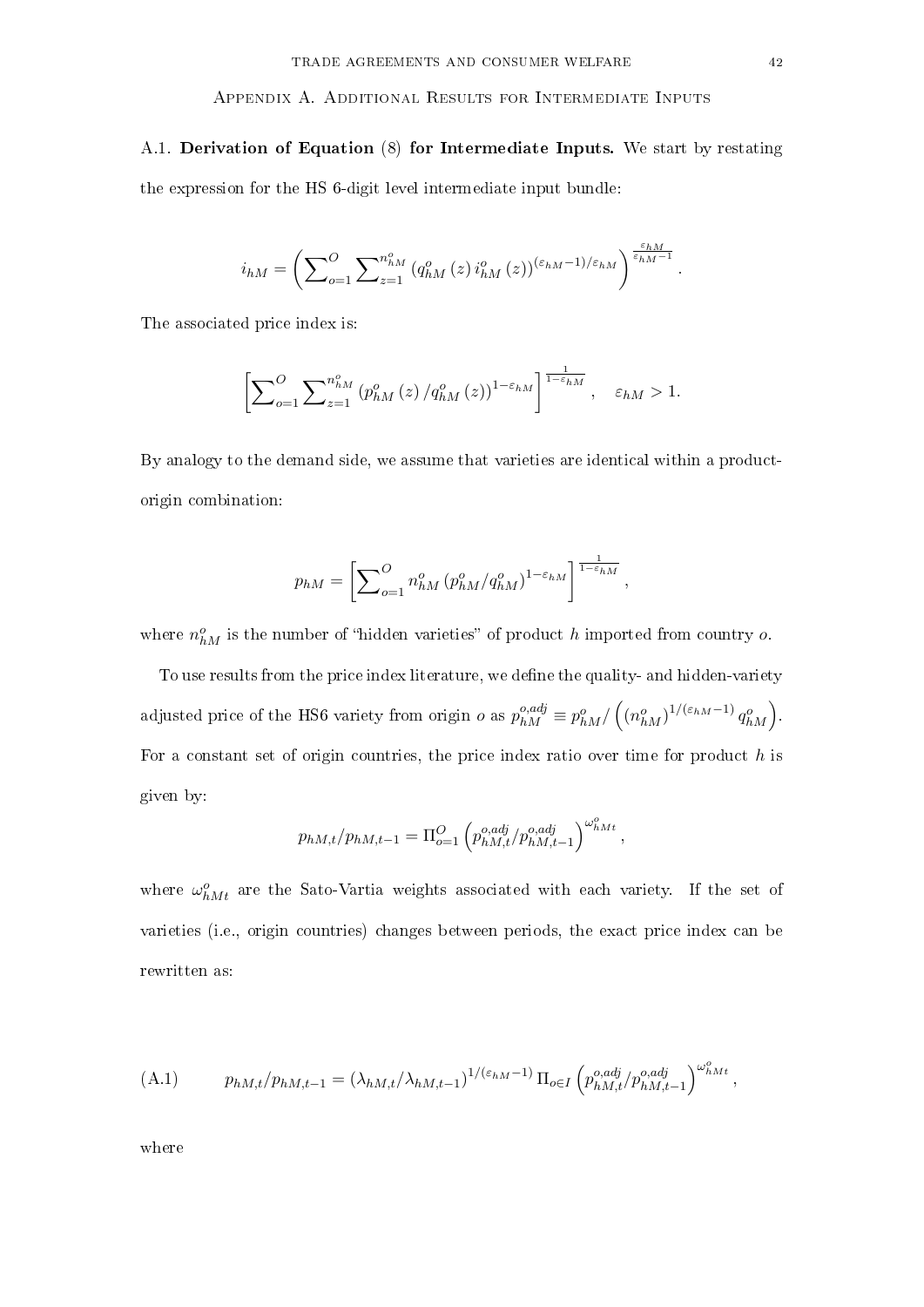## Appendix A. Additional Results for Intermediate Inputs

A.1. **Derivation of Equation** (8) **for Intermediate Inputs.** We start by restating the expression for the HS 6-digit level intermediate input bundle:

$$i_{hM} = \left( \sum\nolimits_{o=1}^{O} \sum\nolimits_{z=1}^{n_{hM}^{o}} \left( q_{hM}^{o}\left(z\right) i_{hM}^{o}\left(z\right) \right)^{\left(\varepsilon_{hM}-1\right)/\varepsilon_{hM}} \right)^{\frac{\varepsilon_{hM}}{\varepsilon_{hM}-1}}.$$

The associated price index is:

$$\left[ \sum\nolimits_{o=1}^{O} \sum\nolimits_{z=1}^{n_{hM}^{o}} \left( p_{hM}^{o}\left(z\right) / q_{hM}^{o}\left(z\right) \right)^{1-\varepsilon_{hM}} \right]^{\frac{1}{1-\varepsilon_{hM}}}, \quad \varepsilon_{hM} > 1.$$

By analogy to the demand side, we assume that varieties are identical within a product-origin combination:

$$p_{hM} = \left[ \sum\nolimits_{o=1}^{O} n_{hM}^{o} \left( p_{hM}^{o} / q_{hM}^{o} \right)^{1-\varepsilon_{hM}} \right]^{\frac{1}{1-\varepsilon_{hM}}},$$

where $n_{hM}^{o}$ is the number of "hidden varieties" of product $h$ imported from country $o$.

To use results from the price index literature, we define the quality- and hidden-variety adjusted price of the HS6 variety from origin $o$ as $p_{hM}^{o,adj} \equiv p_{hM}^{o} / \left( \left(n_{hM}^{o}\right)^{1/\left(\varepsilon_{hM}-1\right)} q_{hM}^{o} \right)$. For a constant set of origin countries, the price index ratio over time for product $h$ is given by:

$$p_{hM,t}/p_{hM,t-1} = \Pi_{o=1}^{O} \left( p_{hM,t}^{o,adj} / p_{hM,t-1}^{o,adj} \right)^{\omega_{hMt}^{o}},$$

where $\omega_{hMt}^{o}$ are the Sato-Vartia weights associated with each variety. If the set of varieties (i.e., origin countries) changes between periods, the exact price index can be rewritten as:

$$p_{hM,t}/p_{hM,t-1} = \left( \lambda_{hM,t} / \lambda_{hM,t-1} \right)^{1/\left(\varepsilon_{hM}-1\right)} \Pi_{o \in I} \left( p_{hM,t}^{o,adj} / p_{hM,t-1}^{o,adj} \right)^{\omega_{hMt}^{o}}, \tag{A.1}$$

where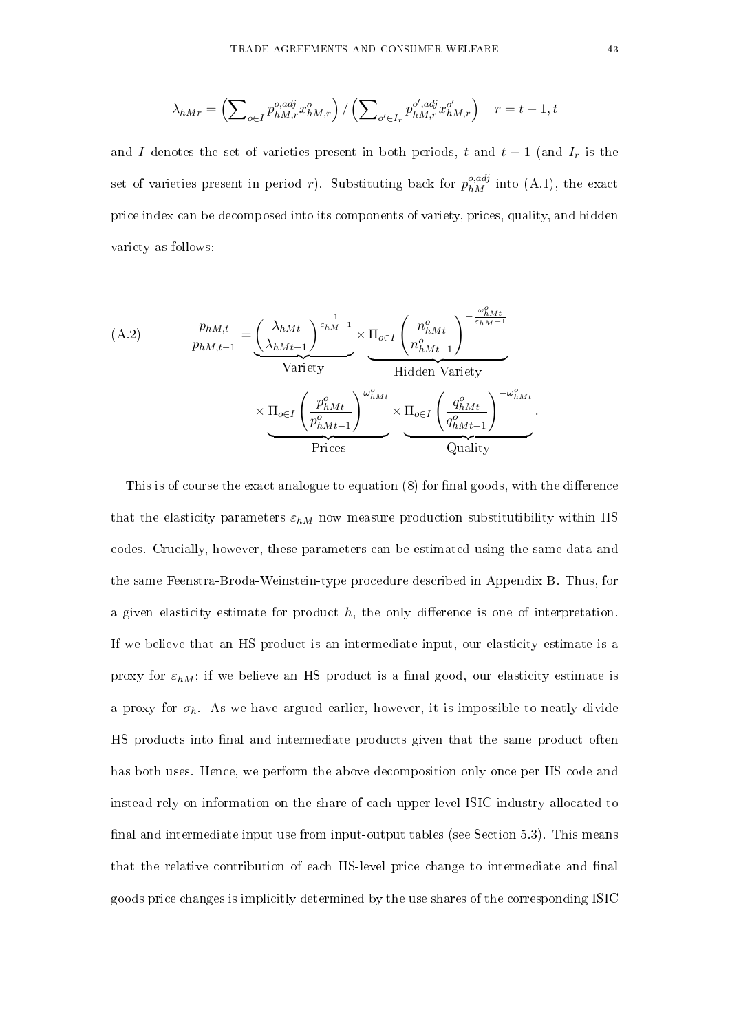$$\lambda_{hMr} = \left(\sum\nolimits_{o \in I} p^{o,adj}_{hM,r} x^{o}_{hM,r}\right) / \left(\sum\nolimits_{o' \in I_r} p^{o',adj}_{hM,r} x^{o'}_{hM,r}\right) \quad r = t-1, t$$

and $I$ denotes the set of varieties present in both periods, $t$ and $t-1$ (and $I_r$ is the set of varieties present in period $r$). Substituting back for $p^{o,adj}_{hM}$ into (A.1), the exact price index can be decomposed into its components of variety, prices, quality, and hidden variety as follows:

$$\text{(A.2)} \qquad \frac{p_{hM,t}}{p_{hM,t-1}} = \underbrace{\left(\frac{\lambda_{hMt}}{\lambda_{hMt-1}}\right)^{\frac{1}{\varepsilon_{hM}-1}}}_{\text{Variety}} \times \underbrace{\Pi_{o \in I}\left(\frac{n^{o}_{hMt}}{n^{o}_{hMt-1}}\right)^{-\frac{\omega^{o}_{hMt}}{\varepsilon_{hM}-1}}}_{\text{Hidden Variety}}$$
$$\times \underbrace{\Pi_{o \in I}\left(\frac{p^{o}_{hMt}}{p^{o}_{hMt-1}}\right)^{\omega^{o}_{hMt}}}_{\text{Prices}} \times \underbrace{\Pi_{o \in I}\left(\frac{q^{o}_{hMt}}{q^{o}_{hMt-1}}\right)^{-\omega^{o}_{hMt}}}_{\text{Quality}}.$$

This is of course the exact analogue to equation (8) for final goods, with the difference that the elasticity parameters $\varepsilon_{hM}$ now measure production substitutibility within HS codes. Crucially, however, these parameters can be estimated using the same data and the same Feenstra-Broda-Weinstein-type procedure described in Appendix B. Thus, for a given elasticity estimate for product $h$, the only difference is one of interpretation. If we believe that an HS product is an intermediate input, our elasticity estimate is a proxy for $\varepsilon_{hM}$; if we believe an HS product is a final good, our elasticity estimate is a proxy for $\sigma_h$. As we have argued earlier, however, it is impossible to neatly divide HS products into final and intermediate products given that the same product often has both uses. Hence, we perform the above decomposition only once per HS code and instead rely on information on the share of each upper-level ISIC industry allocated to final and intermediate input use from input-output tables (see Section 5.3). This means that the relative contribution of each HS-level price change to intermediate and final goods price changes is implicitly determined by the use shares of the corresponding ISIC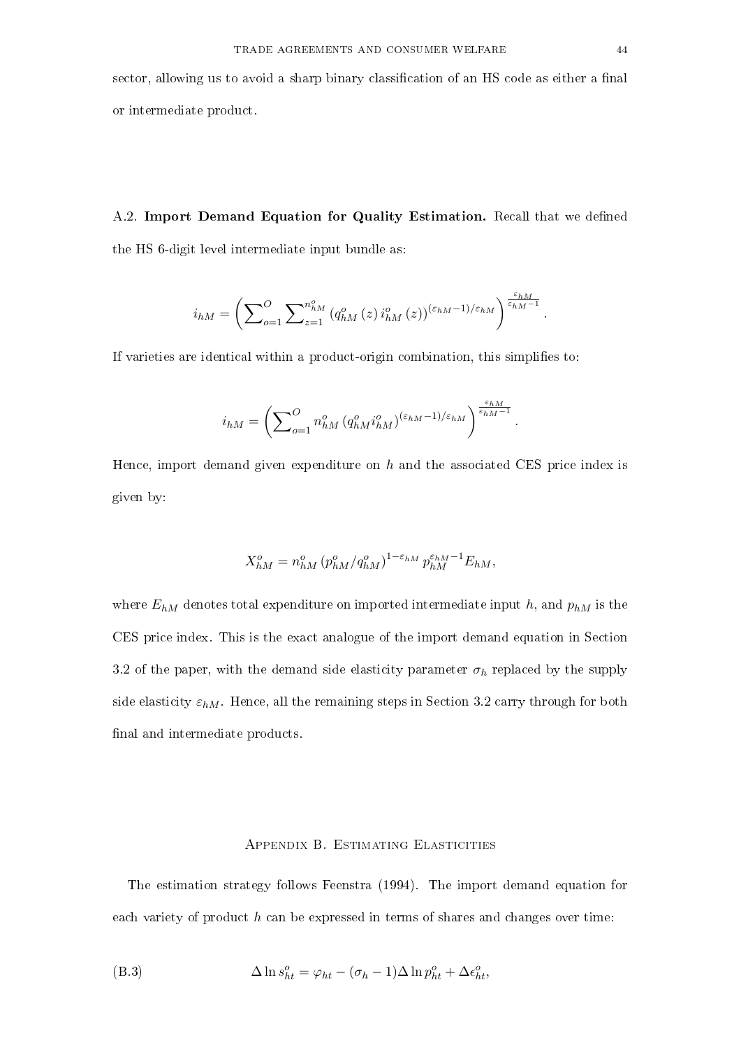sector, allowing us to avoid a sharp binary classification of an HS code as either a final or intermediate product.

A.2. **Import Demand Equation for Quality Estimation.** Recall that we defined the HS 6-digit level intermediate input bundle as:

$$i_{hM} = \left( \sum\nolimits_{o=1}^{O} \sum\nolimits_{z=1}^{n_{hM}^{o}} \left( q_{hM}^{o}\left(z\right) i_{hM}^{o}\left(z\right) \right)^{(\varepsilon_{hM}-1)/\varepsilon_{hM}} \right)^{\frac{\varepsilon_{hM}}{\varepsilon_{hM}-1}}.$$

If varieties are identical within a product-origin combination, this simplifies to:

$$i_{hM} = \left( \sum\nolimits_{o=1}^{O} n_{hM}^{o} \left( q_{hM}^{o} i_{hM}^{o} \right)^{(\varepsilon_{hM}-1)/\varepsilon_{hM}} \right)^{\frac{\varepsilon_{hM}}{\varepsilon_{hM}-1}}.$$

Hence, import demand given expenditure on $h$ and the associated CES price index is given by:

$$X_{hM}^{o} = n_{hM}^{o} \left( p_{hM}^{o} / q_{hM}^{o} \right)^{1-\varepsilon_{hM}} p_{hM}^{\varepsilon_{hM}-1} E_{hM},$$

where $E_{hM}$ denotes total expenditure on imported intermediate input $h$, and $p_{hM}$ is the CES price index. This is the exact analogue of the import demand equation in Section 3.2 of the paper, with the demand side elasticity parameter $\sigma_h$ replaced by the supply side elasticity $\varepsilon_{hM}$. Hence, all the remaining steps in Section 3.2 carry through for both final and intermediate products.

## Appendix B. Estimating Elasticities

The estimation strategy follows Feenstra (1994). The import demand equation for each variety of product $h$ can be expressed in terms of shares and changes over time:

$$\Delta \ln s_{ht}^{o} = \varphi_{ht} - (\sigma_h - 1) \Delta \ln p_{ht}^{o} + \Delta \epsilon_{ht}^{o}, \tag{B.3}$$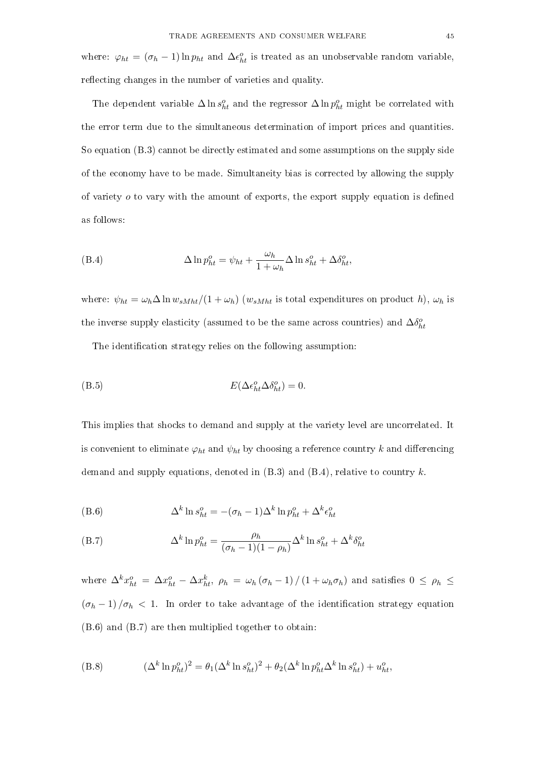where: $\varphi_{ht} = (\sigma_h - 1)\ln p_{ht}$ and $\Delta\epsilon^o_{ht}$ is treated as an unobservable random variable, reflecting changes in the number of varieties and quality.

The dependent variable $\Delta \ln s^o_{ht}$ and the regressor $\Delta \ln p^o_{ht}$ might be correlated with the error term due to the simultaneous determination of import prices and quantities. So equation (B.3) cannot be directly estimated and some assumptions on the supply side of the economy have to be made. Simultaneity bias is corrected by allowing the supply of variety $o$ to vary with the amount of exports, the export supply equation is defined as follows:

$$\Delta \ln p^o_{ht} = \psi_{ht} + \frac{\omega_h}{1+\omega_h}\Delta \ln s^o_{ht} + \Delta\delta^o_{ht}, \tag{B.4}$$

where: $\psi_{ht} = \omega_h \Delta \ln w_{sMht}/(1+\omega_h)$ ($w_{sMht}$ is total expenditures on product $h$), $\omega_h$ is the inverse supply elasticity (assumed to be the same across countries) and $\Delta\delta^o_{ht}$

The identification strategy relies on the following assumption:

$$E(\Delta\epsilon^o_{ht}\Delta\delta^o_{ht}) = 0. \tag{B.5}$$

This implies that shocks to demand and supply at the variety level are uncorrelated. It is convenient to eliminate $\varphi_{ht}$ and $\psi_{ht}$ by choosing a reference country $k$ and differencing demand and supply equations, denoted in (B.3) and (B.4), relative to country $k$.

$$\Delta^k \ln s^o_{ht} = -(\sigma_h - 1)\Delta^k \ln p^o_{ht} + \Delta^k \epsilon^o_{ht} \tag{B.6}$$

$$\Delta^k \ln p^o_{ht} = \frac{\rho_h}{(\sigma_h - 1)(1-\rho_h)}\Delta^k \ln s^o_{ht} + \Delta^k \delta^o_{ht} \tag{B.7}$$

where $\Delta^k x^o_{ht} = \Delta x^o_{ht} - \Delta x^k_{ht}$, $\rho_h = \omega_h(\sigma_h - 1)/(1+\omega_h\sigma_h)$ and satisfies $0 \leq \rho_h \leq (\sigma_h - 1)/\sigma_h < 1$. In order to take advantage of the identification strategy equation (B.6) and (B.7) are then multiplied together to obtain:

$$(\Delta^k \ln p^o_{ht})^2 = \theta_1(\Delta^k \ln s^o_{ht})^2 + \theta_2(\Delta^k \ln p^o_{ht}\Delta^k \ln s^o_{ht}) + u^o_{ht}, \tag{B.8}$$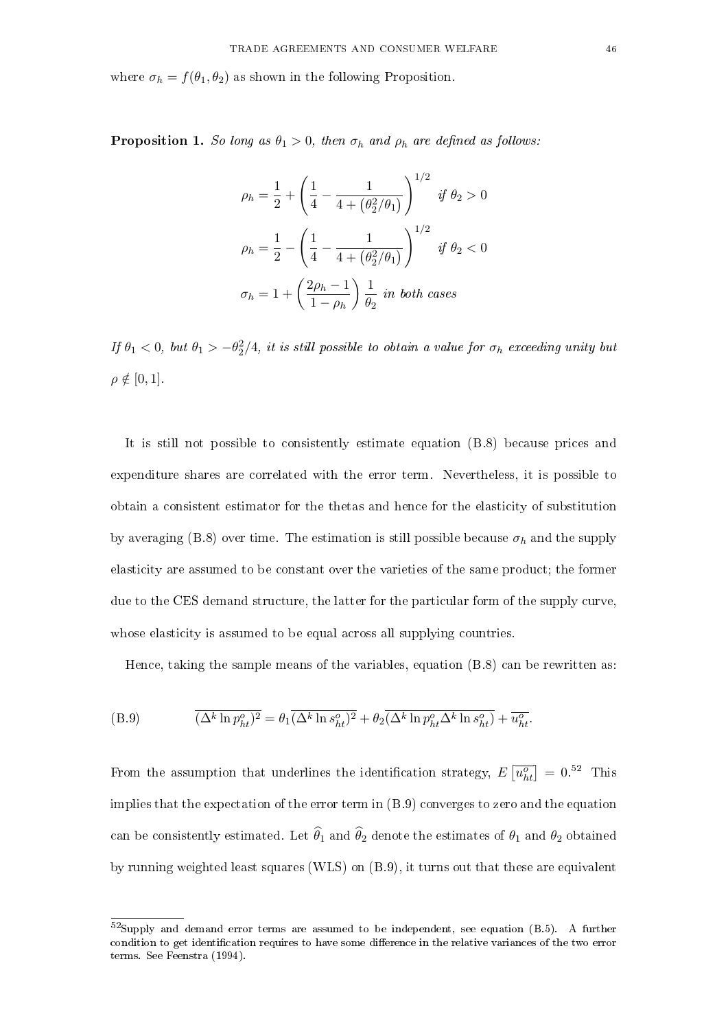where $\sigma_h = f(\theta_1, \theta_2)$ as shown in the following Proposition.

**Proposition 1.** *So long as $\theta_1 > 0$, then $\sigma_h$ and $\rho_h$ are defined as follows:*

$$\rho_h = \frac{1}{2} + \left( \frac{1}{4} - \frac{1}{4 + (\theta_2^2/\theta_1)} \right)^{1/2} \quad \textit{if } \theta_2 > 0$$

$$\rho_h = \frac{1}{2} - \left( \frac{1}{4} - \frac{1}{4 + (\theta_2^2/\theta_1)} \right)^{1/2} \quad \textit{if } \theta_2 < 0$$

$$\sigma_h = 1 + \left( \frac{2\rho_h - 1}{1 - \rho_h} \right) \frac{1}{\theta_2} \quad \textit{in both cases}$$

*If $\theta_1 < 0$, but $\theta_1 > -\theta_2^2/4$, it is still possible to obtain a value for $\sigma_h$ exceeding unity but $\rho \notin [0, 1]$.*

It is still not possible to consistently estimate equation (B.8) because prices and expenditure shares are correlated with the error term. Nevertheless, it is possible to obtain a consistent estimator for the thetas and hence for the elasticity of substitution by averaging (B.8) over time. The estimation is still possible because $\sigma_h$ and the supply elasticity are assumed to be constant over the varieties of the same product; the former due to the CES demand structure, the latter for the particular form of the supply curve, whose elasticity is assumed to be equal across all supplying countries.

Hence, taking the sample means of the variables, equation (B.8) can be rewritten as:

$$\text{(B.9)} \qquad \overline{(\Delta^k \ln p_{ht}^o)^2} = \theta_1 \overline{(\Delta^k \ln s_{ht}^o)^2} + \theta_2 \overline{(\Delta^k \ln p_{ht}^o \Delta^k \ln s_{ht}^o)} + \overline{u_{ht}^o}.$$

From the assumption that underlines the identification strategy, $E\left[\overline{u_{ht}^o}\right] = 0$.[52] This implies that the expectation of the error term in (B.9) converges to zero and the equation can be consistently estimated. Let $\widehat{\theta}_1$ and $\widehat{\theta}_2$ denote the estimates of $\theta_1$ and $\theta_2$ obtained by running weighted least squares (WLS) on (B.9), it turns out that these are equivalent

---

[52] Supply and demand error terms are assumed to be independent, see equation (B.5). A further condition to get identification requires to have some difference in the relative variances of the two error terms. See Feenstra (1994).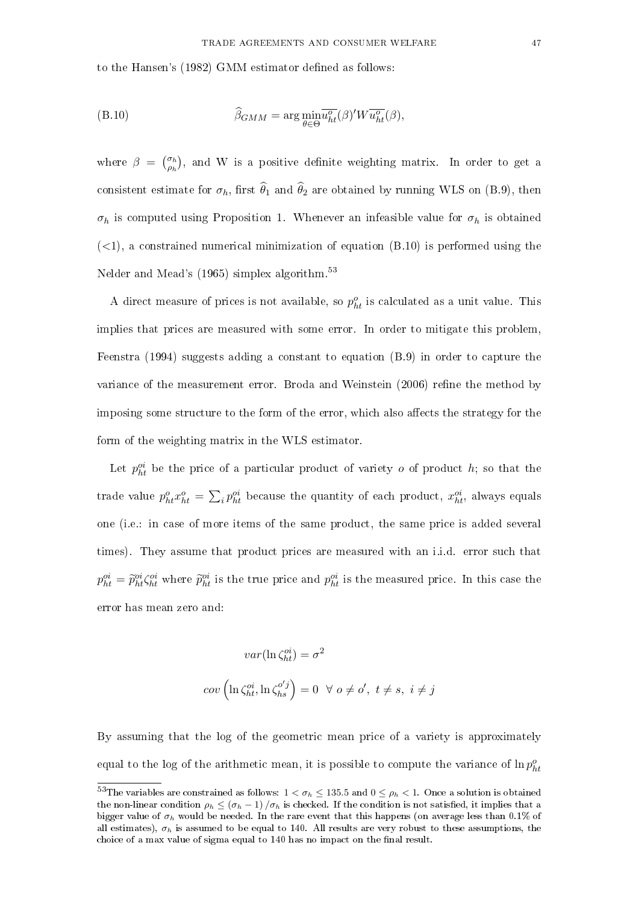to the Hansen's (1982) GMM estimator defined as follows:

$$\widehat{\beta}_{GMM} = \arg\min_{\theta\in\Theta} \overline{u_{ht}^{o}}(\beta)' W \overline{u_{ht}^{o}}(\beta), \tag{B.10}$$

where $\beta = \binom{\sigma_h}{\rho_h}$, and W is a positive definite weighting matrix. In order to get a consistent estimate for $\sigma_h$, first $\widehat{\theta}_1$ and $\widehat{\theta}_2$ are obtained by running WLS on (B.9), then $\sigma_h$ is computed using Proposition 1. Whenever an infeasible value for $\sigma_h$ is obtained (<1), a constrained numerical minimization of equation (B.10) is performed using the Nelder and Mead's (1965) simplex algorithm.[53]

A direct measure of prices is not available, so $p_{ht}^{o}$ is calculated as a unit value. This implies that prices are measured with some error. In order to mitigate this problem, Feenstra (1994) suggests adding a constant to equation (B.9) in order to capture the variance of the measurement error. Broda and Weinstein (2006) refine the method by imposing some structure to the form of the error, which also affects the strategy for the form of the weighting matrix in the WLS estimator.

Let $p_{ht}^{oi}$ be the price of a particular product of variety $o$ of product $h$; so that the trade value $p_{ht}^{o}x_{ht}^{o} = \sum_i p_{ht}^{oi}$ because the quantity of each product, $x_{ht}^{oi}$, always equals one (i.e.: in case of more items of the same product, the same price is added several times). They assume that product prices are measured with an i.i.d. error such that $p_{ht}^{oi} = \widetilde{p}_{ht}^{oi}\zeta_{ht}^{oi}$ where $\widetilde{p}_{ht}^{oi}$ is the true price and $p_{ht}^{oi}$ is the measured price. In this case the error has mean zero and:

$$var(\ln \zeta_{ht}^{oi}) = \sigma^2$$

$$cov\left(\ln \zeta_{ht}^{oi}, \ln \zeta_{hs}^{o'j}\right) = 0 \;\; \forall \; o \neq o', \; t \neq s, \; i \neq j$$

By assuming that the log of the geometric mean price of a variety is approximately equal to the log of the arithmetic mean, it is possible to compute the variance of $\ln p_{ht}^{o}$

---

[53] The variables are constrained as follows: $1 < \sigma_h \leq 135.5$ and $0 \leq \rho_h < 1$. Once a solution is obtained the non-linear condition $\rho_h \leq (\sigma_h - 1)/\sigma_h$ is checked. If the condition is not satisfied, it implies that a bigger value of $\sigma_h$ would be needed. In the rare event that this happens (on average less than 0.1% of all estimates), $\sigma_h$ is assumed to be equal to 140. All results are very robust to these assumptions, the choice of a max value of sigma equal to 140 has no impact on the final result.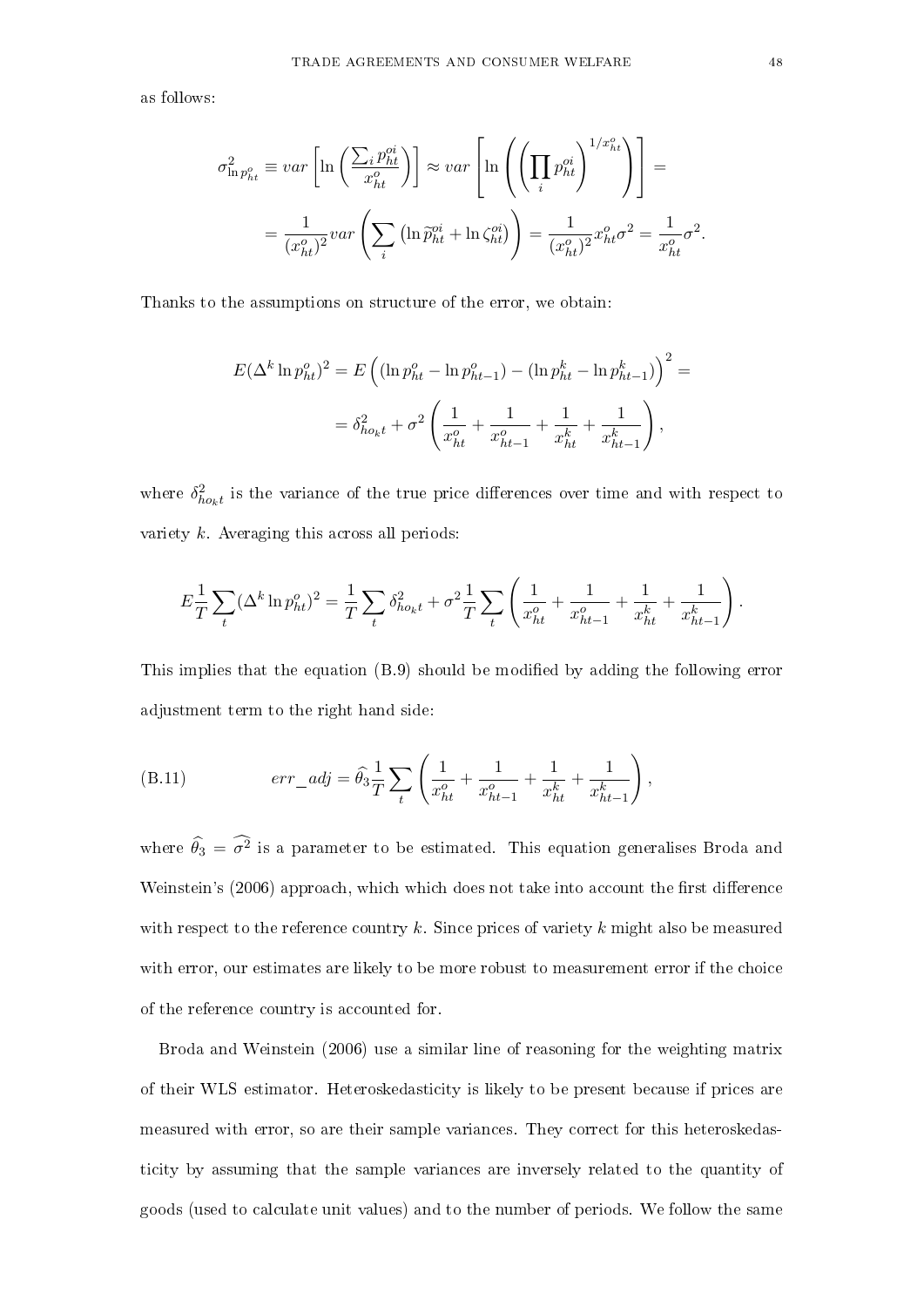as follows:

$$\sigma^2_{\ln p^o_{ht}} \equiv var\left[\ln\left(\frac{\sum_i p^{oi}_{ht}}{x^o_{ht}}\right)\right] \approx var\left[\ln\left(\left(\prod_i p^{oi}_{ht}\right)^{1/x^o_{ht}}\right)\right] =$$

$$= \frac{1}{(x^o_{ht})^2} var\left(\sum_i \left(\ln \widetilde{p}^{oi}_{ht} + \ln \zeta^{oi}_{ht}\right)\right) = \frac{1}{(x^o_{ht})^2} x^o_{ht}\sigma^2 = \frac{1}{x^o_{ht}}\sigma^2.$$

Thanks to the assumptions on structure of the error, we obtain:

$$E(\Delta^k \ln p^o_{ht})^2 = E\left((\ln p^o_{ht} - \ln p^o_{ht-1}) - (\ln p^k_{ht} - \ln p^k_{ht-1})\right)^2 =$$

$$= \delta^2_{ho_k t} + \sigma^2\left(\frac{1}{x^o_{ht}} + \frac{1}{x^o_{ht-1}} + \frac{1}{x^k_{ht}} + \frac{1}{x^k_{ht-1}}\right),$$

where $\delta^2_{ho_k t}$ is the variance of the true price differences over time and with respect to variety $k$. Averaging this across all periods:

$$E\frac{1}{T}\sum_t (\Delta^k \ln p^o_{ht})^2 = \frac{1}{T}\sum_t \delta^2_{ho_k t} + \sigma^2 \frac{1}{T}\sum_t \left(\frac{1}{x^o_{ht}} + \frac{1}{x^o_{ht-1}} + \frac{1}{x^k_{ht}} + \frac{1}{x^k_{ht-1}}\right).$$

This implies that the equation (B.9) should be modified by adding the following error adjustment term to the right hand side:

$$err\_adj = \widehat{\theta}_3 \frac{1}{T}\sum_t \left(\frac{1}{x^o_{ht}} + \frac{1}{x^o_{ht-1}} + \frac{1}{x^k_{ht}} + \frac{1}{x^k_{ht-1}}\right), \tag{B.11}$$

where $\widehat{\theta}_3 = \widehat{\sigma^2}$ is a parameter to be estimated. This equation generalises Broda and Weinstein's (2006) approach, which which does not take into account the first difference with respect to the reference country $k$. Since prices of variety $k$ might also be measured with error, our estimates are likely to be more robust to measurement error if the choice of the reference country is accounted for.

Broda and Weinstein (2006) use a similar line of reasoning for the weighting matrix of their WLS estimator. Heteroskedasticity is likely to be present because if prices are measured with error, so are their sample variances. They correct for this heteroskedasticity by assuming that the sample variances are inversely related to the quantity of goods (used to calculate unit values) and to the number of periods. We follow the same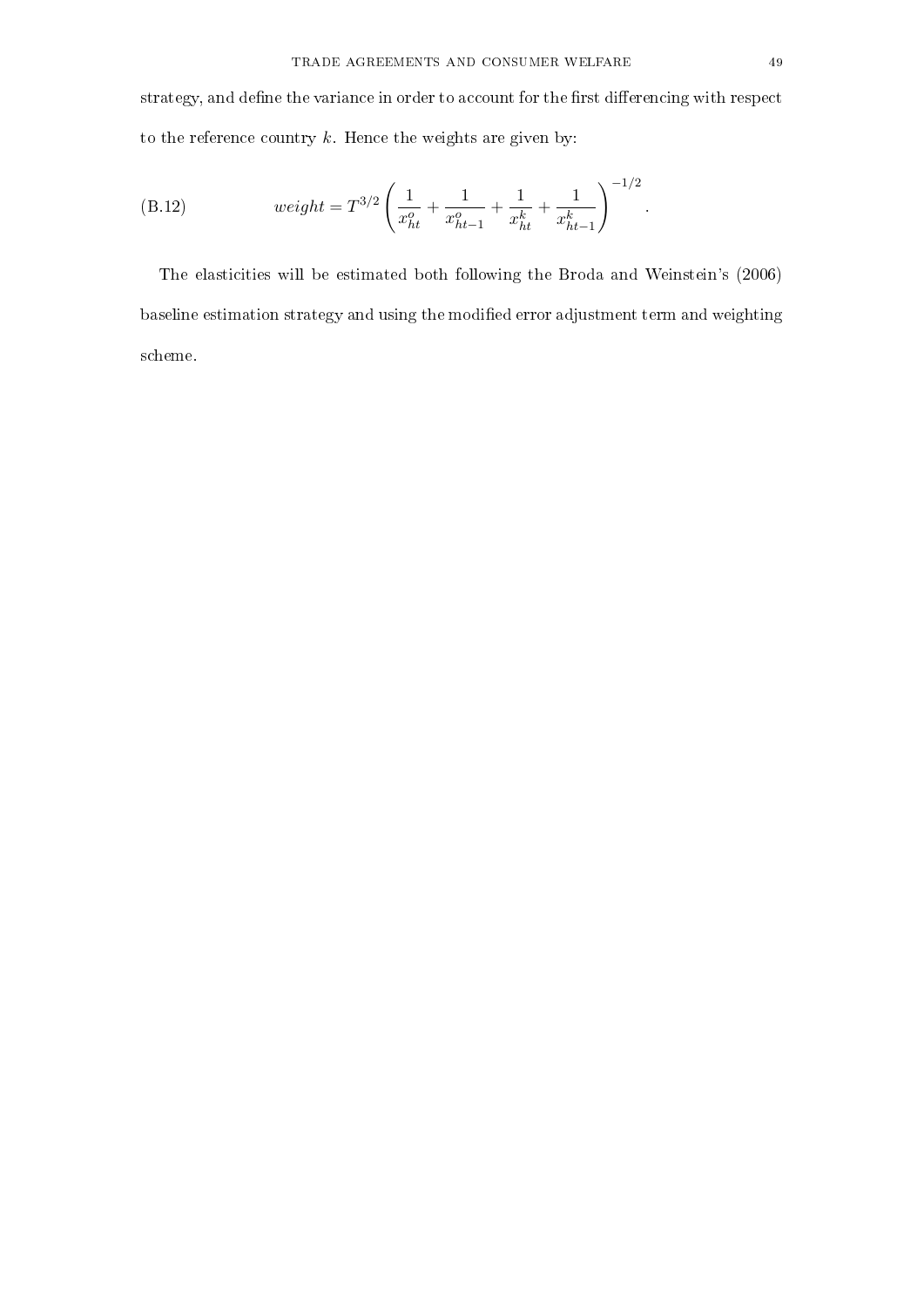strategy, and define the variance in order to account for the first differencing with respect to the reference country $k$. Hence the weights are given by:

$$weight = T^{3/2} \left( \frac{1}{x_{ht}^{o}} + \frac{1}{x_{ht-1}^{o}} + \frac{1}{x_{ht}^{k}} + \frac{1}{x_{ht-1}^{k}} \right)^{-1/2}. \tag{B.12}$$

The elasticities will be estimated both following the Broda and Weinstein's (2006) baseline estimation strategy and using the modified error adjustment term and weighting scheme.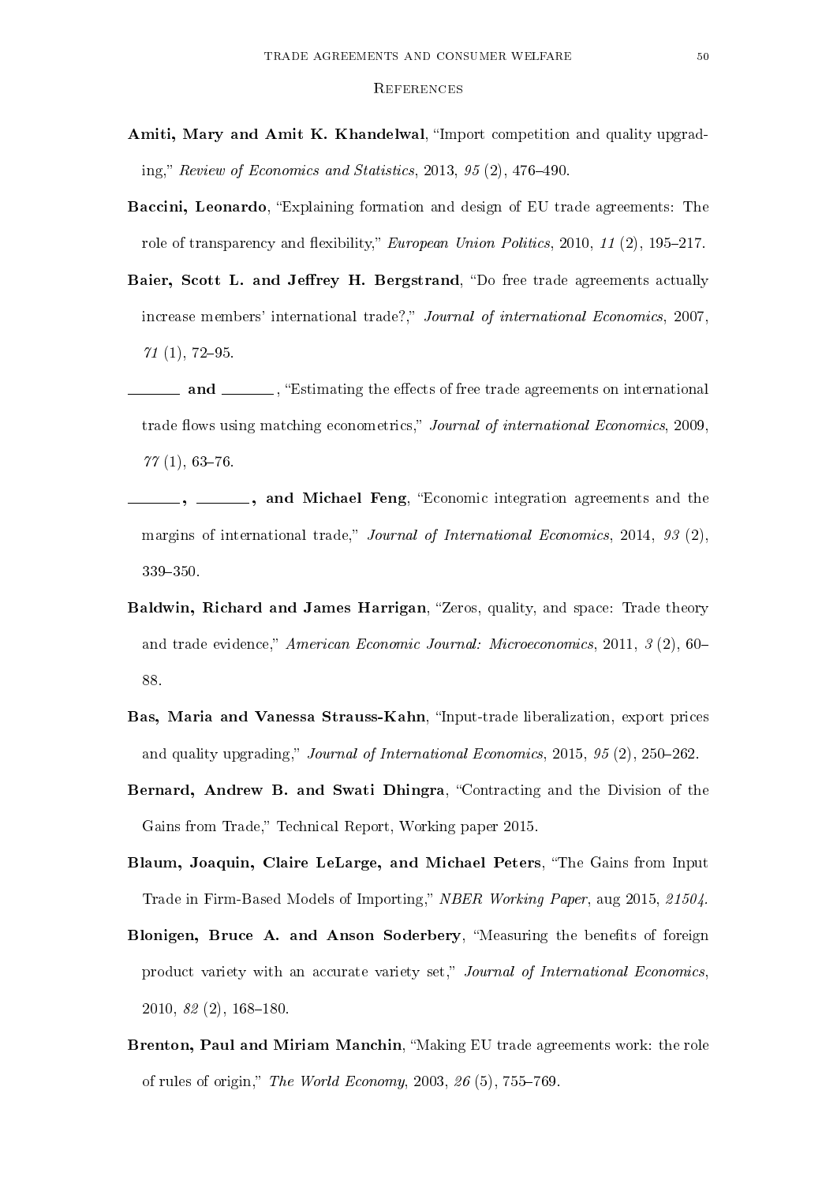## References

**Amiti, Mary and Amit K. Khandelwal**, "Import competition and quality upgrading," *Review of Economics and Statistics*, 2013, *95* (2), 476–490.

**Baccini, Leonardo**, "Explaining formation and design of EU trade agreements: The role of transparency and flexibility," *European Union Politics*, 2010, *11* (2), 195–217.

**Baier, Scott L. and Jeffrey H. Bergstrand**, "Do free trade agreements actually increase members' international trade?," *Journal of international Economics*, 2007, *71* (1), 72–95.

**\_\_\_\_\_\_\_ and \_\_\_\_\_\_\_**, "Estimating the effects of free trade agreements on international trade flows using matching econometrics," *Journal of international Economics*, 2009, *77* (1), 63–76.

**\_\_\_\_\_\_\_, \_\_\_\_\_\_\_, and Michael Feng**, "Economic integration agreements and the margins of international trade," *Journal of International Economics*, 2014, *93* (2), 339–350.

**Baldwin, Richard and James Harrigan**, "Zeros, quality, and space: Trade theory and trade evidence," *American Economic Journal: Microeconomics*, 2011, *3* (2), 60–88.

**Bas, Maria and Vanessa Strauss-Kahn**, "Input-trade liberalization, export prices and quality upgrading," *Journal of International Economics*, 2015, *95* (2), 250–262.

**Bernard, Andrew B. and Swati Dhingra**, "Contracting and the Division of the Gains from Trade," Technical Report, Working paper 2015.

**Blaum, Joaquin, Claire LeLarge, and Michael Peters**, "The Gains from Input Trade in Firm-Based Models of Importing," *NBER Working Paper*, aug 2015, *21504.*

**Blonigen, Bruce A. and Anson Soderbery**, "Measuring the benefits of foreign product variety with an accurate variety set," *Journal of International Economics*, 2010, *82* (2), 168–180.

**Brenton, Paul and Miriam Manchin**, "Making EU trade agreements work: the role of rules of origin," *The World Economy*, 2003, *26* (5), 755–769.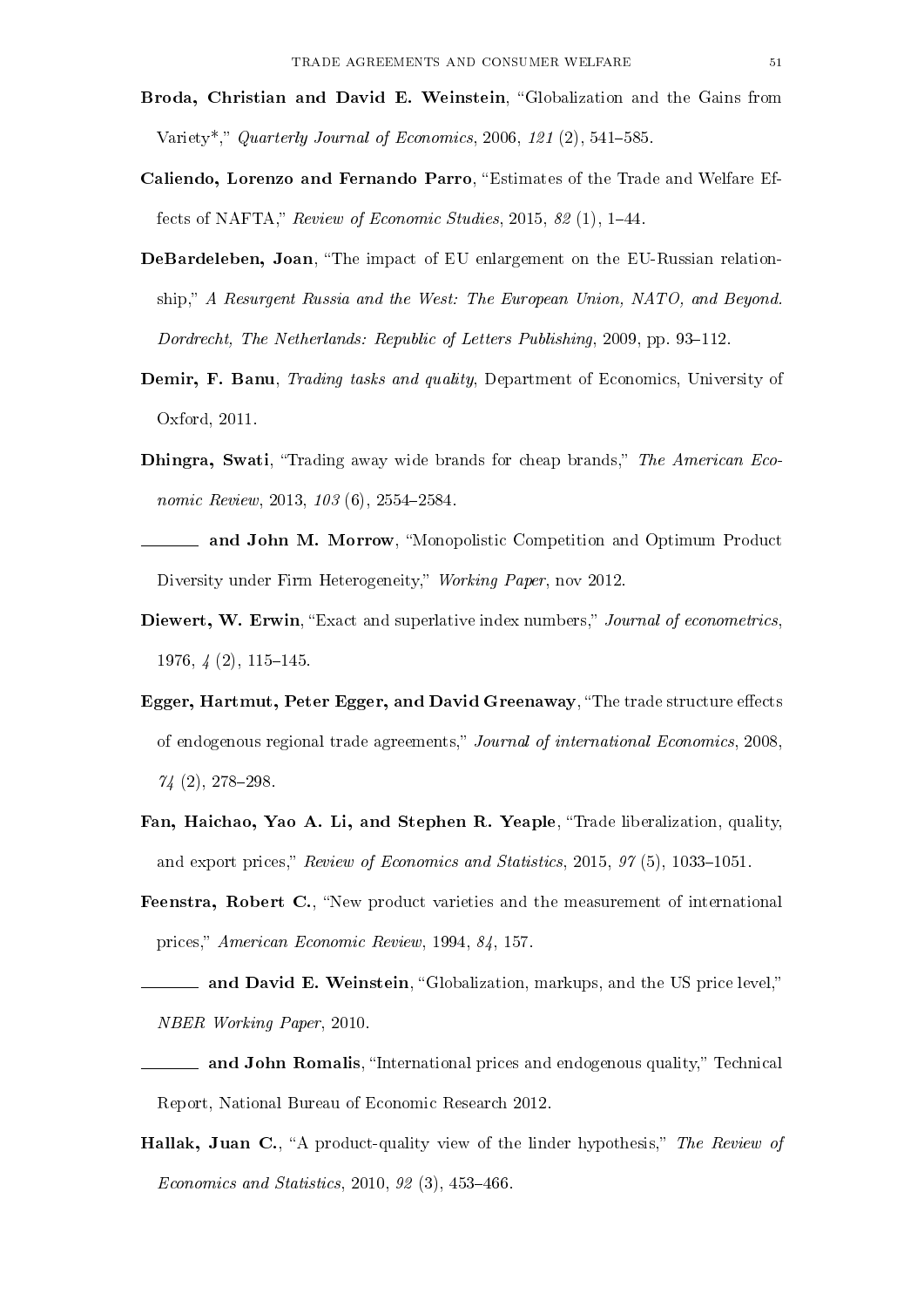**Broda, Christian and David E. Weinstein**, "Globalization and the Gains from Variety*," *Quarterly Journal of Economics*, 2006, *121* (2), 541–585.

**Caliendo, Lorenzo and Fernando Parro**, "Estimates of the Trade and Welfare Effects of NAFTA," *Review of Economic Studies*, 2015, *82* (1), 1–44.

**DeBardeleben, Joan**, "The impact of EU enlargement on the EU-Russian relationship," *A Resurgent Russia and the West: The European Union, NATO, and Beyond. Dordrecht, The Netherlands: Republic of Letters Publishing*, 2009, pp. 93–112.

**Demir, F. Banu**, *Trading tasks and quality*, Department of Economics, University of Oxford, 2011.

**Dhingra, Swati**, "Trading away wide brands for cheap brands," *The American Economic Review*, 2013, *103* (6), 2554–2584.

**\_\_\_\_\_\_\_ and John M. Morrow**, "Monopolistic Competition and Optimum Product Diversity under Firm Heterogeneity," *Working Paper*, nov 2012.

**Diewert, W. Erwin**, "Exact and superlative index numbers," *Journal of econometrics*, 1976, *4* (2), 115–145.

**Egger, Hartmut, Peter Egger, and David Greenaway**, "The trade structure effects of endogenous regional trade agreements," *Journal of international Economics*, 2008, *74* (2), 278–298.

**Fan, Haichao, Yao A. Li, and Stephen R. Yeaple**, "Trade liberalization, quality, and export prices," *Review of Economics and Statistics*, 2015, *97* (5), 1033–1051.

**Feenstra, Robert C.**, "New product varieties and the measurement of international prices," *American Economic Review*, 1994, *84*, 157.

**\_\_\_\_\_\_\_ and David E. Weinstein**, "Globalization, markups, and the US price level," *NBER Working Paper*, 2010.

**\_\_\_\_\_\_\_ and John Romalis**, "International prices and endogenous quality," Technical Report, National Bureau of Economic Research 2012.

**Hallak, Juan C.**, "A product-quality view of the linder hypothesis," *The Review of Economics and Statistics*, 2010, *92* (3), 453–466.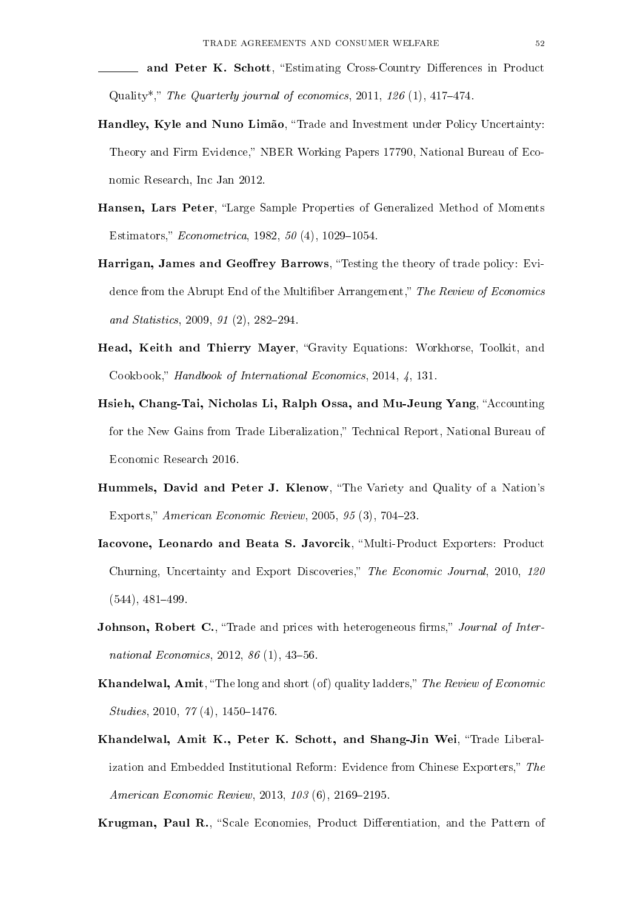——— and **Peter K. Schott**, "Estimating Cross-Country Differences in Product Quality*," *The Quarterly journal of economics*, 2011, *126* (1), 417–474.

**Handley, Kyle and Nuno Limão**, "Trade and Investment under Policy Uncertainty: Theory and Firm Evidence," NBER Working Papers 17790, National Bureau of Economic Research, Inc Jan 2012.

**Hansen, Lars Peter**, "Large Sample Properties of Generalized Method of Moments Estimators," *Econometrica*, 1982, *50* (4), 1029–1054.

**Harrigan, James and Geoffrey Barrows**, "Testing the theory of trade policy: Evidence from the Abrupt End of the Multifiber Arrangement," *The Review of Economics and Statistics*, 2009, *91* (2), 282–294.

**Head, Keith and Thierry Mayer**, "Gravity Equations: Workhorse, Toolkit, and Cookbook," *Handbook of International Economics*, 2014, *4*, 131.

**Hsieh, Chang-Tai, Nicholas Li, Ralph Ossa, and Mu-Jeung Yang**, "Accounting for the New Gains from Trade Liberalization," Technical Report, National Bureau of Economic Research 2016.

**Hummels, David and Peter J. Klenow**, "The Variety and Quality of a Nation's Exports," *American Economic Review*, 2005, *95* (3), 704–23.

**Iacovone, Leonardo and Beata S. Javorcik**, "Multi-Product Exporters: Product Churning, Uncertainty and Export Discoveries," *The Economic Journal*, 2010, *120* (544), 481–499.

**Johnson, Robert C.**, "Trade and prices with heterogeneous firms," *Journal of International Economics*, 2012, *86* (1), 43–56.

**Khandelwal, Amit**, "The long and short (of) quality ladders," *The Review of Economic Studies*, 2010, *77* (4), 1450–1476.

**Khandelwal, Amit K., Peter K. Schott, and Shang-Jin Wei**, "Trade Liberalization and Embedded Institutional Reform: Evidence from Chinese Exporters," *The American Economic Review*, 2013, *103* (6), 2169–2195.

**Krugman, Paul R.**, "Scale Economies, Product Differentiation, and the Pattern of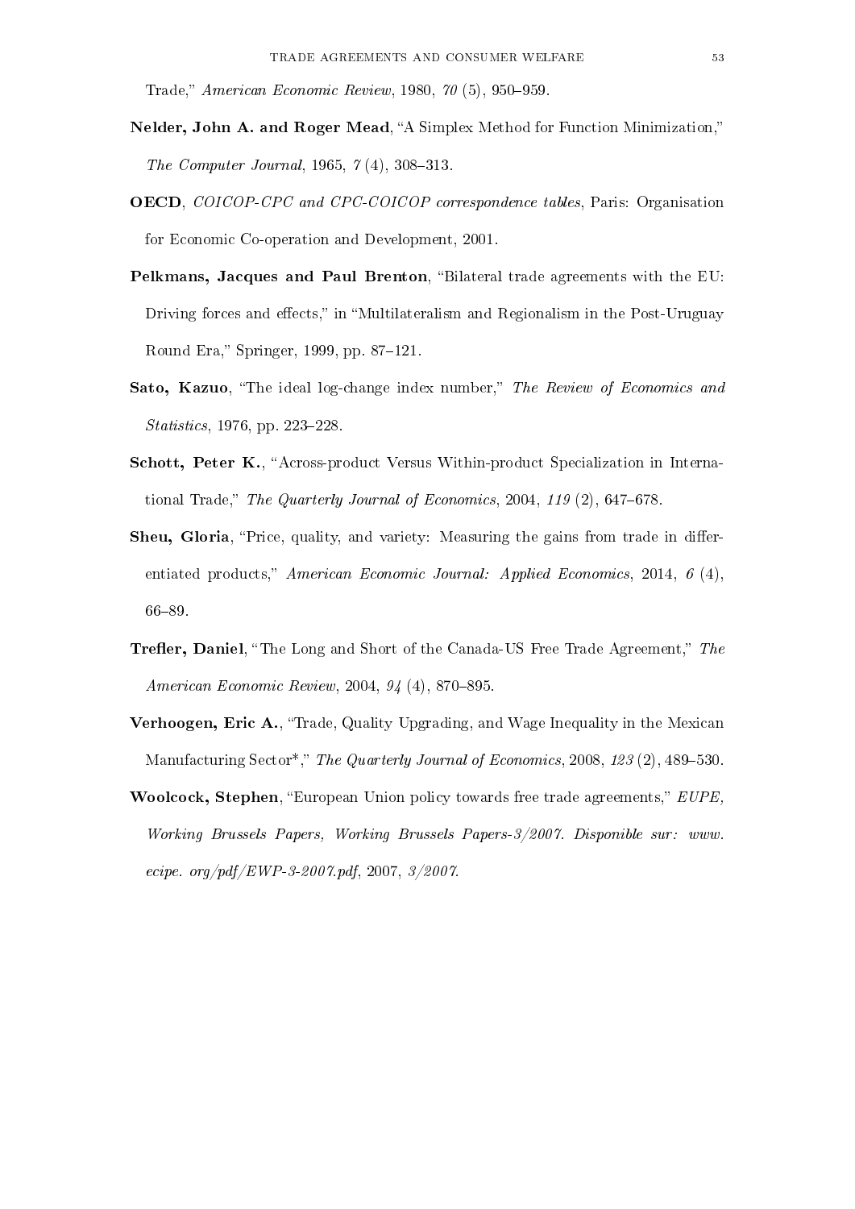Trade," *American Economic Review*, 1980, *70* (5), 950–959.

**Nelder, John A. and Roger Mead**, "A Simplex Method for Function Minimization," *The Computer Journal*, 1965, *7* (4), 308–313.

**OECD**, *COICOP-CPC and CPC-COICOP correspondence tables*, Paris: Organisation for Economic Co-operation and Development, 2001.

**Pelkmans, Jacques and Paul Brenton**, "Bilateral trade agreements with the EU: Driving forces and effects," in "Multilateralism and Regionalism in the Post-Uruguay Round Era," Springer, 1999, pp. 87–121.

**Sato, Kazuo**, "The ideal log-change index number," *The Review of Economics and Statistics*, 1976, pp. 223–228.

**Schott, Peter K.**, "Across-product Versus Within-product Specialization in International Trade," *The Quarterly Journal of Economics*, 2004, *119* (2), 647–678.

**Sheu, Gloria**, "Price, quality, and variety: Measuring the gains from trade in differentiated products," *American Economic Journal: Applied Economics*, 2014, *6* (4), 66–89.

**Trefler, Daniel**, "The Long and Short of the Canada-US Free Trade Agreement," *The American Economic Review*, 2004, *94* (4), 870–895.

**Verhoogen, Eric A.**, "Trade, Quality Upgrading, and Wage Inequality in the Mexican Manufacturing Sector*," *The Quarterly Journal of Economics*, 2008, *123* (2), 489–530.

**Woolcock, Stephen**, "European Union policy towards free trade agreements," *EUPE, Working Brussels Papers, Working Brussels Papers-3/2007. Disponible sur: www. ecipe. org/pdf/EWP-3-2007.pdf*, 2007, *3/2007*.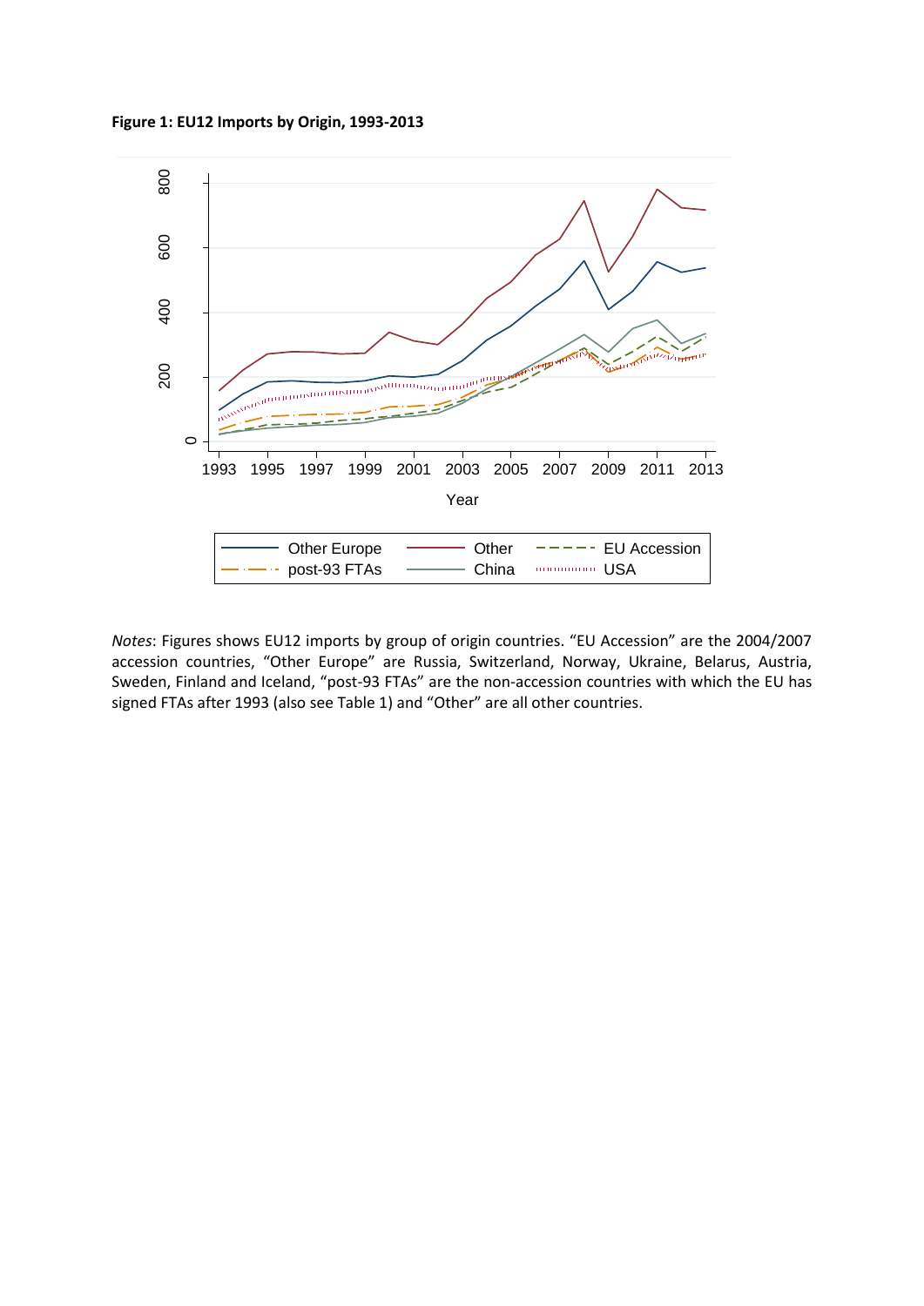**Figure 1: EU12 Imports by Origin, 1993-2013**

*Notes*: Figures shows EU12 imports by group of origin countries. "EU Accession" are the 2004/2007 accession countries, "Other Europe" are Russia, Switzerland, Norway, Ukraine, Belarus, Austria, Sweden, Finland and Iceland, "post-93 FTAs" are the non-accession countries with which the EU has signed FTAs after 1993 (also see Table 1) and "Other" are all other countries.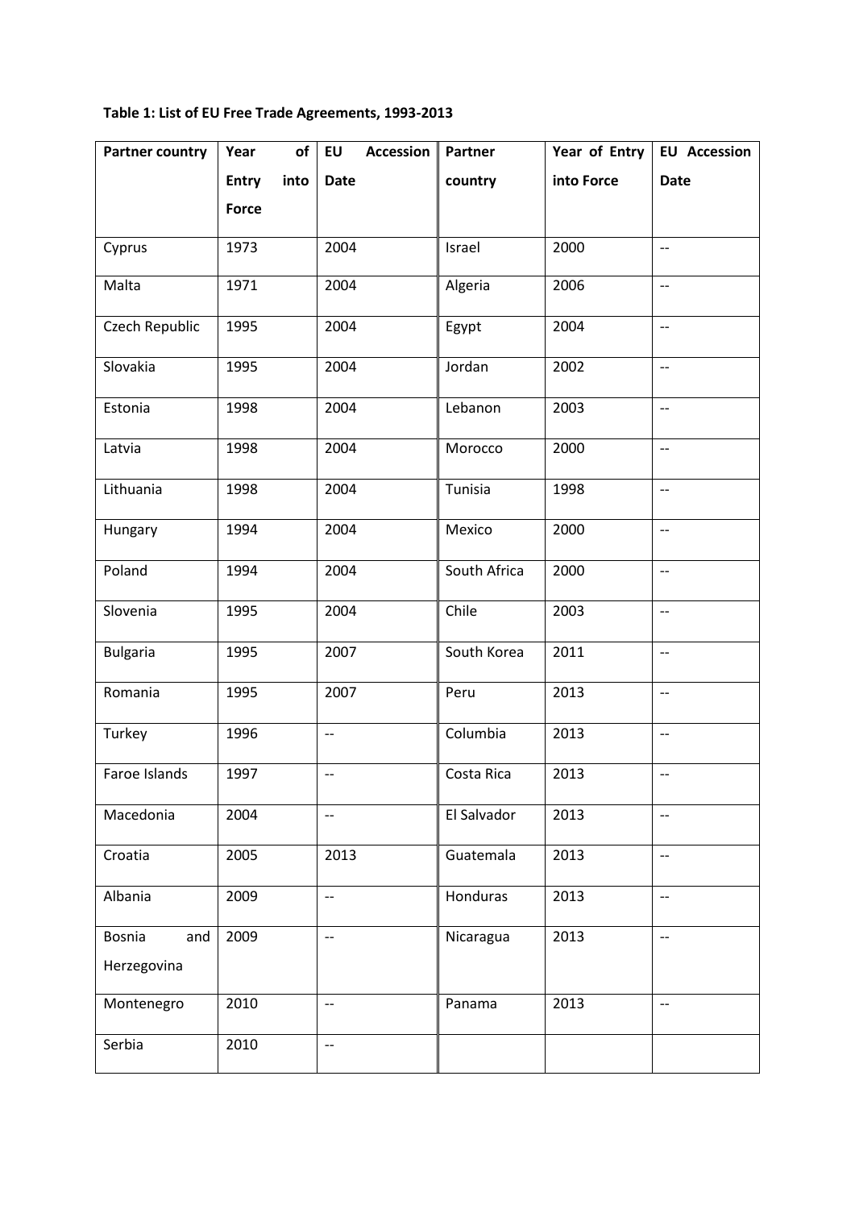**Table 1: List of EU Free Trade Agreements, 1993-2013**

| Partner country | Year of Entry into Force | EU Accession Date | Partner country | Year of Entry into Force | EU Accession Date |
|---|---|---|---|---|---|
| Cyprus | 1973 | 2004 | Israel | 2000 | -- |
| Malta | 1971 | 2004 | Algeria | 2006 | -- |
| Czech Republic | 1995 | 2004 | Egypt | 2004 | -- |
| Slovakia | 1995 | 2004 | Jordan | 2002 | -- |
| Estonia | 1998 | 2004 | Lebanon | 2003 | -- |
| Latvia | 1998 | 2004 | Morocco | 2000 | -- |
| Lithuania | 1998 | 2004 | Tunisia | 1998 | -- |
| Hungary | 1994 | 2004 | Mexico | 2000 | -- |
| Poland | 1994 | 2004 | South Africa | 2000 | -- |
| Slovenia | 1995 | 2004 | Chile | 2003 | -- |
| Bulgaria | 1995 | 2007 | South Korea | 2011 | -- |
| Romania | 1995 | 2007 | Peru | 2013 | -- |
| Turkey | 1996 | -- | Columbia | 2013 | -- |
| Faroe Islands | 1997 | -- | Costa Rica | 2013 | -- |
| Macedonia | 2004 | -- | El Salvador | 2013 | -- |
| Croatia | 2005 | 2013 | Guatemala | 2013 | -- |
| Albania | 2009 | -- | Honduras | 2013 | -- |
| Bosnia and Herzegovina | 2009 | -- | Nicaragua | 2013 | -- |
| Montenegro | 2010 | -- | Panama | 2013 | -- |
| Serbia | 2010 | -- | | | |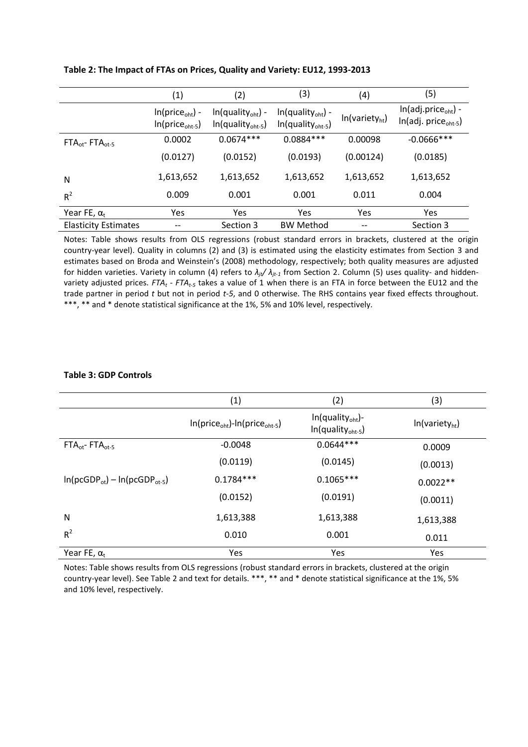**Table 2: The Impact of FTAs on Prices, Quality and Variety: EU12, 1993-2013**

| | (1) | (2) | (3) | (4) | (5) |
|---|---|---|---|---|---|
| | $\ln(price_{oht})$ - $\ln(price_{oht-5})$ | $\ln(quality_{oht})$ - $\ln(quality_{oht-5})$ | $\ln(quality_{oht})$ - $\ln(quality_{oht-5})$ | $\ln(variety_{ht})$ | $\ln(adj.price_{oht})$ - $\ln(adj.\ price_{oht-5})$ |
| $FTA_{ot}$- $FTA_{ot-5}$ | 0.0002 | 0.0674*** | 0.0884*** | 0.00098 | -0.0666*** |
| | (0.0127) | (0.0152) | (0.0193) | (0.00124) | (0.0185) |
| N | 1,613,652 | 1,613,652 | 1,613,652 | 1,613,652 | 1,613,652 |
| $R^2$ | 0.009 | 0.001 | 0.001 | 0.011 | 0.004 |
| Year FE, $\alpha_t$ | Yes | Yes | Yes | Yes | Yes |
| Elasticity Estimates | -- | Section 3 | BW Method | -- | Section 3 |

Notes: Table shows results from OLS regressions (robust standard errors in brackets, clustered at the origin country-year level). Quality in columns (2) and (3) is estimated using the elasticity estimates from Section 3 and estimates based on Broda and Weinstein's (2008) methodology, respectively; both quality measures are adjusted for hidden varieties. Variety in column (4) refers to $\lambda_{jt}/\lambda_{jt-1}$ from Section 2. Column (5) uses quality- and hidden-variety adjusted prices. $FTA_t$ - $FTA_{t-5}$ takes a value of 1 when there is an FTA in force between the EU12 and the trade partner in period $t$ but not in period $t$-5, and 0 otherwise. The RHS contains year fixed effects throughout. ***, ** and * denote statistical significance at the 1%, 5% and 10% level, respectively.

**Table 3: GDP Controls**

| | (1) | (2) | (3) |
|---|---|---|---|
| | $\ln(price_{oht})$-$\ln(price_{oht-5})$ | $\ln(quality_{oht})$-$\ln(quality_{oht-5})$ | $\ln(variety_{ht})$ |
| $FTA_{ot}$- $FTA_{ot-5}$ | -0.0048 | 0.0644*** | 0.0009 |
| | (0.0119) | (0.0145) | (0.0013) |
| $\ln(pcGDP_{ot}) - \ln(pcGDP_{ot-5})$ | 0.1784*** | 0.1065*** | 0.0022** |
| | (0.0152) | (0.0191) | (0.0011) |
| N | 1,613,388 | 1,613,388 | 1,613,388 |
| $R^2$ | 0.010 | 0.001 | 0.011 |
| Year FE, $\alpha_t$ | Yes | Yes | Yes |

Notes: Table shows results from OLS regressions (robust standard errors in brackets, clustered at the origin country-year level). See Table 2 and text for details. ***, ** and * denote statistical significance at the 1%, 5% and 10% level, respectively.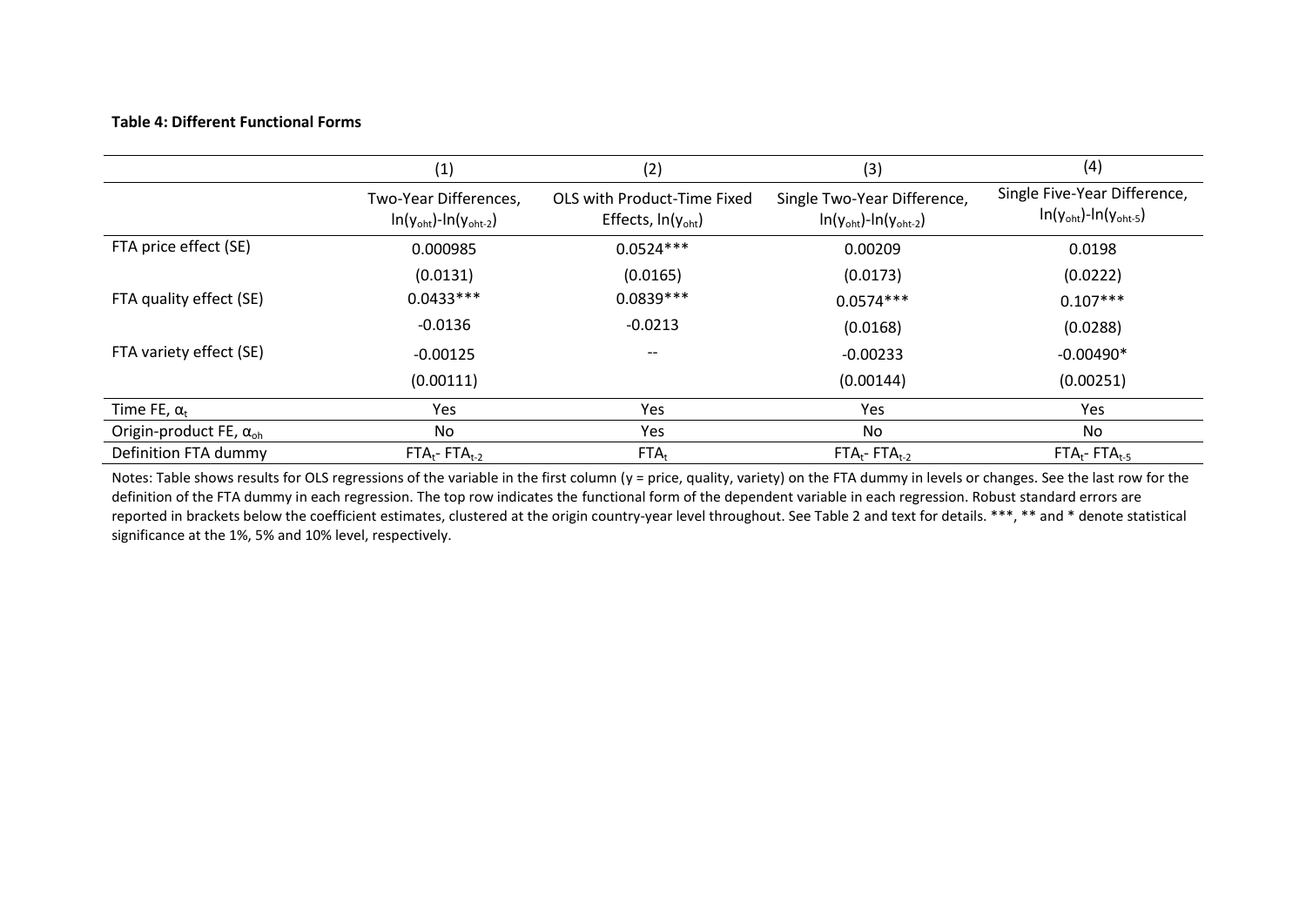**Table 4: Different Functional Forms**

| | (1) | (2) | (3) | (4) |
|---|---|---|---|---|
| | Two-Year Differences, $\ln(y_{oht})$-$\ln(y_{oht-2})$ | OLS with Product-Time Fixed Effects, $\ln(y_{oht})$ | Single Two-Year Difference, $\ln(y_{oht})$-$\ln(y_{oht-2})$ | Single Five-Year Difference, $\ln(y_{oht})$-$\ln(y_{oht-5})$ |
| FTA price effect (SE) | 0.000985 | 0.0524*** | 0.00209 | 0.0198 |
| | (0.0131) | (0.0165) | (0.0173) | (0.0222) |
| FTA quality effect (SE) | 0.0433*** | 0.0839*** | 0.0574*** | 0.107*** |
| | -0.0136 | -0.0213 | (0.0168) | (0.0288) |
| FTA variety effect (SE) | -0.00125 | -- | -0.00233 | -0.00490* |
| | (0.00111) | | (0.00144) | (0.00251) |
| Time FE, $\alpha_t$ | Yes | Yes | Yes | Yes |
| Origin-product FE, $\alpha_{oh}$ | No | Yes | No | No |
| Definition FTA dummy | $FTA_t$- $FTA_{t-2}$ | $FTA_t$ | $FTA_t$- $FTA_{t-2}$ | $FTA_t$- $FTA_{t-5}$ |

Notes: Table shows results for OLS regressions of the variable in the first column (y = price, quality, variety) on the FTA dummy in levels or changes. See the last row for the definition of the FTA dummy in each regression. The top row indicates the functional form of the dependent variable in each regression. Robust standard errors are reported in brackets below the coefficient estimates, clustered at the origin country-year level throughout. See Table 2 and text for details. ***, ** and * denote statistical significance at the 1%, 5% and 10% level, respectively.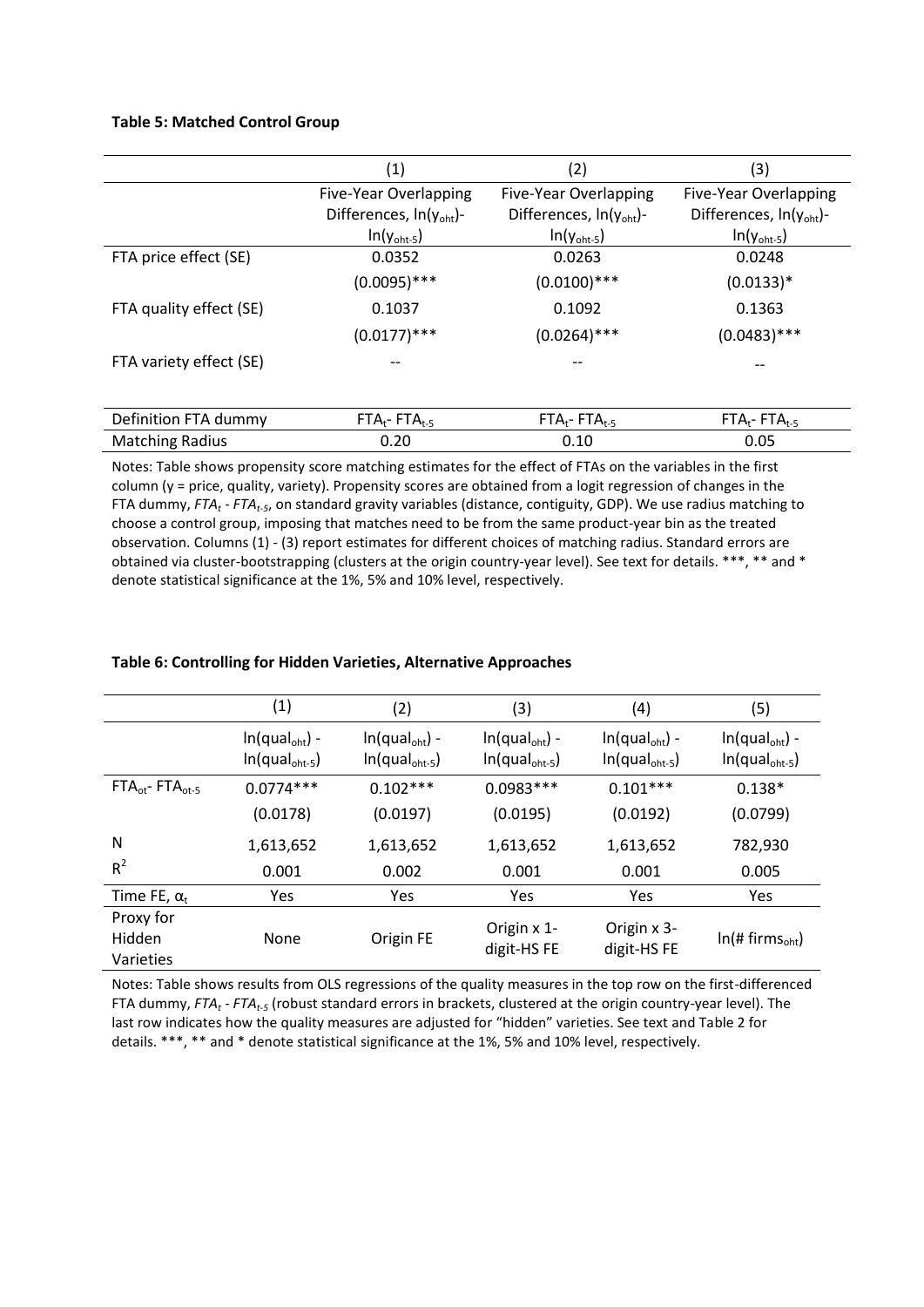**Table 5: Matched Control Group**

| | (1) | (2) | (3) |
|---|---|---|---|
| | Five-Year Overlapping Differences, $\ln(y_{oht})$-$\ln(y_{oht-5})$ | Five-Year Overlapping Differences, $\ln(y_{oht})$-$\ln(y_{oht-5})$ | Five-Year Overlapping Differences, $\ln(y_{oht})$-$\ln(y_{oht-5})$ |
| FTA price effect (SE) | 0.0352 | 0.0263 | 0.0248 |
| | (0.0095)*** | (0.0100)*** | (0.0133)* |
| FTA quality effect (SE) | 0.1037 | 0.1092 | 0.1363 |
| | (0.0177)*** | (0.0264)*** | (0.0483)*** |
| FTA variety effect (SE) | -- | -- | -- |
| Definition FTA dummy | $FTA_t$- $FTA_{t-5}$ | $FTA_t$- $FTA_{t-5}$ | $FTA_t$- $FTA_{t-5}$ |
| Matching Radius | 0.20 | 0.10 | 0.05 |

Notes: Table shows propensity score matching estimates for the effect of FTAs on the variables in the first column (y = price, quality, variety). Propensity scores are obtained from a logit regression of changes in the FTA dummy, $FTA_t$ - $FTA_{t-5}$, on standard gravity variables (distance, contiguity, GDP). We use radius matching to choose a control group, imposing that matches need to be from the same product-year bin as the treated observation. Columns (1) - (3) report estimates for different choices of matching radius. Standard errors are obtained via cluster-bootstrapping (clusters at the origin country-year level). See text for details. ***, ** and * denote statistical significance at the 1%, 5% and 10% level, respectively.

**Table 6: Controlling for Hidden Varieties, Alternative Approaches**

| | (1) | (2) | (3) | (4) | (5) |
|---|---|---|---|---|---|
| | $\ln(qual_{oht})$ - $\ln(qual_{oht-5})$ | $\ln(qual_{oht})$ - $\ln(qual_{oht-5})$ | $\ln(qual_{oht})$ - $\ln(qual_{oht-5})$ | $\ln(qual_{oht})$ - $\ln(qual_{oht-5})$ | $\ln(qual_{oht})$ - $\ln(qual_{oht-5})$ |
| $FTA_{ot}$- $FTA_{ot-5}$ | 0.0774*** | 0.102*** | 0.0983*** | 0.101*** | 0.138* |
| | (0.0178) | (0.0197) | (0.0195) | (0.0192) | (0.0799) |
| N | 1,613,652 | 1,613,652 | 1,613,652 | 1,613,652 | 782,930 |
| $R^2$ | 0.001 | 0.002 | 0.001 | 0.001 | 0.005 |
| Time FE, $\alpha_t$ | Yes | Yes | Yes | Yes | Yes |
| Proxy for Hidden Varieties | None | Origin FE | Origin x 1-digit-HS FE | Origin x 3-digit-HS FE | $\ln(\#\ firms_{oht})$ |

Notes: Table shows results from OLS regressions of the quality measures in the top row on the first-differenced FTA dummy, $FTA_t$ - $FTA_{t-5}$ (robust standard errors in brackets, clustered at the origin country-year level). The last row indicates how the quality measures are adjusted for "hidden" varieties. See text and Table 2 for details. ***, ** and * denote statistical significance at the 1%, 5% and 10% level, respectively.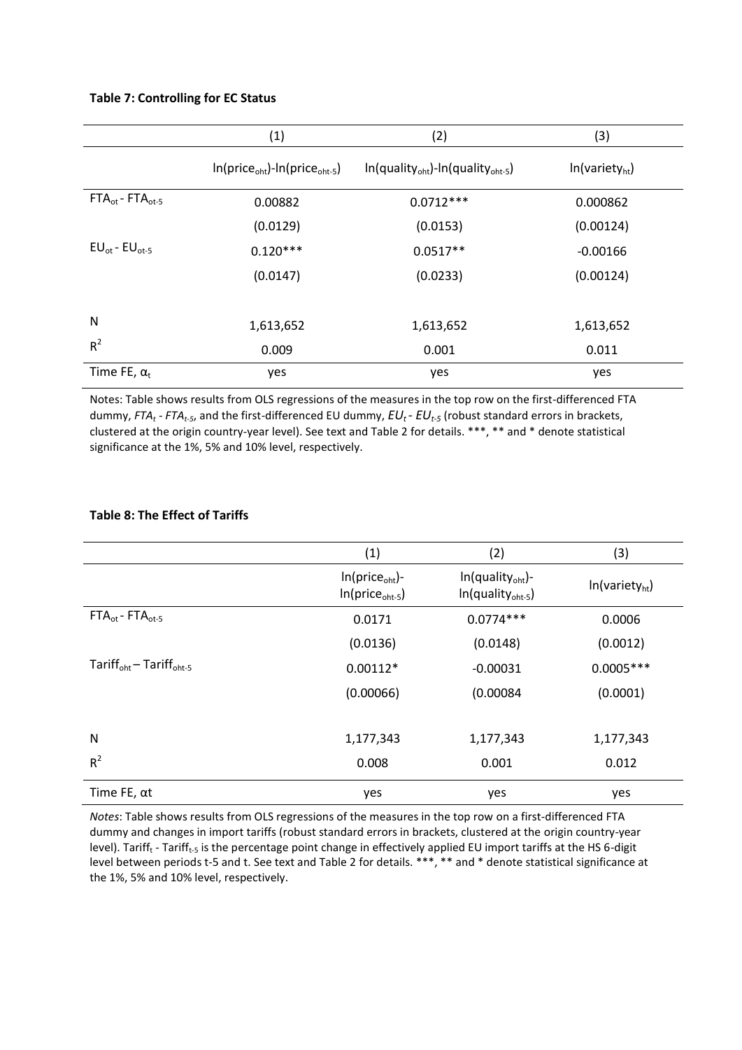**Table 7: Controlling for EC Status**

| | (1) | (2) | (3) |
|---|---|---|---|
| | $\ln(price_{oht})$-$\ln(price_{oht-5})$ | $\ln(quality_{oht})$-$\ln(quality_{oht-5})$ | $\ln(variety_{ht})$ |
| $FTA_{ot}$ - $FTA_{ot-5}$ | 0.00882 | 0.0712*** | 0.000862 |
| | (0.0129) | (0.0153) | (0.00124) |
| $EU_{ot}$ - $EU_{ot-5}$ | 0.120*** | 0.0517** | -0.00166 |
| | (0.0147) | (0.0233) | (0.00124) |
| N | 1,613,652 | 1,613,652 | 1,613,652 |
| $R^2$ | 0.009 | 0.001 | 0.011 |
| Time FE, $\alpha_t$ | yes | yes | yes |

Notes: Table shows results from OLS regressions of the measures in the top row on the first-differenced FTA dummy, $FTA_t$ - $FTA_{t-5}$, and the first-differenced EU dummy, $EU_t$ - $EU_{t-5}$ (robust standard errors in brackets, clustered at the origin country-year level). See text and Table 2 for details. ***, ** and * denote statistical significance at the 1%, 5% and 10% level, respectively.

**Table 8: The Effect of Tariffs**

| | (1) | (2) | (3) |
|---|---|---|---|
| | $\ln(price_{oht})$- $\ln(price_{oht-5})$ | $\ln(quality_{oht})$- $\ln(quality_{oht-5})$ | $\ln(variety_{ht})$ |
| $FTA_{ot}$ - $FTA_{ot-5}$ | 0.0171 | 0.0774*** | 0.0006 |
| | (0.0136) | (0.0148) | (0.0012) |
| $Tariff_{oht}$ – $Tariff_{oht-5}$ | 0.00112* | -0.00031 | 0.0005*** |
| | (0.00066) | (0.00084 | (0.0001) |
| N | 1,177,343 | 1,177,343 | 1,177,343 |
| $R^2$ | 0.008 | 0.001 | 0.012 |
| Time FE, αt | yes | yes | yes |

*Notes*: Table shows results from OLS regressions of the measures in the top row on a first-differenced FTA dummy and changes in import tariffs (robust standard errors in brackets, clustered at the origin country-year level). $Tariff_t$ - $Tariff_{t-5}$ is the percentage point change in effectively applied EU import tariffs at the HS 6-digit level between periods t-5 and t. See text and Table 2 for details. ***, ** and * denote statistical significance at the 1%, 5% and 10% level, respectively.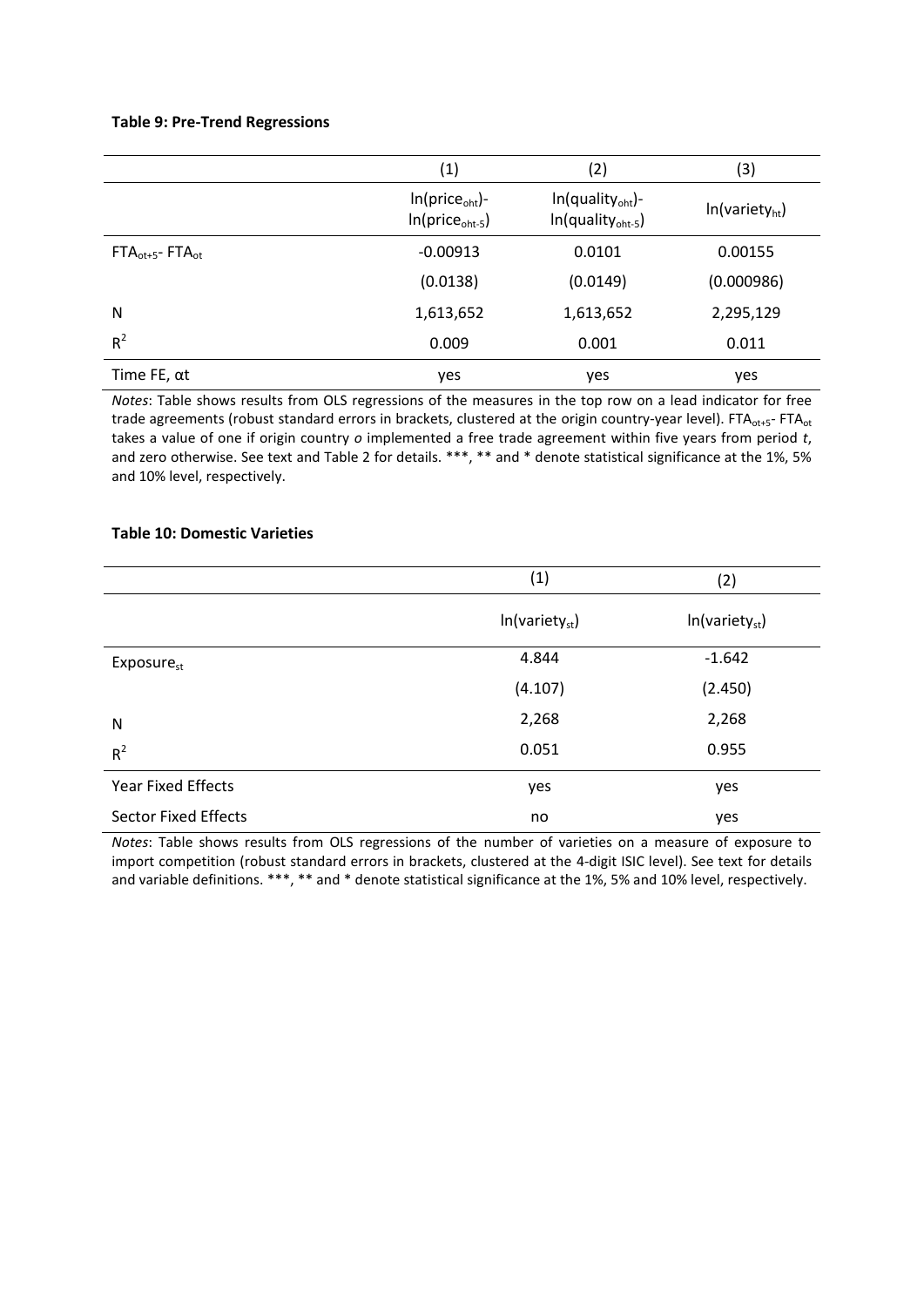**Table 9: Pre-Trend Regressions**

| | (1) | (2) | (3) |
|---|---|---|---|
| | $\ln(\text{price}_{oht})$-$\ln(\text{price}_{oht-5})$ | $\ln(\text{quality}_{oht})$-$\ln(\text{quality}_{oht-5})$ | $\ln(\text{variety}_{ht})$ |
| $FTA_{ot+5}$- $FTA_{ot}$ | -0.00913 | 0.0101 | 0.00155 |
| | (0.0138) | (0.0149) | (0.000986) |
| N | 1,613,652 | 1,613,652 | 2,295,129 |
| $R^2$ | 0.009 | 0.001 | 0.011 |
| Time FE, $\alpha t$ | yes | yes | yes |

*Notes*: Table shows results from OLS regressions of the measures in the top row on a lead indicator for free trade agreements (robust standard errors in brackets, clustered at the origin country-year level). $FTA_{ot+5}$- $FTA_{ot}$ takes a value of one if origin country *o* implemented a free trade agreement within five years from period *t*, and zero otherwise. See text and Table 2 for details. ***, ** and * denote statistical significance at the 1%, 5% and 10% level, respectively.

**Table 10: Domestic Varieties**

| | (1) | (2) |
|---|---|---|
| | $\ln(\text{variety}_{st})$ | $\ln(\text{variety}_{st})$ |
| $\text{Exposure}_{st}$ | 4.844 | -1.642 |
| | (4.107) | (2.450) |
| N | 2,268 | 2,268 |
| $R^2$ | 0.051 | 0.955 |
| Year Fixed Effects | yes | yes |
| Sector Fixed Effects | no | yes |

*Notes*: Table shows results from OLS regressions of the number of varieties on a measure of exposure to import competition (robust standard errors in brackets, clustered at the 4-digit ISIC level). See text for details and variable definitions. ***, ** and * denote statistical significance at the 1%, 5% and 10% level, respectively.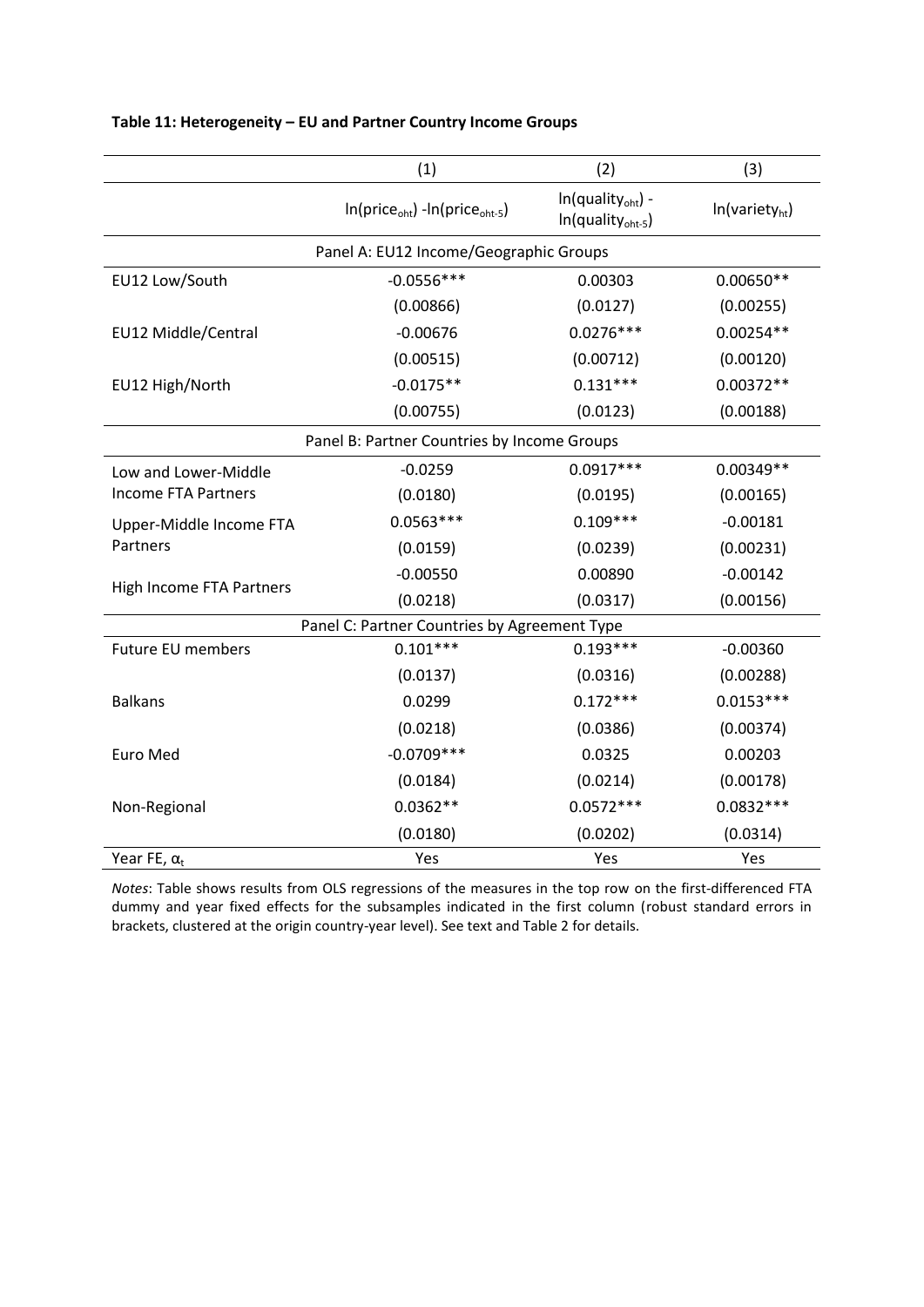**Table 11: Heterogeneity – EU and Partner Country Income Groups**

| | (1) | (2) | (3) |
|---|---|---|---|
| | $\ln(\text{price}_{oht}) - \ln(\text{price}_{oht-5})$ | $\ln(\text{quality}_{oht}) - \ln(\text{quality}_{oht-5})$ | $\ln(\text{variety}_{ht})$ |
| Panel A: EU12 Income/Geographic Groups | | | |
| EU12 Low/South | -0.0556*** | 0.00303 | 0.00650** |
| | (0.00866) | (0.0127) | (0.00255) |
| EU12 Middle/Central | -0.00676 | 0.0276*** | 0.00254** |
| | (0.00515) | (0.00712) | (0.00120) |
| EU12 High/North | -0.0175** | 0.131*** | 0.00372** |
| | (0.00755) | (0.0123) | (0.00188) |
| Panel B: Partner Countries by Income Groups | | | |
| Low and Lower-Middle Income FTA Partners | -0.0259 | 0.0917*** | 0.00349** |
| | (0.0180) | (0.0195) | (0.00165) |
| Upper-Middle Income FTA Partners | 0.0563*** | 0.109*** | -0.00181 |
| | (0.0159) | (0.0239) | (0.00231) |
| High Income FTA Partners | -0.00550 | 0.00890 | -0.00142 |
| | (0.0218) | (0.0317) | (0.00156) |
| Panel C: Partner Countries by Agreement Type | | | |
| Future EU members | 0.101*** | 0.193*** | -0.00360 |
| | (0.0137) | (0.0316) | (0.00288) |
| Balkans | 0.0299 | 0.172*** | 0.0153*** |
| | (0.0218) | (0.0386) | (0.00374) |
| Euro Med | -0.0709*** | 0.0325 | 0.00203 |
| | (0.0184) | (0.0214) | (0.00178) |
| Non-Regional | 0.0362** | 0.0572*** | 0.0832*** |
| | (0.0180) | (0.0202) | (0.0314) |
| Year FE, $\alpha_t$ | Yes | Yes | Yes |

*Notes*: Table shows results from OLS regressions of the measures in the top row on the first-differenced FTA dummy and year fixed effects for the subsamples indicated in the first column (robust standard errors in brackets, clustered at the origin country-year level). See text and Table 2 for details.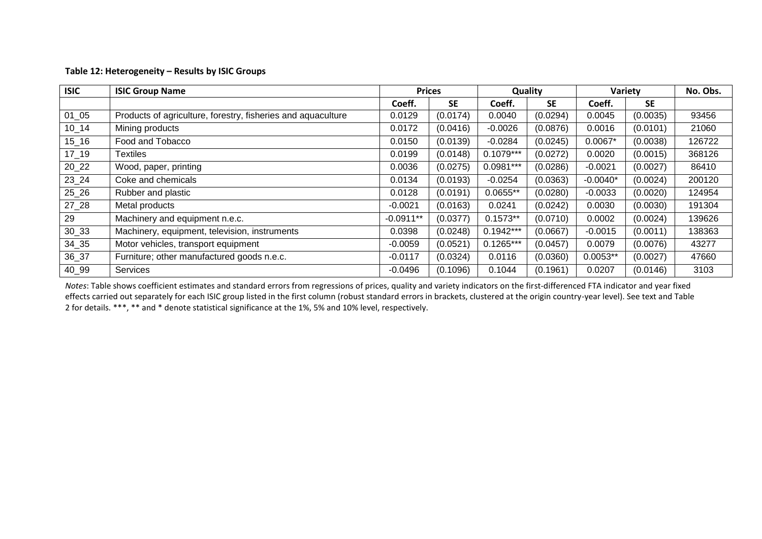**Table 12: Heterogeneity – Results by ISIC Groups**

| ISIC | ISIC Group Name | Prices | | Quality | | Variety | | No. Obs. |
|---|---|---|---|---|---|---|---|---|
| | | Coeff. | SE | Coeff. | SE | Coeff. | SE | |
| 01_05 | Products of agriculture, forestry, fisheries and aquaculture | 0.0129 | (0.0174) | 0.0040 | (0.0294) | 0.0045 | (0.0035) | 93456 |
| 10_14 | Mining products | 0.0172 | (0.0416) | -0.0026 | (0.0876) | 0.0016 | (0.0101) | 21060 |
| 15_16 | Food and Tobacco | 0.0150 | (0.0139) | -0.0284 | (0.0245) | 0.0067* | (0.0038) | 126722 |
| 17_19 | Textiles | 0.0199 | (0.0148) | 0.1079*** | (0.0272) | 0.0020 | (0.0015) | 368126 |
| 20_22 | Wood, paper, printing | 0.0036 | (0.0275) | 0.0981*** | (0.0286) | -0.0021 | (0.0027) | 86410 |
| 23_24 | Coke and chemicals | 0.0134 | (0.0193) | -0.0254 | (0.0363) | -0.0040* | (0.0024) | 200120 |
| 25_26 | Rubber and plastic | 0.0128 | (0.0191) | 0.0655** | (0.0280) | -0.0033 | (0.0020) | 124954 |
| 27_28 | Metal products | -0.0021 | (0.0163) | 0.0241 | (0.0242) | 0.0030 | (0.0030) | 191304 |
| 29 | Machinery and equipment n.e.c. | -0.0911** | (0.0377) | 0.1573** | (0.0710) | 0.0002 | (0.0024) | 139626 |
| 30_33 | Machinery, equipment, television, instruments | 0.0398 | (0.0248) | 0.1942*** | (0.0667) | -0.0015 | (0.0011) | 138363 |
| 34_35 | Motor vehicles, transport equipment | -0.0059 | (0.0521) | 0.1265*** | (0.0457) | 0.0079 | (0.0076) | 43277 |
| 36_37 | Furniture; other manufactured goods n.e.c. | -0.0117 | (0.0324) | 0.0116 | (0.0360) | 0.0053** | (0.0027) | 47660 |
| 40_99 | Services | -0.0496 | (0.1096) | 0.1044 | (0.1961) | 0.0207 | (0.0146) | 3103 |

*Notes*: Table shows coefficient estimates and standard errors from regressions of prices, quality and variety indicators on the first-differenced FTA indicator and year fixed effects carried out separately for each ISIC group listed in the first column (robust standard errors in brackets, clustered at the origin country-year level). See text and Table 2 for details. ***, ** and * denote statistical significance at the 1%, 5% and 10% level, respectively.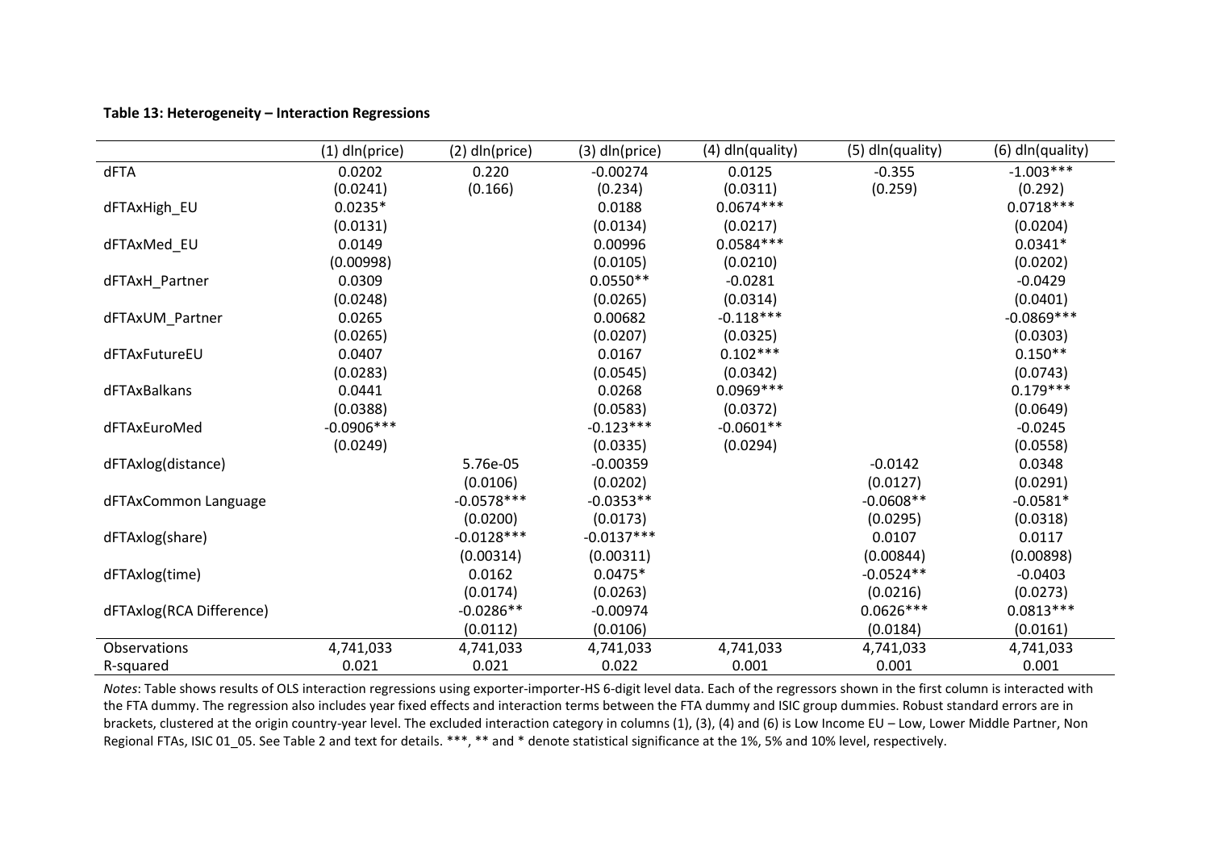**Table 13: Heterogeneity – Interaction Regressions**

| | (1) dln(price) | (2) dln(price) | (3) dln(price) | (4) dln(quality) | (5) dln(quality) | (6) dln(quality) |
|---|---|---|---|---|---|---|
| dFTA | 0.0202 | 0.220 | -0.00274 | 0.0125 | -0.355 | -1.003*** |
| | (0.0241) | (0.166) | (0.234) | (0.0311) | (0.259) | (0.292) |
| dFTAxHigh_EU | 0.0235* | | 0.0188 | 0.0674*** | | 0.0718*** |
| | (0.0131) | | (0.0134) | (0.0217) | | (0.0204) |
| dFTAxMed_EU | 0.0149 | | 0.00996 | 0.0584*** | | 0.0341* |
| | (0.00998) | | (0.0105) | (0.0210) | | (0.0202) |
| dFTAxH_Partner | 0.0309 | | 0.0550** | -0.0281 | | -0.0429 |
| | (0.0248) | | (0.0265) | (0.0314) | | (0.0401) |
| dFTAxUM_Partner | 0.0265 | | 0.00682 | -0.118*** | | -0.0869*** |
| | (0.0265) | | (0.0207) | (0.0325) | | (0.0303) |
| dFTAxFutureEU | 0.0407 | | 0.0167 | 0.102*** | | 0.150** |
| | (0.0283) | | (0.0545) | (0.0342) | | (0.0743) |
| dFTAxBalkans | 0.0441 | | 0.0268 | 0.0969*** | | 0.179*** |
| | (0.0388) | | (0.0583) | (0.0372) | | (0.0649) |
| dFTAxEuroMed | -0.0906*** | | -0.123*** | -0.0601** | | -0.0245 |
| | (0.0249) | | (0.0335) | (0.0294) | | (0.0558) |
| dFTAxlog(distance) | | 5.76e-05 | -0.00359 | | -0.0142 | 0.0348 |
| | | (0.0106) | (0.0202) | | (0.0127) | (0.0291) |
| dFTAxCommon Language | | -0.0578*** | -0.0353** | | -0.0608** | -0.0581* |
| | | (0.0200) | (0.0173) | | (0.0295) | (0.0318) |
| dFTAxlog(share) | | -0.0128*** | -0.0137*** | | 0.0107 | 0.0117 |
| | | (0.00314) | (0.00311) | | (0.00844) | (0.00898) |
| dFTAxlog(time) | | 0.0162 | 0.0475* | | -0.0524** | -0.0403 |
| | | (0.0174) | (0.0263) | | (0.0216) | (0.0273) |
| dFTAxlog(RCA Difference) | | -0.0286** | -0.00974 | | 0.0626*** | 0.0813*** |
| | | (0.0112) | (0.0106) | | (0.0184) | (0.0161) |
| Observations | 4,741,033 | 4,741,033 | 4,741,033 | 4,741,033 | 4,741,033 | 4,741,033 |
| R-squared | 0.021 | 0.021 | 0.022 | 0.001 | 0.001 | 0.001 |

*Notes*: Table shows results of OLS interaction regressions using exporter-importer-HS 6-digit level data. Each of the regressors shown in the first column is interacted with the FTA dummy. The regression also includes year fixed effects and interaction terms between the FTA dummy and ISIC group dummies. Robust standard errors are in brackets, clustered at the origin country-year level. The excluded interaction category in columns (1), (3), (4) and (6) is Low Income EU – Low, Lower Middle Partner, Non Regional FTAs, ISIC 01_05. See Table 2 and text for details. ***, ** and * denote statistical significance at the 1%, 5% and 10% level, respectively.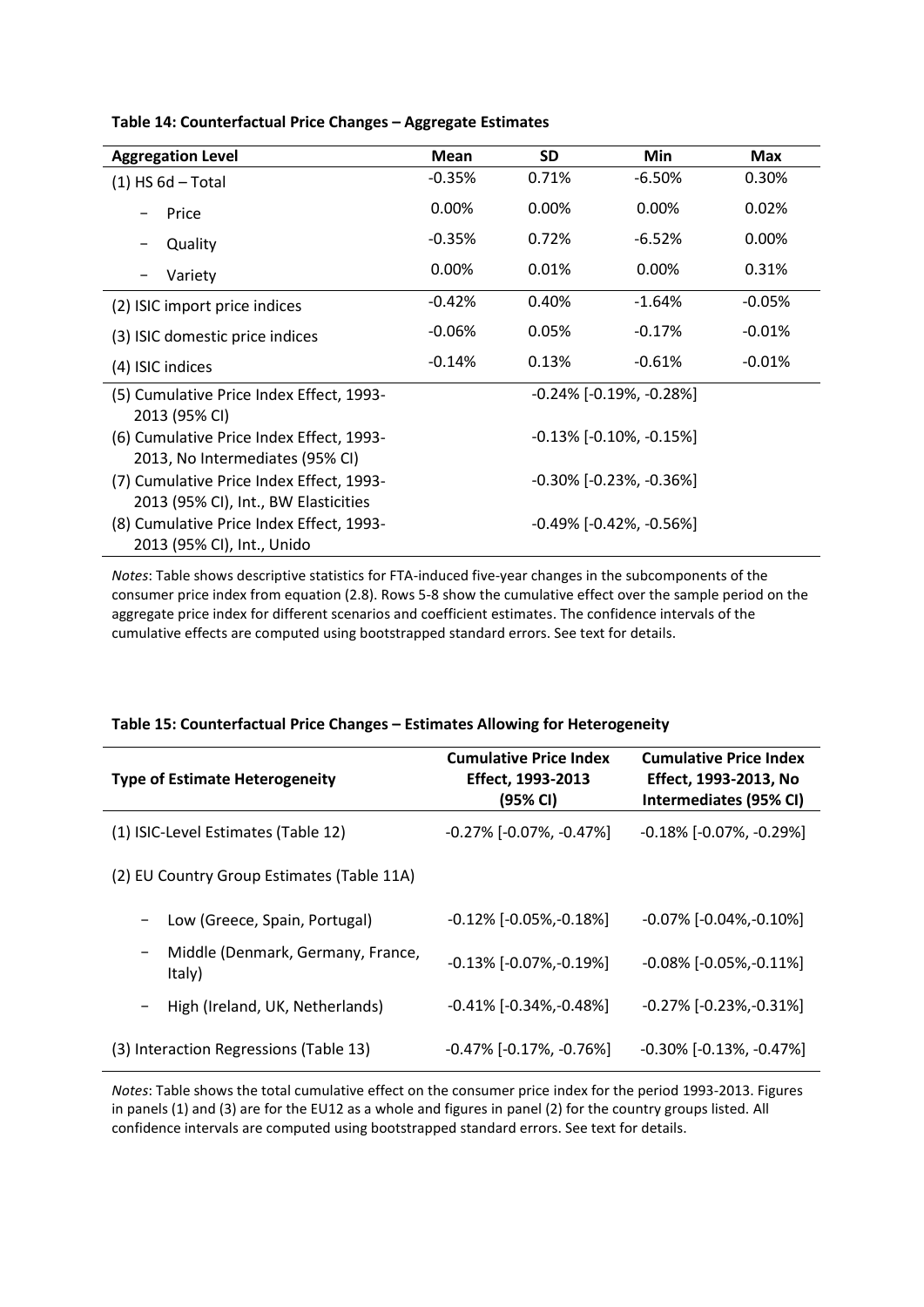**Table 14: Counterfactual Price Changes – Aggregate Estimates**

| Aggregation Level | Mean | SD | Min | Max |
|---|---|---|---|---|
| (1) HS 6d – Total | -0.35% | 0.71% | -6.50% | 0.30% |
| − Price | 0.00% | 0.00% | 0.00% | 0.02% |
| − Quality | -0.35% | 0.72% | -6.52% | 0.00% |
| − Variety | 0.00% | 0.01% | 0.00% | 0.31% |
| (2) ISIC import price indices | -0.42% | 0.40% | -1.64% | -0.05% |
| (3) ISIC domestic price indices | -0.06% | 0.05% | -0.17% | -0.01% |
| (4) ISIC indices | -0.14% | 0.13% | -0.61% | -0.01% |
| (5) Cumulative Price Index Effect, 1993-2013 (95% CI) | | -0.24% [-0.19%, -0.28%] | | |
| (6) Cumulative Price Index Effect, 1993-2013, No Intermediates (95% CI) | | -0.13% [-0.10%, -0.15%] | | |
| (7) Cumulative Price Index Effect, 1993-2013 (95% CI), Int., BW Elasticities | | -0.30% [-0.23%, -0.36%] | | |
| (8) Cumulative Price Index Effect, 1993-2013 (95% CI), Int., Unido | | -0.49% [-0.42%, -0.56%] | | |

*Notes*: Table shows descriptive statistics for FTA-induced five-year changes in the subcomponents of the consumer price index from equation (2.8). Rows 5-8 show the cumulative effect over the sample period on the aggregate price index for different scenarios and coefficient estimates. The confidence intervals of the cumulative effects are computed using bootstrapped standard errors. See text for details.

**Table 15: Counterfactual Price Changes – Estimates Allowing for Heterogeneity**

| Type of Estimate Heterogeneity | Cumulative Price Index Effect, 1993-2013 (95% CI) | Cumulative Price Index Effect, 1993-2013, No Intermediates (95% CI) |
|---|---|---|
| (1) ISIC-Level Estimates (Table 12) | -0.27% [-0.07%, -0.47%] | -0.18% [-0.07%, -0.29%] |
| (2) EU Country Group Estimates (Table 11A) | | |
| − Low (Greece, Spain, Portugal) | -0.12% [-0.05%,-0.18%] | -0.07% [-0.04%,-0.10%] |
| − Middle (Denmark, Germany, France, Italy) | -0.13% [-0.07%,-0.19%] | -0.08% [-0.05%,-0.11%] |
| − High (Ireland, UK, Netherlands) | -0.41% [-0.34%,-0.48%] | -0.27% [-0.23%,-0.31%] |
| (3) Interaction Regressions (Table 13) | -0.47% [-0.17%, -0.76%] | -0.30% [-0.13%, -0.47%] |

*Notes*: Table shows the total cumulative effect on the consumer price index for the period 1993-2013. Figures in panels (1) and (3) are for the EU12 as a whole and figures in panel (2) for the country groups listed. All confidence intervals are computed using bootstrapped standard errors. See text for details.